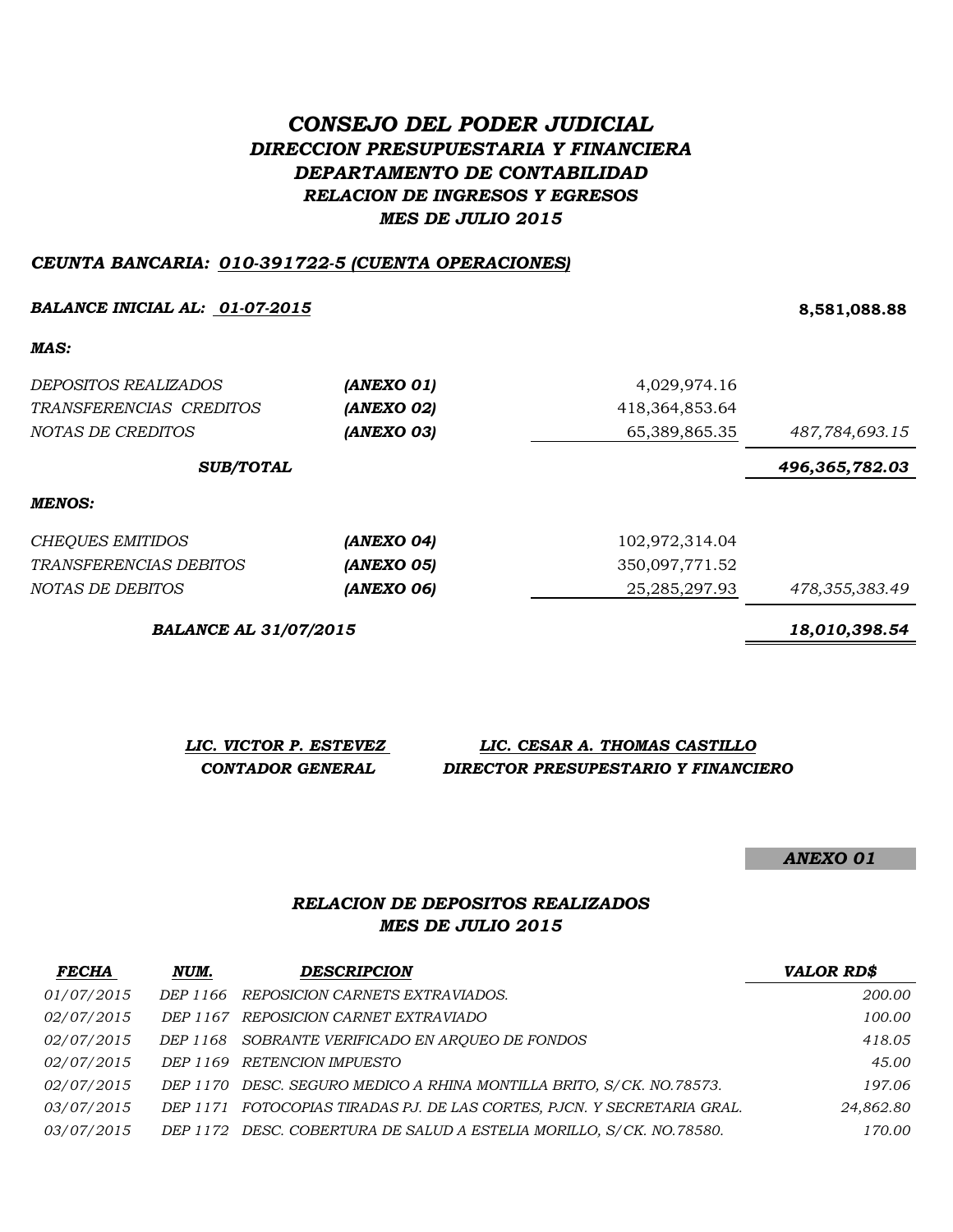# *CONSEJO DEL PODER JUDICIAL*

## *DIRECCION PRESUPUESTARIA Y FINANCIERA*

## *DEPARTAMENTO DE CONTABILIDAD*

### *RELACION DE INGRESOS Y EGRESOS*

### *MES DE JULIO 2015*

***CEUNTA BANCARIA: 010-391722-5 (CUENTA OPERACIONES)***

| | | | |
|---|---|---|---|
| ***BALANCE INICIAL AL: 01-07-2015*** | | | **8,581,088.88** |
| ***MAS:*** | | | |
| *DEPOSITOS REALIZADOS* | ***(ANEXO 01)*** | 4,029,974.16 | |
| *TRANSFERENCIAS CREDITOS* | ***(ANEXO 02)*** | 418,364,853.64 | |
| *NOTAS DE CREDITOS* | ***(ANEXO 03)*** | 65,389,865.35 | *487,784,693.15* |
| ***SUB/TOTAL*** | | | ***496,365,782.03*** |
| ***MENOS:*** | | | |
| *CHEQUES EMITIDOS* | ***(ANEXO 04)*** | 102,972,314.04 | |
| *TRANSFERENCIAS DEBITOS* | ***(ANEXO 05)*** | 350,097,771.52 | |
| *NOTAS DE DEBITOS* | ***(ANEXO 06)*** | 25,285,297.93 | *478,355,383.49* |
| ***BALANCE AL 31/07/2015*** | | | ***18,010,398.54*** |

***LIC. VICTOR P. ESTEVEZ***
***CONTADOR GENERAL***

***LIC. CESAR A. THOMAS CASTILLO***
***DIRECTOR PRESUPESTARIO Y FINANCIERO***

***ANEXO 01***

### *RELACION DE DEPOSITOS REALIZADOS*

### *MES DE JULIO 2015*

| ***FECHA*** | ***NUM.*** | ***DESCRIPCION*** | ***VALOR RD$*** |
|---|---|---|---|
| *01/07/2015* | *DEP 1166* | *REPOSICION CARNETS EXTRAVIADOS.* | *200.00* |
| *02/07/2015* | *DEP 1167* | *REPOSICION CARNET EXTRAVIADO* | *100.00* |
| *02/07/2015* | *DEP 1168* | *SOBRANTE VERIFICADO EN ARQUEO DE FONDOS* | *418.05* |
| *02/07/2015* | *DEP 1169* | *RETENCION IMPUESTO* | *45.00* |
| *02/07/2015* | *DEP 1170* | *DESC. SEGURO MEDICO A RHINA MONTILLA BRITO, S/CK. NO.78573.* | *197.06* |
| *03/07/2015* | *DEP 1171* | *FOTOCOPIAS TIRADAS PJ. DE LAS CORTES, PJCN. Y SECRETARIA GRAL.* | *24,862.80* |
| *03/07/2015* | *DEP 1172* | *DESC. COBERTURA DE SALUD A ESTELIA MORILLO, S/CK. NO.78580.* | *170.00* |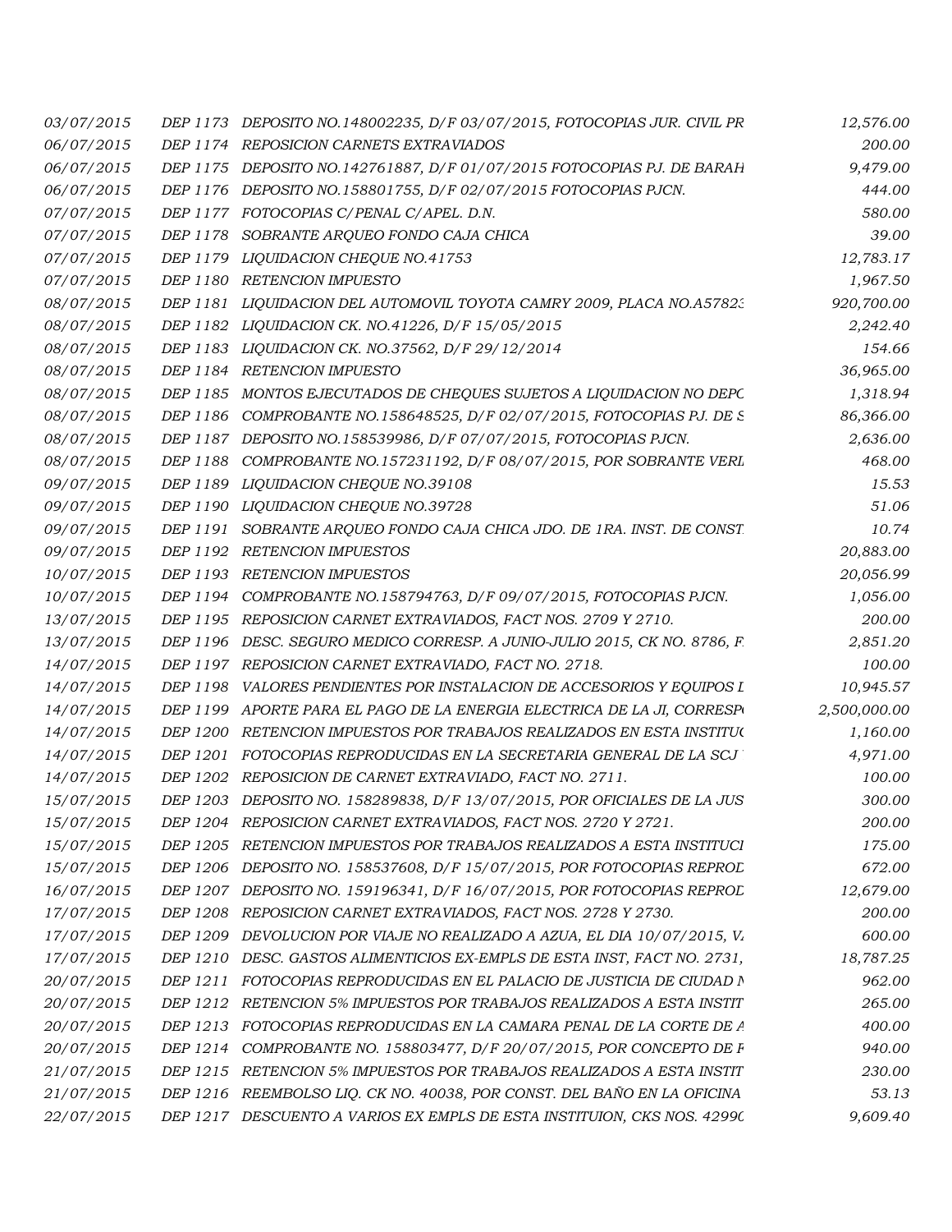| | | | |
|---|---|---|---|
| 03/07/2015 | DEP 1173 | DEPOSITO NO.148002235, D/F 03/07/2015, FOTOCOPIAS JUR. CIVIL PR | 12,576.00 |
| 06/07/2015 | DEP 1174 | REPOSICION CARNETS EXTRAVIADOS | 200.00 |
| 06/07/2015 | DEP 1175 | DEPOSITO NO.142761887, D/F 01/07/2015 FOTOCOPIAS PJ. DE BARAH | 9,479.00 |
| 06/07/2015 | DEP 1176 | DEPOSITO NO.158801755, D/F 02/07/2015 FOTOCOPIAS PJCN. | 444.00 |
| 07/07/2015 | DEP 1177 | FOTOCOPIAS C/PENAL C/APEL. D.N. | 580.00 |
| 07/07/2015 | DEP 1178 | SOBRANTE ARQUEO FONDO CAJA CHICA | 39.00 |
| 07/07/2015 | DEP 1179 | LIQUIDACION CHEQUE NO.41753 | 12,783.17 |
| 07/07/2015 | DEP 1180 | RETENCION IMPUESTO | 1,967.50 |
| 08/07/2015 | DEP 1181 | LIQUIDACION DEL AUTOMOVIL TOYOTA CAMRY 2009, PLACA NO.A5782: | 920,700.00 |
| 08/07/2015 | DEP 1182 | LIQUIDACION CK. NO.41226, D/F 15/05/2015 | 2,242.40 |
| 08/07/2015 | DEP 1183 | LIQUIDACION CK. NO.37562, D/F 29/12/2014 | 154.66 |
| 08/07/2015 | DEP 1184 | RETENCION IMPUESTO | 36,965.00 |
| 08/07/2015 | DEP 1185 | MONTOS EJECUTADOS DE CHEQUES SUJETOS A LIQUIDACION NO DEPC | 1,318.94 |
| 08/07/2015 | DEP 1186 | COMPROBANTE NO.158648525, D/F 02/07/2015, FOTOCOPIAS PJ. DE S | 86,366.00 |
| 08/07/2015 | DEP 1187 | DEPOSITO NO.158539986, D/F 07/07/2015, FOTOCOPIAS PJCN. | 2,636.00 |
| 08/07/2015 | DEP 1188 | COMPROBANTE NO.157231192, D/F 08/07/2015, POR SOBRANTE VERI | 468.00 |
| 09/07/2015 | DEP 1189 | LIQUIDACION CHEQUE NO.39108 | 15.53 |
| 09/07/2015 | DEP 1190 | LIQUIDACION CHEQUE NO.39728 | 51.06 |
| 09/07/2015 | DEP 1191 | SOBRANTE ARQUEO FONDO CAJA CHICA JDO. DE 1RA. INST. DE CONST | 10.74 |
| 09/07/2015 | DEP 1192 | RETENCION IMPUESTOS | 20,883.00 |
| 10/07/2015 | DEP 1193 | RETENCION IMPUESTOS | 20,056.99 |
| 10/07/2015 | DEP 1194 | COMPROBANTE NO.158794763, D/F 09/07/2015, FOTOCOPIAS PJCN. | 1,056.00 |
| 13/07/2015 | DEP 1195 | REPOSICION CARNET EXTRAVIADOS, FACT NOS. 2709 Y 2710. | 200.00 |
| 13/07/2015 | DEP 1196 | DESC. SEGURO MEDICO CORRESP. A JUNIO-JULIO 2015, CK NO. 8786, F | 2,851.20 |
| 14/07/2015 | DEP 1197 | REPOSICION CARNET EXTRAVIADO, FACT NO. 2718. | 100.00 |
| 14/07/2015 | DEP 1198 | VALORES PENDIENTES POR INSTALACION DE ACCESORIOS Y EQUIPOS I | 10,945.57 |
| 14/07/2015 | DEP 1199 | APORTE PARA EL PAGO DE LA ENERGIA ELECTRICA DE LA JI, CORRESP | 2,500,000.00 |
| 14/07/2015 | DEP 1200 | RETENCION IMPUESTOS POR TRABAJOS REALIZADOS EN ESTA INSTITUC | 1,160.00 |
| 14/07/2015 | DEP 1201 | FOTOCOPIAS REPRODUCIDAS EN LA SECRETARIA GENERAL DE LA SCJ | 4,971.00 |
| 14/07/2015 | DEP 1202 | REPOSICION DE CARNET EXTRAVIADO, FACT NO. 2711. | 100.00 |
| 15/07/2015 | DEP 1203 | DEPOSITO NO. 158289838, D/F 13/07/2015, POR OFICIALES DE LA JUS | 300.00 |
| 15/07/2015 | DEP 1204 | REPOSICION CARNET EXTRAVIADOS, FACT NOS. 2720 Y 2721. | 200.00 |
| 15/07/2015 | DEP 1205 | RETENCION IMPUESTOS POR TRABAJOS REALIZADOS A ESTA INSTITUCI | 175.00 |
| 15/07/2015 | DEP 1206 | DEPOSITO NO. 158537608, D/F 15/07/2015, POR FOTOCOPIAS REPROD | 672.00 |
| 16/07/2015 | DEP 1207 | DEPOSITO NO. 159196341, D/F 16/07/2015, POR FOTOCOPIAS REPROD | 12,679.00 |
| 17/07/2015 | DEP 1208 | REPOSICION CARNET EXTRAVIADOS, FACT NOS. 2728 Y 2730. | 200.00 |
| 17/07/2015 | DEP 1209 | DEVOLUCION POR VIAJE NO REALIZADO A AZUA, EL DIA 10/07/2015, V. | 600.00 |
| 17/07/2015 | DEP 1210 | DESC. GASTOS ALIMENTICIOS EX-EMPLS DE ESTA INST, FACT NO. 2731, | 18,787.25 |
| 20/07/2015 | DEP 1211 | FOTOCOPIAS REPRODUCIDAS EN EL PALACIO DE JUSTICIA DE CIUDAD N | 962.00 |
| 20/07/2015 | DEP 1212 | RETENCION 5% IMPUESTOS POR TRABAJOS REALIZADOS A ESTA INSTIT | 265.00 |
| 20/07/2015 | DEP 1213 | FOTOCOPIAS REPRODUCIDAS EN LA CAMARA PENAL DE LA CORTE DE A | 400.00 |
| 20/07/2015 | DEP 1214 | COMPROBANTE NO. 158803477, D/F 20/07/2015, POR CONCEPTO DE F | 940.00 |
| 21/07/2015 | DEP 1215 | RETENCION 5% IMPUESTOS POR TRABAJOS REALIZADOS A ESTA INSTIT | 230.00 |
| 21/07/2015 | DEP 1216 | REEMBOLSO LIQ. CK NO. 40038, POR CONST. DEL BAÑO EN LA OFICINA | 53.13 |
| 22/07/2015 | DEP 1217 | DESCUENTO A VARIOS EX EMPLS DE ESTA INSTITUION, CKS NOS. 4299( | 9,609.40 |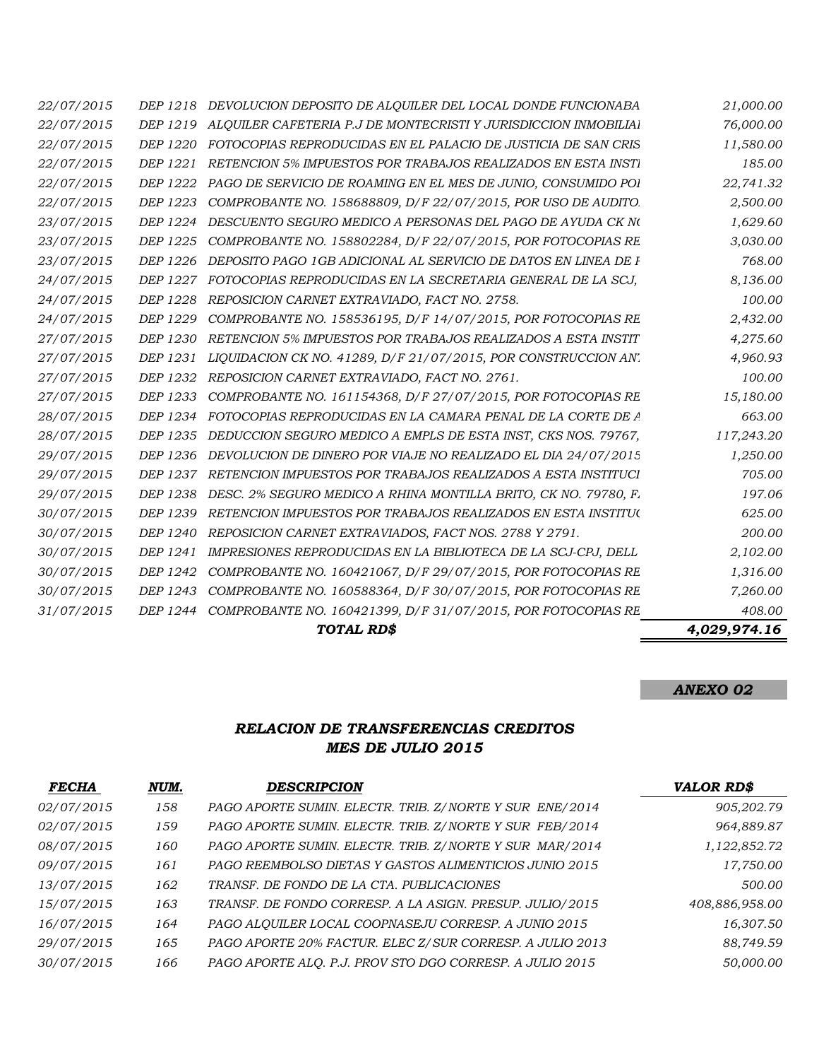| | | | |
|---|---|---|---|
| *22/07/2015* | *DEP 1218* | *DEVOLUCION DEPOSITO DE ALQUILER DEL LOCAL DONDE FUNCIONABA* | *21,000.00* |
| *22/07/2015* | *DEP 1219* | *ALQUILER CAFETERIA P.J DE MONTECRISTI Y JURISDICCION INMOBILIAI* | *76,000.00* |
| *22/07/2015* | *DEP 1220* | *FOTOCOPIAS REPRODUCIDAS EN EL PALACIO DE JUSTICIA DE SAN CRIS* | *11,580.00* |
| *22/07/2015* | *DEP 1221* | *RETENCION 5% IMPUESTOS POR TRABAJOS REALIZADOS EN ESTA INSTI* | *185.00* |
| *22/07/2015* | *DEP 1222* | *PAGO DE SERVICIO DE ROAMING EN EL MES DE JUNIO, CONSUMIDO POI* | *22,741.32* |
| *22/07/2015* | *DEP 1223* | *COMPROBANTE NO. 158688809, D/F 22/07/2015, POR USO DE AUDITO.* | *2,500.00* |
| *23/07/2015* | *DEP 1224* | *DESCUENTO SEGURO MEDICO A PERSONAS DEL PAGO DE AYUDA CK N(* | *1,629.60* |
| *23/07/2015* | *DEP 1225* | *COMPROBANTE NO. 158802284, D/F 22/07/2015, POR FOTOCOPIAS RE* | *3,030.00* |
| *23/07/2015* | *DEP 1226* | *DEPOSITO PAGO 1GB ADICIONAL AL SERVICIO DE DATOS EN LINEA DE I* | *768.00* |
| *24/07/2015* | *DEP 1227* | *FOTOCOPIAS REPRODUCIDAS EN LA SECRETARIA GENERAL DE LA SCJ,* | *8,136.00* |
| *24/07/2015* | *DEP 1228* | *REPOSICION CARNET EXTRAVIADO, FACT NO. 2758.* | *100.00* |
| *24/07/2015* | *DEP 1229* | *COMPROBANTE NO. 158536195, D/F 14/07/2015, POR FOTOCOPIAS RE* | *2,432.00* |
| *27/07/2015* | *DEP 1230* | *RETENCION 5% IMPUESTOS POR TRABAJOS REALIZADOS A ESTA INSTIT* | *4,275.60* |
| *27/07/2015* | *DEP 1231* | *LIQUIDACION CK NO. 41289, D/F 21/07/2015, POR CONSTRUCCION AN* | *4,960.93* |
| *27/07/2015* | *DEP 1232* | *REPOSICION CARNET EXTRAVIADO, FACT NO. 2761.* | *100.00* |
| *27/07/2015* | *DEP 1233* | *COMPROBANTE NO. 161154368, D/F 27/07/2015, POR FOTOCOPIAS RE* | *15,180.00* |
| *28/07/2015* | *DEP 1234* | *FOTOCOPIAS REPRODUCIDAS EN LA CAMARA PENAL DE LA CORTE DE A* | *663.00* |
| *28/07/2015* | *DEP 1235* | *DEDUCCION SEGURO MEDICO A EMPLS DE ESTA INST, CKS NOS. 79767,* | *117,243.20* |
| *29/07/2015* | *DEP 1236* | *DEVOLUCION DE DINERO POR VIAJE NO REALIZADO EL DIA 24/07/2015* | *1,250.00* |
| *29/07/2015* | *DEP 1237* | *RETENCION IMPUESTOS POR TRABAJOS REALIZADOS A ESTA INSTITUCI* | *705.00* |
| *29/07/2015* | *DEP 1238* | *DESC. 2% SEGURO MEDICO A RHINA MONTILLA BRITO, CK NO. 79780, F.* | *197.06* |
| *30/07/2015* | *DEP 1239* | *RETENCION IMPUESTOS POR TRABAJOS REALIZADOS EN ESTA INSTITU(* | *625.00* |
| *30/07/2015* | *DEP 1240* | *REPOSICION CARNET EXTRAVIADOS, FACT NOS. 2788 Y 2791.* | *200.00* |
| *30/07/2015* | *DEP 1241* | *IMPRESIONES REPRODUCIDAS EN LA BIBLIOTECA DE LA SCJ-CPJ, DELL* | *2,102.00* |
| *30/07/2015* | *DEP 1242* | *COMPROBANTE NO. 160421067, D/F 29/07/2015, POR FOTOCOPIAS RE* | *1,316.00* |
| *30/07/2015* | *DEP 1243* | *COMPROBANTE NO. 160588364, D/F 30/07/2015, POR FOTOCOPIAS RE* | *7,260.00* |
| *31/07/2015* | *DEP 1244* | *COMPROBANTE NO. 160421399, D/F 31/07/2015, POR FOTOCOPIAS RE* | *408.00* |
| | | ***TOTAL RD$*** | ***4,029,974.16*** |

***ANEXO 02***

### *RELACION DE TRANSFERENCIAS CREDITOS*
### *MES DE JULIO 2015*

| *FECHA* | *NUM.* | *DESCRIPCION* | *VALOR RD$* |
|---|---|---|---|
| *02/07/2015* | *158* | *PAGO APORTE SUMIN. ELECTR. TRIB. Z/NORTE Y SUR ENE/2014* | *905,202.79* |
| *02/07/2015* | *159* | *PAGO APORTE SUMIN. ELECTR. TRIB. Z/NORTE Y SUR FEB/2014* | *964,889.87* |
| *08/07/2015* | *160* | *PAGO APORTE SUMIN. ELECTR. TRIB. Z/NORTE Y SUR MAR/2014* | *1,122,852.72* |
| *09/07/2015* | *161* | *PAGO REEMBOLSO DIETAS Y GASTOS ALIMENTICIOS JUNIO 2015* | *17,750.00* |
| *13/07/2015* | *162* | *TRANSF. DE FONDO DE LA CTA. PUBLICACIONES* | *500.00* |
| *15/07/2015* | *163* | *TRANSF. DE FONDO CORRESP. A LA ASIGN. PRESUP. JULIO/2015* | *408,886,958.00* |
| *16/07/2015* | *164* | *PAGO ALQUILER LOCAL COOPNASEJU CORRESP. A JUNIO 2015* | *16,307.50* |
| *29/07/2015* | *165* | *PAGO APORTE 20% FACTUR. ELEC Z/SUR CORRESP. A JULIO 2013* | *88,749.59* |
| *30/07/2015* | *166* | *PAGO APORTE ALQ. P.J. PROV STO DGO CORRESP. A JULIO 2015* | *50,000.00* |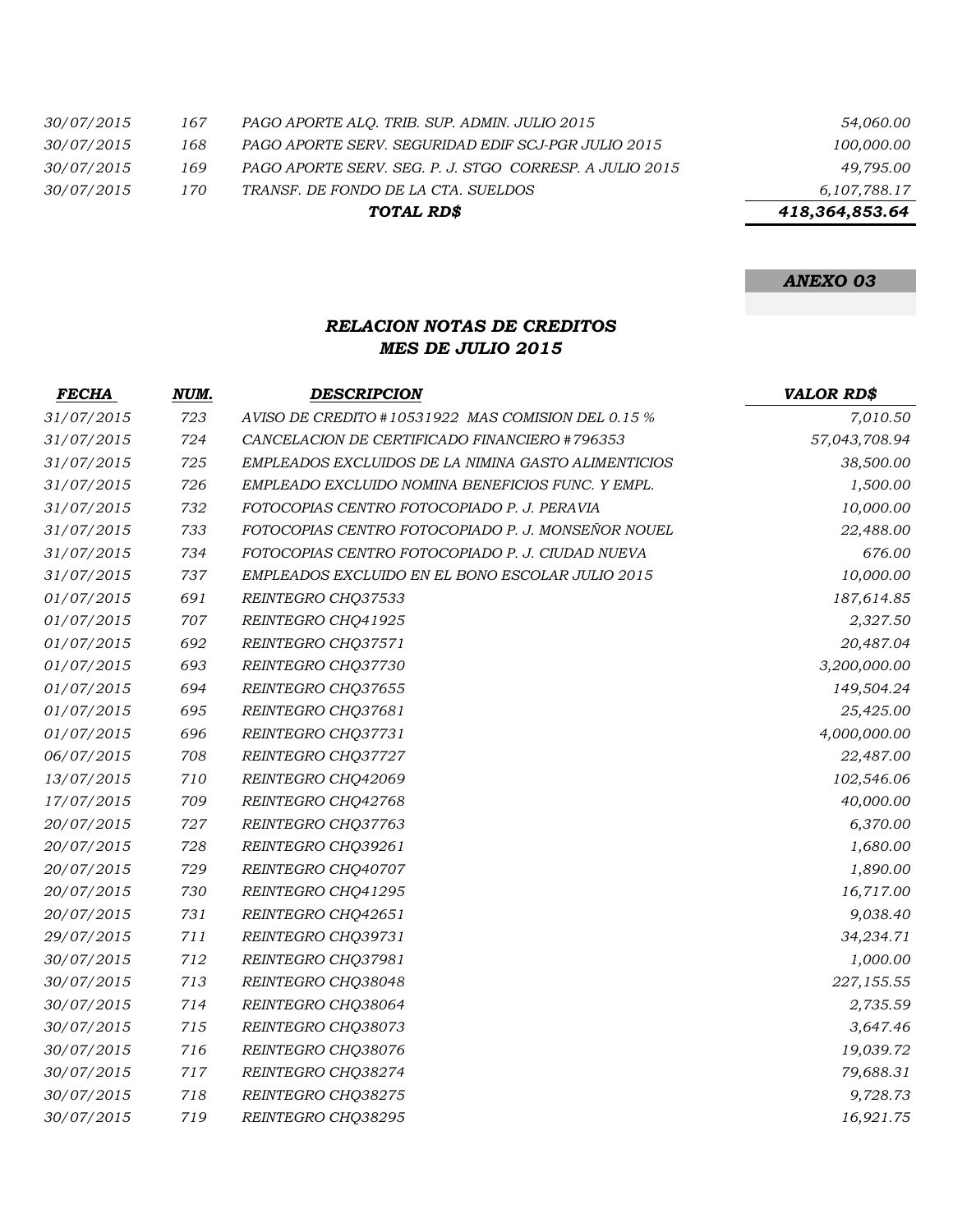| | | | |
|---|---|---|---|
| *30/07/2015* | *167* | *PAGO APORTE ALQ. TRIB. SUP. ADMIN. JULIO 2015* | *54,060.00* |
| *30/07/2015* | *168* | *PAGO APORTE SERV. SEGURIDAD EDIF SCJ-PGR JULIO 2015* | *100,000.00* |
| *30/07/2015* | *169* | *PAGO APORTE SERV. SEG. P. J. STGO CORRESP. A JULIO 2015* | *49,795.00* |
| *30/07/2015* | *170* | *TRANSF. DE FONDO DE LA CTA. SUELDOS* | *6,107,788.17* |
| | | ***TOTAL RD$*** | ***418,364,853.64*** |

***ANEXO 03***

## *RELACION NOTAS DE CREDITOS*
## *MES DE JULIO 2015*

| *FECHA* | *NUM.* | *DESCRIPCION* | *VALOR RD$* |
|---|---|---|---|
| *31/07/2015* | *723* | *AVISO DE CREDITO #10531922 MAS COMISION DEL 0.15 %* | *7,010.50* |
| *31/07/2015* | *724* | *CANCELACION DE CERTIFICADO FINANCIERO #796353* | *57,043,708.94* |
| *31/07/2015* | *725* | *EMPLEADOS EXCLUIDOS DE LA NIMINA GASTO ALIMENTICIOS* | *38,500.00* |
| *31/07/2015* | *726* | *EMPLEADO EXCLUIDO NOMINA BENEFICIOS FUNC. Y EMPL.* | *1,500.00* |
| *31/07/2015* | *732* | *FOTOCOPIAS CENTRO FOTOCOPIADO P. J. PERAVIA* | *10,000.00* |
| *31/07/2015* | *733* | *FOTOCOPIAS CENTRO FOTOCOPIADO P. J. MONSEÑOR NOUEL* | *22,488.00* |
| *31/07/2015* | *734* | *FOTOCOPIAS CENTRO FOTOCOPIADO P. J. CIUDAD NUEVA* | *676.00* |
| *31/07/2015* | *737* | *EMPLEADOS EXCLUIDO EN EL BONO ESCOLAR JULIO 2015* | *10,000.00* |
| *01/07/2015* | *691* | *REINTEGRO CHQ37533* | *187,614.85* |
| *01/07/2015* | *707* | *REINTEGRO CHQ41925* | *2,327.50* |
| *01/07/2015* | *692* | *REINTEGRO CHQ37571* | *20,487.04* |
| *01/07/2015* | *693* | *REINTEGRO CHQ37730* | *3,200,000.00* |
| *01/07/2015* | *694* | *REINTEGRO CHQ37655* | *149,504.24* |
| *01/07/2015* | *695* | *REINTEGRO CHQ37681* | *25,425.00* |
| *01/07/2015* | *696* | *REINTEGRO CHQ37731* | *4,000,000.00* |
| *06/07/2015* | *708* | *REINTEGRO CHQ37727* | *22,487.00* |
| *13/07/2015* | *710* | *REINTEGRO CHQ42069* | *102,546.06* |
| *17/07/2015* | *709* | *REINTEGRO CHQ42768* | *40,000.00* |
| *20/07/2015* | *727* | *REINTEGRO CHQ37763* | *6,370.00* |
| *20/07/2015* | *728* | *REINTEGRO CHQ39261* | *1,680.00* |
| *20/07/2015* | *729* | *REINTEGRO CHQ40707* | *1,890.00* |
| *20/07/2015* | *730* | *REINTEGRO CHQ41295* | *16,717.00* |
| *20/07/2015* | *731* | *REINTEGRO CHQ42651* | *9,038.40* |
| *29/07/2015* | *711* | *REINTEGRO CHQ39731* | *34,234.71* |
| *30/07/2015* | *712* | *REINTEGRO CHQ37981* | *1,000.00* |
| *30/07/2015* | *713* | *REINTEGRO CHQ38048* | *227,155.55* |
| *30/07/2015* | *714* | *REINTEGRO CHQ38064* | *2,735.59* |
| *30/07/2015* | *715* | *REINTEGRO CHQ38073* | *3,647.46* |
| *30/07/2015* | *716* | *REINTEGRO CHQ38076* | *19,039.72* |
| *30/07/2015* | *717* | *REINTEGRO CHQ38274* | *79,688.31* |
| *30/07/2015* | *718* | *REINTEGRO CHQ38275* | *9,728.73* |
| *30/07/2015* | *719* | *REINTEGRO CHQ38295* | *16,921.75* |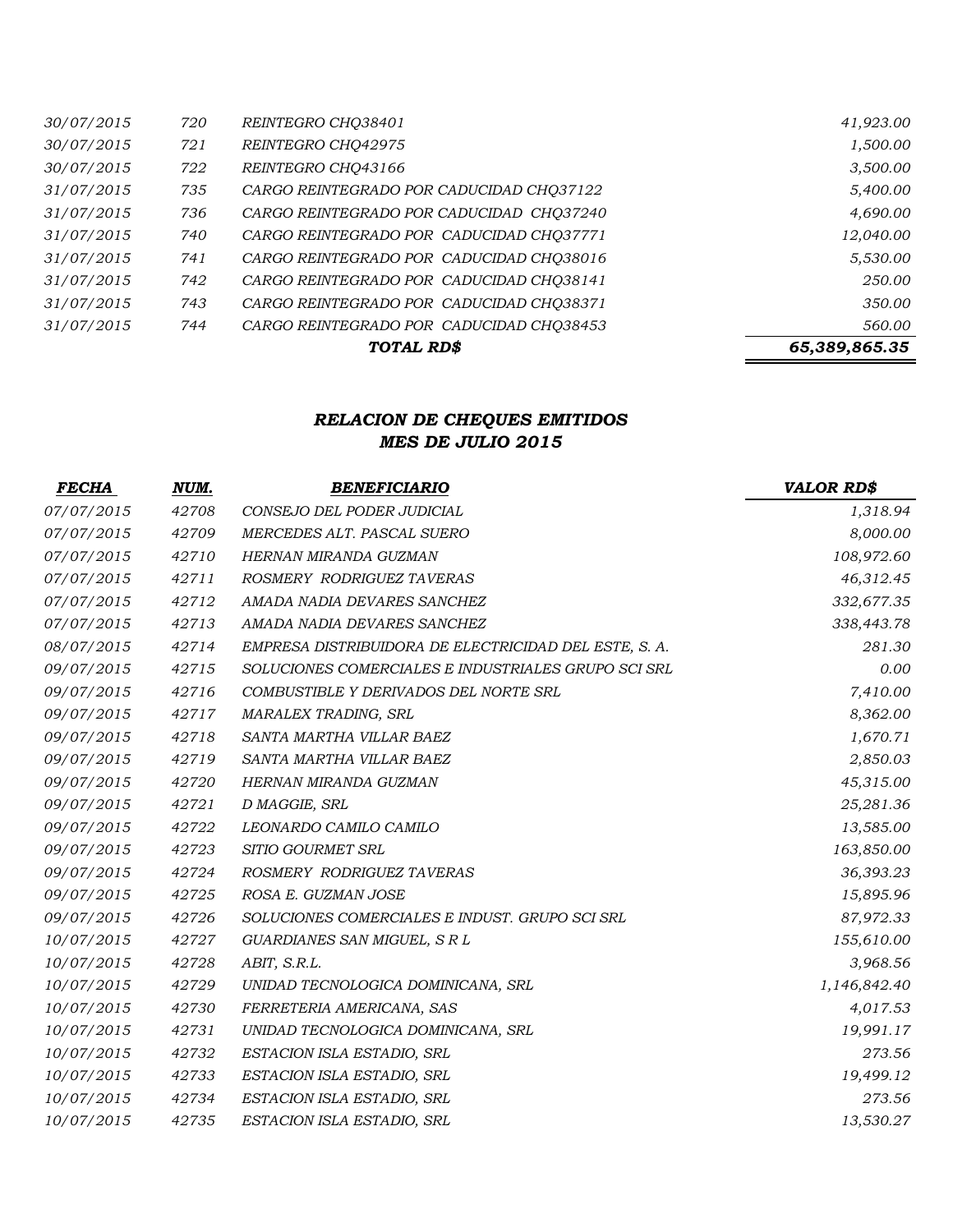| | | | |
|---|---|---|---|
| *30/07/2015* | *720* | *REINTEGRO CHQ38401* | *41,923.00* |
| *30/07/2015* | *721* | *REINTEGRO CHQ42975* | *1,500.00* |
| *30/07/2015* | *722* | *REINTEGRO CHQ43166* | *3,500.00* |
| *31/07/2015* | *735* | *CARGO REINTEGRADO POR CADUCIDAD CHQ37122* | *5,400.00* |
| *31/07/2015* | *736* | *CARGO REINTEGRADO POR CADUCIDAD CHQ37240* | *4,690.00* |
| *31/07/2015* | *740* | *CARGO REINTEGRADO POR CADUCIDAD CHQ37771* | *12,040.00* |
| *31/07/2015* | *741* | *CARGO REINTEGRADO POR CADUCIDAD CHQ38016* | *5,530.00* |
| *31/07/2015* | *742* | *CARGO REINTEGRADO POR CADUCIDAD CHQ38141* | *250.00* |
| *31/07/2015* | *743* | *CARGO REINTEGRADO POR CADUCIDAD CHQ38371* | *350.00* |
| *31/07/2015* | *744* | *CARGO REINTEGRADO POR CADUCIDAD CHQ38453* | *560.00* |
| | | ***TOTAL RD$*** | ***65,389,865.35*** |

## *RELACION DE CHEQUES EMITIDOS*
## *MES DE JULIO 2015*

| ***FECHA*** | ***NUM.*** | ***BENEFICIARIO*** | ***VALOR RD$*** |
|---|---|---|---|
| *07/07/2015* | *42708* | *CONSEJO DEL PODER JUDICIAL* | *1,318.94* |
| *07/07/2015* | *42709* | *MERCEDES ALT. PASCAL SUERO* | *8,000.00* |
| *07/07/2015* | *42710* | *HERNAN MIRANDA GUZMAN* | *108,972.60* |
| *07/07/2015* | *42711* | *ROSMERY RODRIGUEZ TAVERAS* | *46,312.45* |
| *07/07/2015* | *42712* | *AMADA NADIA DEVARES SANCHEZ* | *332,677.35* |
| *07/07/2015* | *42713* | *AMADA NADIA DEVARES SANCHEZ* | *338,443.78* |
| *08/07/2015* | *42714* | *EMPRESA DISTRIBUIDORA DE ELECTRICIDAD DEL ESTE, S. A.* | *281.30* |
| *09/07/2015* | *42715* | *SOLUCIONES COMERCIALES E INDUSTRIALES GRUPO SCI SRL* | *0.00* |
| *09/07/2015* | *42716* | *COMBUSTIBLE Y DERIVADOS DEL NORTE SRL* | *7,410.00* |
| *09/07/2015* | *42717* | *MARALEX TRADING, SRL* | *8,362.00* |
| *09/07/2015* | *42718* | *SANTA MARTHA VILLAR BAEZ* | *1,670.71* |
| *09/07/2015* | *42719* | *SANTA MARTHA VILLAR BAEZ* | *2,850.03* |
| *09/07/2015* | *42720* | *HERNAN MIRANDA GUZMAN* | *45,315.00* |
| *09/07/2015* | *42721* | *D MAGGIE, SRL* | *25,281.36* |
| *09/07/2015* | *42722* | *LEONARDO CAMILO CAMILO* | *13,585.00* |
| *09/07/2015* | *42723* | *SITIO GOURMET SRL* | *163,850.00* |
| *09/07/2015* | *42724* | *ROSMERY RODRIGUEZ TAVERAS* | *36,393.23* |
| *09/07/2015* | *42725* | *ROSA E. GUZMAN JOSE* | *15,895.96* |
| *09/07/2015* | *42726* | *SOLUCIONES COMERCIALES E INDUST. GRUPO SCI SRL* | *87,972.33* |
| *10/07/2015* | *42727* | *GUARDIANES SAN MIGUEL, S R L* | *155,610.00* |
| *10/07/2015* | *42728* | *ABIT, S.R.L.* | *3,968.56* |
| *10/07/2015* | *42729* | *UNIDAD TECNOLOGICA DOMINICANA, SRL* | *1,146,842.40* |
| *10/07/2015* | *42730* | *FERRETERIA AMERICANA, SAS* | *4,017.53* |
| *10/07/2015* | *42731* | *UNIDAD TECNOLOGICA DOMINICANA, SRL* | *19,991.17* |
| *10/07/2015* | *42732* | *ESTACION ISLA ESTADIO, SRL* | *273.56* |
| *10/07/2015* | *42733* | *ESTACION ISLA ESTADIO, SRL* | *19,499.12* |
| *10/07/2015* | *42734* | *ESTACION ISLA ESTADIO, SRL* | *273.56* |
| *10/07/2015* | *42735* | *ESTACION ISLA ESTADIO, SRL* | *13,530.27* |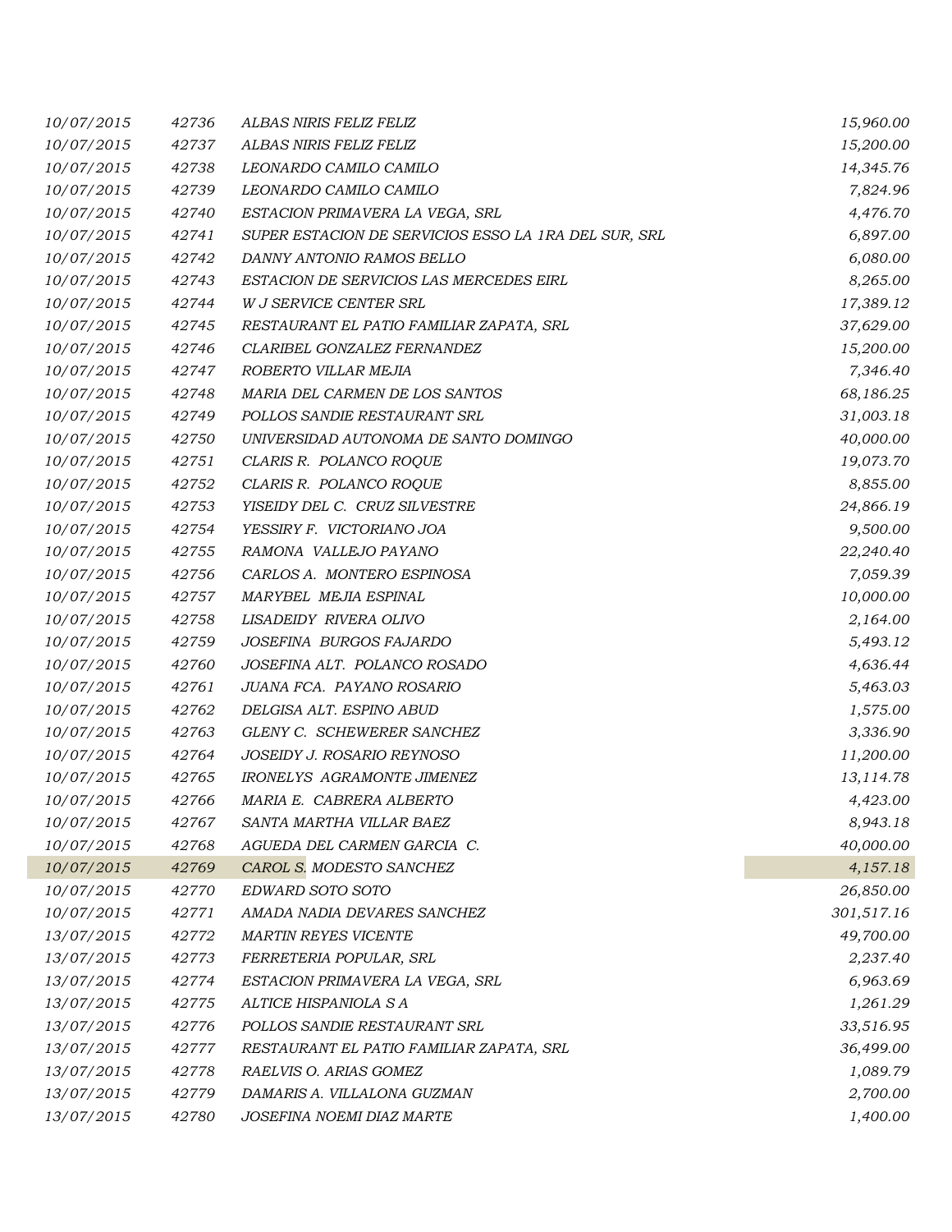| | | | |
|---|---|---|---|
| 10/07/2015 | 42736 | ALBAS NIRIS FELIZ FELIZ | 15,960.00 |
| 10/07/2015 | 42737 | ALBAS NIRIS FELIZ FELIZ | 15,200.00 |
| 10/07/2015 | 42738 | LEONARDO CAMILO CAMILO | 14,345.76 |
| 10/07/2015 | 42739 | LEONARDO CAMILO CAMILO | 7,824.96 |
| 10/07/2015 | 42740 | ESTACION PRIMAVERA LA VEGA, SRL | 4,476.70 |
| 10/07/2015 | 42741 | SUPER ESTACION DE SERVICIOS ESSO LA 1RA DEL SUR, SRL | 6,897.00 |
| 10/07/2015 | 42742 | DANNY ANTONIO RAMOS BELLO | 6,080.00 |
| 10/07/2015 | 42743 | ESTACION DE SERVICIOS LAS MERCEDES EIRL | 8,265.00 |
| 10/07/2015 | 42744 | W J SERVICE CENTER SRL | 17,389.12 |
| 10/07/2015 | 42745 | RESTAURANT EL PATIO FAMILIAR ZAPATA, SRL | 37,629.00 |
| 10/07/2015 | 42746 | CLARIBEL GONZALEZ FERNANDEZ | 15,200.00 |
| 10/07/2015 | 42747 | ROBERTO VILLAR MEJIA | 7,346.40 |
| 10/07/2015 | 42748 | MARIA DEL CARMEN DE LOS SANTOS | 68,186.25 |
| 10/07/2015 | 42749 | POLLOS SANDIE RESTAURANT SRL | 31,003.18 |
| 10/07/2015 | 42750 | UNIVERSIDAD AUTONOMA DE SANTO DOMINGO | 40,000.00 |
| 10/07/2015 | 42751 | CLARIS R. POLANCO ROQUE | 19,073.70 |
| 10/07/2015 | 42752 | CLARIS R. POLANCO ROQUE | 8,855.00 |
| 10/07/2015 | 42753 | YISEIDY DEL C. CRUZ SILVESTRE | 24,866.19 |
| 10/07/2015 | 42754 | YESSIRY F. VICTORIANO JOA | 9,500.00 |
| 10/07/2015 | 42755 | RAMONA VALLEJO PAYANO | 22,240.40 |
| 10/07/2015 | 42756 | CARLOS A. MONTERO ESPINOSA | 7,059.39 |
| 10/07/2015 | 42757 | MARYBEL MEJIA ESPINAL | 10,000.00 |
| 10/07/2015 | 42758 | LISADEIDY RIVERA OLIVO | 2,164.00 |
| 10/07/2015 | 42759 | JOSEFINA BURGOS FAJARDO | 5,493.12 |
| 10/07/2015 | 42760 | JOSEFINA ALT. POLANCO ROSADO | 4,636.44 |
| 10/07/2015 | 42761 | JUANA FCA. PAYANO ROSARIO | 5,463.03 |
| 10/07/2015 | 42762 | DELGISA ALT. ESPINO ABUD | 1,575.00 |
| 10/07/2015 | 42763 | GLENY C. SCHEWERER SANCHEZ | 3,336.90 |
| 10/07/2015 | 42764 | JOSEIDY J. ROSARIO REYNOSO | 11,200.00 |
| 10/07/2015 | 42765 | IRONELYS AGRAMONTE JIMENEZ | 13,114.78 |
| 10/07/2015 | 42766 | MARIA E. CABRERA ALBERTO | 4,423.00 |
| 10/07/2015 | 42767 | SANTA MARTHA VILLAR BAEZ | 8,943.18 |
| 10/07/2015 | 42768 | AGUEDA DEL CARMEN GARCIA C. | 40,000.00 |
| 10/07/2015 | 42769 | CAROL S. MODESTO SANCHEZ | 4,157.18 |
| 10/07/2015 | 42770 | EDWARD SOTO SOTO | 26,850.00 |
| 10/07/2015 | 42771 | AMADA NADIA DEVARES SANCHEZ | 301,517.16 |
| 13/07/2015 | 42772 | MARTIN REYES VICENTE | 49,700.00 |
| 13/07/2015 | 42773 | FERRETERIA POPULAR, SRL | 2,237.40 |
| 13/07/2015 | 42774 | ESTACION PRIMAVERA LA VEGA, SRL | 6,963.69 |
| 13/07/2015 | 42775 | ALTICE HISPANIOLA S A | 1,261.29 |
| 13/07/2015 | 42776 | POLLOS SANDIE RESTAURANT SRL | 33,516.95 |
| 13/07/2015 | 42777 | RESTAURANT EL PATIO FAMILIAR ZAPATA, SRL | 36,499.00 |
| 13/07/2015 | 42778 | RAELVIS O. ARIAS GOMEZ | 1,089.79 |
| 13/07/2015 | 42779 | DAMARIS A. VILLALONA GUZMAN | 2,700.00 |
| 13/07/2015 | 42780 | JOSEFINA NOEMI DIAZ MARTE | 1,400.00 |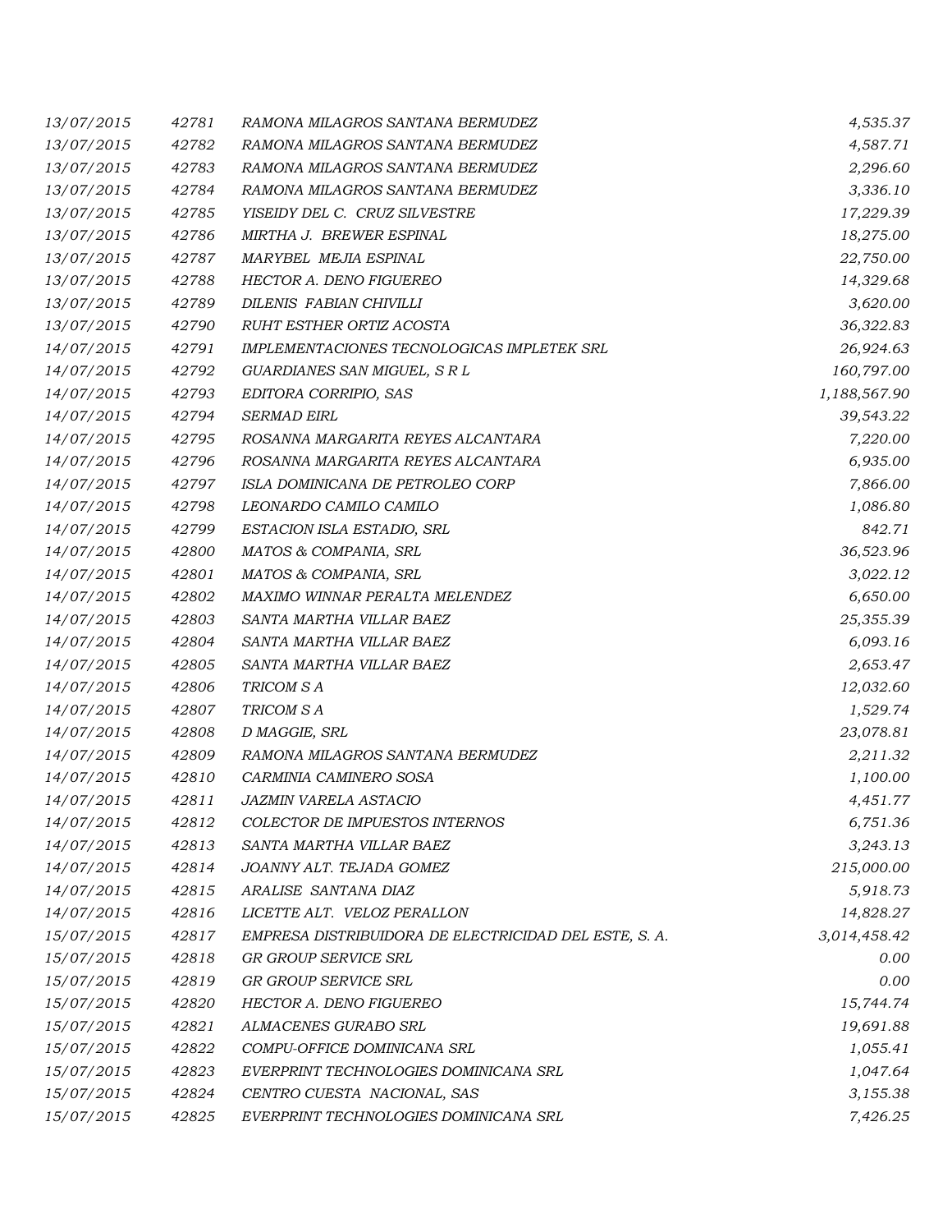| | | | |
|---|---|---|---|
| *13/07/2015* | *42781* | *RAMONA MILAGROS SANTANA BERMUDEZ* | *4,535.37* |
| *13/07/2015* | *42782* | *RAMONA MILAGROS SANTANA BERMUDEZ* | *4,587.71* |
| *13/07/2015* | *42783* | *RAMONA MILAGROS SANTANA BERMUDEZ* | *2,296.60* |
| *13/07/2015* | *42784* | *RAMONA MILAGROS SANTANA BERMUDEZ* | *3,336.10* |
| *13/07/2015* | *42785* | *YISEIDY DEL C. CRUZ SILVESTRE* | *17,229.39* |
| *13/07/2015* | *42786* | *MIRTHA J. BREWER ESPINAL* | *18,275.00* |
| *13/07/2015* | *42787* | *MARYBEL MEJIA ESPINAL* | *22,750.00* |
| *13/07/2015* | *42788* | *HECTOR A. DENO FIGUEREO* | *14,329.68* |
| *13/07/2015* | *42789* | *DILENIS FABIAN CHIVILLI* | *3,620.00* |
| *13/07/2015* | *42790* | *RUHT ESTHER ORTIZ ACOSTA* | *36,322.83* |
| *14/07/2015* | *42791* | *IMPLEMENTACIONES TECNOLOGICAS IMPLETEK SRL* | *26,924.63* |
| *14/07/2015* | *42792* | *GUARDIANES SAN MIGUEL, S R L* | *160,797.00* |
| *14/07/2015* | *42793* | *EDITORA CORRIPIO, SAS* | *1,188,567.90* |
| *14/07/2015* | *42794* | *SERMAD EIRL* | *39,543.22* |
| *14/07/2015* | *42795* | *ROSANNA MARGARITA REYES ALCANTARA* | *7,220.00* |
| *14/07/2015* | *42796* | *ROSANNA MARGARITA REYES ALCANTARA* | *6,935.00* |
| *14/07/2015* | *42797* | *ISLA DOMINICANA DE PETROLEO CORP* | *7,866.00* |
| *14/07/2015* | *42798* | *LEONARDO CAMILO CAMILO* | *1,086.80* |
| *14/07/2015* | *42799* | *ESTACION ISLA ESTADIO, SRL* | *842.71* |
| *14/07/2015* | *42800* | *MATOS & COMPANIA, SRL* | *36,523.96* |
| *14/07/2015* | *42801* | *MATOS & COMPANIA, SRL* | *3,022.12* |
| *14/07/2015* | *42802* | *MAXIMO WINNAR PERALTA MELENDEZ* | *6,650.00* |
| *14/07/2015* | *42803* | *SANTA MARTHA VILLAR BAEZ* | *25,355.39* |
| *14/07/2015* | *42804* | *SANTA MARTHA VILLAR BAEZ* | *6,093.16* |
| *14/07/2015* | *42805* | *SANTA MARTHA VILLAR BAEZ* | *2,653.47* |
| *14/07/2015* | *42806* | *TRICOM S A* | *12,032.60* |
| *14/07/2015* | *42807* | *TRICOM S A* | *1,529.74* |
| *14/07/2015* | *42808* | *D MAGGIE, SRL* | *23,078.81* |
| *14/07/2015* | *42809* | *RAMONA MILAGROS SANTANA BERMUDEZ* | *2,211.32* |
| *14/07/2015* | *42810* | *CARMINIA CAMINERO SOSA* | *1,100.00* |
| *14/07/2015* | *42811* | *JAZMIN VARELA ASTACIO* | *4,451.77* |
| *14/07/2015* | *42812* | *COLECTOR DE IMPUESTOS INTERNOS* | *6,751.36* |
| *14/07/2015* | *42813* | *SANTA MARTHA VILLAR BAEZ* | *3,243.13* |
| *14/07/2015* | *42814* | *JOANNY ALT. TEJADA GOMEZ* | *215,000.00* |
| *14/07/2015* | *42815* | *ARALISE SANTANA DIAZ* | *5,918.73* |
| *14/07/2015* | *42816* | *LICETTE ALT. VELOZ PERALLON* | *14,828.27* |
| *15/07/2015* | *42817* | *EMPRESA DISTRIBUIDORA DE ELECTRICIDAD DEL ESTE, S. A.* | *3,014,458.42* |
| *15/07/2015* | *42818* | *GR GROUP SERVICE SRL* | *0.00* |
| *15/07/2015* | *42819* | *GR GROUP SERVICE SRL* | *0.00* |
| *15/07/2015* | *42820* | *HECTOR A. DENO FIGUEREO* | *15,744.74* |
| *15/07/2015* | *42821* | *ALMACENES GURABO SRL* | *19,691.88* |
| *15/07/2015* | *42822* | *COMPU-OFFICE DOMINICANA SRL* | *1,055.41* |
| *15/07/2015* | *42823* | *EVERPRINT TECHNOLOGIES DOMINICANA SRL* | *1,047.64* |
| *15/07/2015* | *42824* | *CENTRO CUESTA NACIONAL, SAS* | *3,155.38* |
| *15/07/2015* | *42825* | *EVERPRINT TECHNOLOGIES DOMINICANA SRL* | *7,426.25* |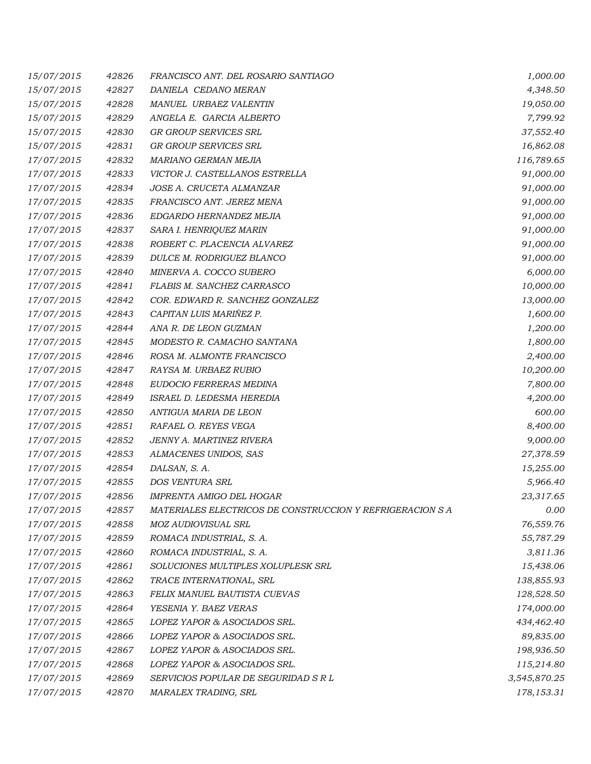| | | | |
|---|---|---|---|
| 15/07/2015 | 42826 | FRANCISCO ANT. DEL ROSARIO SANTIAGO | 1,000.00 |
| 15/07/2015 | 42827 | DANIELA CEDANO MERAN | 4,348.50 |
| 15/07/2015 | 42828 | MANUEL URBAEZ VALENTIN | 19,050.00 |
| 15/07/2015 | 42829 | ANGELA E. GARCIA ALBERTO | 7,799.92 |
| 15/07/2015 | 42830 | GR GROUP SERVICES SRL | 37,552.40 |
| 15/07/2015 | 42831 | GR GROUP SERVICES SRL | 16,862.08 |
| 17/07/2015 | 42832 | MARIANO GERMAN MEJIA | 116,789.65 |
| 17/07/2015 | 42833 | VICTOR J. CASTELLANOS ESTRELLA | 91,000.00 |
| 17/07/2015 | 42834 | JOSE A. CRUCETA ALMANZAR | 91,000.00 |
| 17/07/2015 | 42835 | FRANCISCO ANT. JEREZ MENA | 91,000.00 |
| 17/07/2015 | 42836 | EDGARDO HERNANDEZ MEJIA | 91,000.00 |
| 17/07/2015 | 42837 | SARA I. HENRIQUEZ MARIN | 91,000.00 |
| 17/07/2015 | 42838 | ROBERT C. PLACENCIA ALVAREZ | 91,000.00 |
| 17/07/2015 | 42839 | DULCE M. RODRIGUEZ BLANCO | 91,000.00 |
| 17/07/2015 | 42840 | MINERVA A. COCCO SUBERO | 6,000.00 |
| 17/07/2015 | 42841 | FLABIS M. SANCHEZ CARRASCO | 10,000.00 |
| 17/07/2015 | 42842 | COR. EDWARD R. SANCHEZ GONZALEZ | 13,000.00 |
| 17/07/2015 | 42843 | CAPITAN LUIS MARIÑEZ P. | 1,600.00 |
| 17/07/2015 | 42844 | ANA R. DE LEON GUZMAN | 1,200.00 |
| 17/07/2015 | 42845 | MODESTO R. CAMACHO SANTANA | 1,800.00 |
| 17/07/2015 | 42846 | ROSA M. ALMONTE FRANCISCO | 2,400.00 |
| 17/07/2015 | 42847 | RAYSA M. URBAEZ RUBIO | 10,200.00 |
| 17/07/2015 | 42848 | EUDOCIO FERRERAS MEDINA | 7,800.00 |
| 17/07/2015 | 42849 | ISRAEL D. LEDESMA HEREDIA | 4,200.00 |
| 17/07/2015 | 42850 | ANTIGUA MARIA DE LEON | 600.00 |
| 17/07/2015 | 42851 | RAFAEL O. REYES VEGA | 8,400.00 |
| 17/07/2015 | 42852 | JENNY A. MARTINEZ RIVERA | 9,000.00 |
| 17/07/2015 | 42853 | ALMACENES UNIDOS, SAS | 27,378.59 |
| 17/07/2015 | 42854 | DALSAN, S. A. | 15,255.00 |
| 17/07/2015 | 42855 | DOS VENTURA SRL | 5,966.40 |
| 17/07/2015 | 42856 | IMPRENTA AMIGO DEL HOGAR | 23,317.65 |
| 17/07/2015 | 42857 | MATERIALES ELECTRICOS DE CONSTRUCCION Y REFRIGERACION S A | 0.00 |
| 17/07/2015 | 42858 | MOZ AUDIOVISUAL SRL | 76,559.76 |
| 17/07/2015 | 42859 | ROMACA INDUSTRIAL, S. A. | 55,787.29 |
| 17/07/2015 | 42860 | ROMACA INDUSTRIAL, S. A. | 3,811.36 |
| 17/07/2015 | 42861 | SOLUCIONES MULTIPLES XOLUPLESK SRL | 15,438.06 |
| 17/07/2015 | 42862 | TRACE INTERNATIONAL, SRL | 138,855.93 |
| 17/07/2015 | 42863 | FELIX MANUEL BAUTISTA CUEVAS | 128,528.50 |
| 17/07/2015 | 42864 | YESENIA Y. BAEZ VERAS | 174,000.00 |
| 17/07/2015 | 42865 | LOPEZ YAPOR & ASOCIADOS SRL. | 434,462.40 |
| 17/07/2015 | 42866 | LOPEZ YAPOR & ASOCIADOS SRL. | 89,835.00 |
| 17/07/2015 | 42867 | LOPEZ YAPOR & ASOCIADOS SRL. | 198,936.50 |
| 17/07/2015 | 42868 | LOPEZ YAPOR & ASOCIADOS SRL. | 115,214.80 |
| 17/07/2015 | 42869 | SERVICIOS POPULAR DE SEGURIDAD S R L | 3,545,870.25 |
| 17/07/2015 | 42870 | MARALEX TRADING, SRL | 178,153.31 |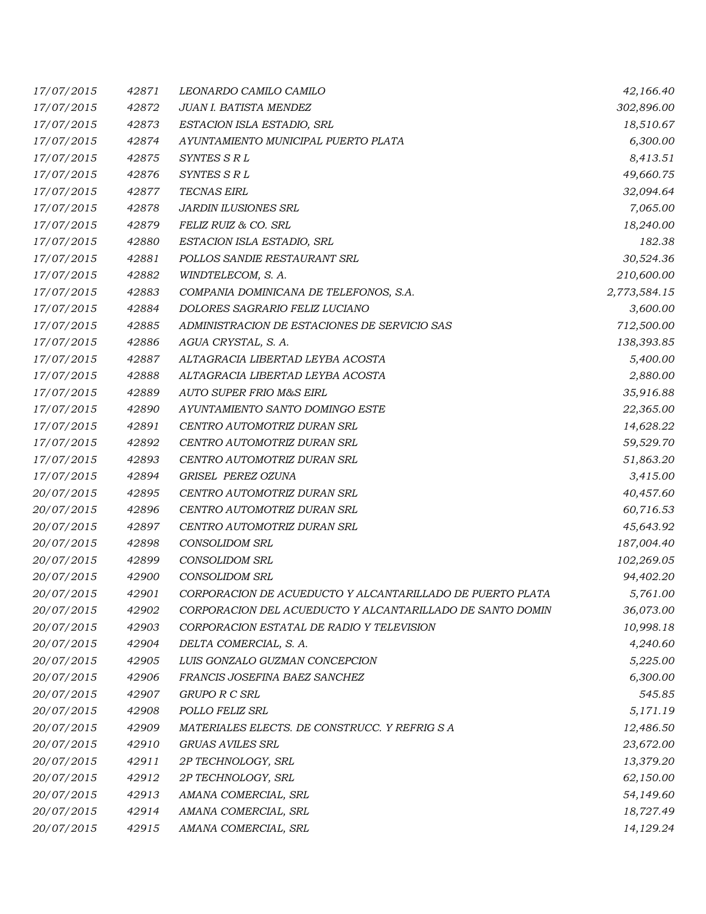| | | | |
|---|---|---|---|
| 17/07/2015 | 42871 | LEONARDO CAMILO CAMILO | 42,166.40 |
| 17/07/2015 | 42872 | JUAN I. BATISTA MENDEZ | 302,896.00 |
| 17/07/2015 | 42873 | ESTACION ISLA ESTADIO, SRL | 18,510.67 |
| 17/07/2015 | 42874 | AYUNTAMIENTO MUNICIPAL PUERTO PLATA | 6,300.00 |
| 17/07/2015 | 42875 | SYNTES S R L | 8,413.51 |
| 17/07/2015 | 42876 | SYNTES S R L | 49,660.75 |
| 17/07/2015 | 42877 | TECNAS EIRL | 32,094.64 |
| 17/07/2015 | 42878 | JARDIN ILUSIONES SRL | 7,065.00 |
| 17/07/2015 | 42879 | FELIZ RUIZ & CO. SRL | 18,240.00 |
| 17/07/2015 | 42880 | ESTACION ISLA ESTADIO, SRL | 182.38 |
| 17/07/2015 | 42881 | POLLOS SANDIE RESTAURANT SRL | 30,524.36 |
| 17/07/2015 | 42882 | WINDTELECOM, S. A. | 210,600.00 |
| 17/07/2015 | 42883 | COMPANIA DOMINICANA DE TELEFONOS, S.A. | 2,773,584.15 |
| 17/07/2015 | 42884 | DOLORES SAGRARIO FELIZ LUCIANO | 3,600.00 |
| 17/07/2015 | 42885 | ADMINISTRACION DE ESTACIONES DE SERVICIO SAS | 712,500.00 |
| 17/07/2015 | 42886 | AGUA CRYSTAL, S. A. | 138,393.85 |
| 17/07/2015 | 42887 | ALTAGRACIA LIBERTAD LEYBA ACOSTA | 5,400.00 |
| 17/07/2015 | 42888 | ALTAGRACIA LIBERTAD LEYBA ACOSTA | 2,880.00 |
| 17/07/2015 | 42889 | AUTO SUPER FRIO M&S EIRL | 35,916.88 |
| 17/07/2015 | 42890 | AYUNTAMIENTO SANTO DOMINGO ESTE | 22,365.00 |
| 17/07/2015 | 42891 | CENTRO AUTOMOTRIZ DURAN SRL | 14,628.22 |
| 17/07/2015 | 42892 | CENTRO AUTOMOTRIZ DURAN SRL | 59,529.70 |
| 17/07/2015 | 42893 | CENTRO AUTOMOTRIZ DURAN SRL | 51,863.20 |
| 17/07/2015 | 42894 | GRISEL PEREZ OZUNA | 3,415.00 |
| 20/07/2015 | 42895 | CENTRO AUTOMOTRIZ DURAN SRL | 40,457.60 |
| 20/07/2015 | 42896 | CENTRO AUTOMOTRIZ DURAN SRL | 60,716.53 |
| 20/07/2015 | 42897 | CENTRO AUTOMOTRIZ DURAN SRL | 45,643.92 |
| 20/07/2015 | 42898 | CONSOLIDOM SRL | 187,004.40 |
| 20/07/2015 | 42899 | CONSOLIDOM SRL | 102,269.05 |
| 20/07/2015 | 42900 | CONSOLIDOM SRL | 94,402.20 |
| 20/07/2015 | 42901 | CORPORACION DE ACUEDUCTO Y ALCANTARILLADO DE PUERTO PLATA | 5,761.00 |
| 20/07/2015 | 42902 | CORPORACION DEL ACUEDUCTO Y ALCANTARILLADO DE SANTO DOMIN | 36,073.00 |
| 20/07/2015 | 42903 | CORPORACION ESTATAL DE RADIO Y TELEVISION | 10,998.18 |
| 20/07/2015 | 42904 | DELTA COMERCIAL, S. A. | 4,240.60 |
| 20/07/2015 | 42905 | LUIS GONZALO GUZMAN CONCEPCION | 5,225.00 |
| 20/07/2015 | 42906 | FRANCIS JOSEFINA BAEZ SANCHEZ | 6,300.00 |
| 20/07/2015 | 42907 | GRUPO R C SRL | 545.85 |
| 20/07/2015 | 42908 | POLLO FELIZ SRL | 5,171.19 |
| 20/07/2015 | 42909 | MATERIALES ELECTS. DE CONSTRUCC. Y REFRIG S A | 12,486.50 |
| 20/07/2015 | 42910 | GRUAS AVILES SRL | 23,672.00 |
| 20/07/2015 | 42911 | 2P TECHNOLOGY, SRL | 13,379.20 |
| 20/07/2015 | 42912 | 2P TECHNOLOGY, SRL | 62,150.00 |
| 20/07/2015 | 42913 | AMANA COMERCIAL, SRL | 54,149.60 |
| 20/07/2015 | 42914 | AMANA COMERCIAL, SRL | 18,727.49 |
| 20/07/2015 | 42915 | AMANA COMERCIAL, SRL | 14,129.24 |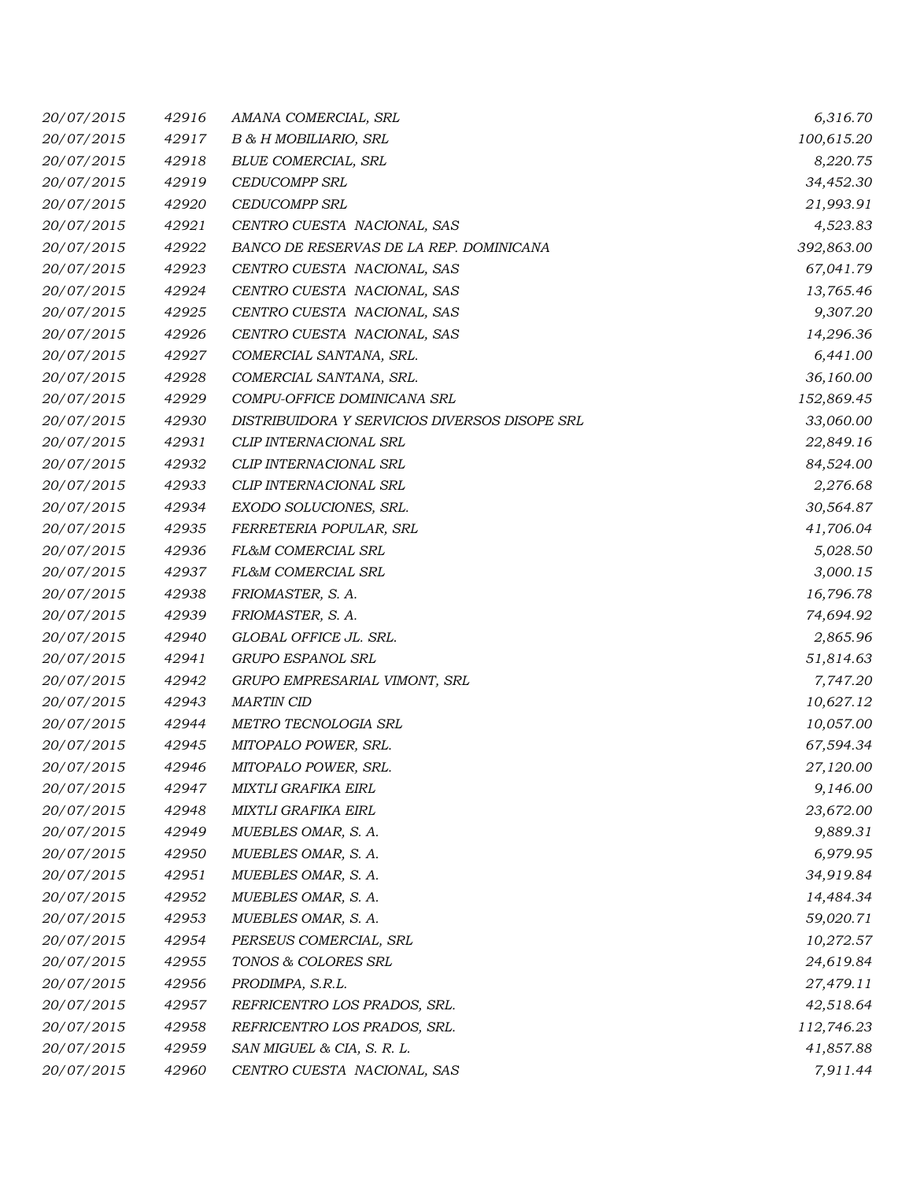| | | | |
|---|---|---|---|
| 20/07/2015 | 42916 | AMANA COMERCIAL, SRL | 6,316.70 |
| 20/07/2015 | 42917 | B & H MOBILIARIO, SRL | 100,615.20 |
| 20/07/2015 | 42918 | BLUE COMERCIAL, SRL | 8,220.75 |
| 20/07/2015 | 42919 | CEDUCOMPP SRL | 34,452.30 |
| 20/07/2015 | 42920 | CEDUCOMPP SRL | 21,993.91 |
| 20/07/2015 | 42921 | CENTRO CUESTA NACIONAL, SAS | 4,523.83 |
| 20/07/2015 | 42922 | BANCO DE RESERVAS DE LA REP. DOMINICANA | 392,863.00 |
| 20/07/2015 | 42923 | CENTRO CUESTA NACIONAL, SAS | 67,041.79 |
| 20/07/2015 | 42924 | CENTRO CUESTA NACIONAL, SAS | 13,765.46 |
| 20/07/2015 | 42925 | CENTRO CUESTA NACIONAL, SAS | 9,307.20 |
| 20/07/2015 | 42926 | CENTRO CUESTA NACIONAL, SAS | 14,296.36 |
| 20/07/2015 | 42927 | COMERCIAL SANTANA, SRL. | 6,441.00 |
| 20/07/2015 | 42928 | COMERCIAL SANTANA, SRL. | 36,160.00 |
| 20/07/2015 | 42929 | COMPU-OFFICE DOMINICANA SRL | 152,869.45 |
| 20/07/2015 | 42930 | DISTRIBUIDORA Y SERVICIOS DIVERSOS DISOPE SRL | 33,060.00 |
| 20/07/2015 | 42931 | CLIP INTERNACIONAL SRL | 22,849.16 |
| 20/07/2015 | 42932 | CLIP INTERNACIONAL SRL | 84,524.00 |
| 20/07/2015 | 42933 | CLIP INTERNACIONAL SRL | 2,276.68 |
| 20/07/2015 | 42934 | EXODO SOLUCIONES, SRL. | 30,564.87 |
| 20/07/2015 | 42935 | FERRETERIA POPULAR, SRL | 41,706.04 |
| 20/07/2015 | 42936 | FL&M COMERCIAL SRL | 5,028.50 |
| 20/07/2015 | 42937 | FL&M COMERCIAL SRL | 3,000.15 |
| 20/07/2015 | 42938 | FRIOMASTER, S. A. | 16,796.78 |
| 20/07/2015 | 42939 | FRIOMASTER, S. A. | 74,694.92 |
| 20/07/2015 | 42940 | GLOBAL OFFICE JL. SRL. | 2,865.96 |
| 20/07/2015 | 42941 | GRUPO ESPANOL SRL | 51,814.63 |
| 20/07/2015 | 42942 | GRUPO EMPRESARIAL VIMONT, SRL | 7,747.20 |
| 20/07/2015 | 42943 | MARTIN CID | 10,627.12 |
| 20/07/2015 | 42944 | METRO TECNOLOGIA SRL | 10,057.00 |
| 20/07/2015 | 42945 | MITOPALO POWER, SRL. | 67,594.34 |
| 20/07/2015 | 42946 | MITOPALO POWER, SRL. | 27,120.00 |
| 20/07/2015 | 42947 | MIXTLI GRAFIKA EIRL | 9,146.00 |
| 20/07/2015 | 42948 | MIXTLI GRAFIKA EIRL | 23,672.00 |
| 20/07/2015 | 42949 | MUEBLES OMAR, S. A. | 9,889.31 |
| 20/07/2015 | 42950 | MUEBLES OMAR, S. A. | 6,979.95 |
| 20/07/2015 | 42951 | MUEBLES OMAR, S. A. | 34,919.84 |
| 20/07/2015 | 42952 | MUEBLES OMAR, S. A. | 14,484.34 |
| 20/07/2015 | 42953 | MUEBLES OMAR, S. A. | 59,020.71 |
| 20/07/2015 | 42954 | PERSEUS COMERCIAL, SRL | 10,272.57 |
| 20/07/2015 | 42955 | TONOS & COLORES SRL | 24,619.84 |
| 20/07/2015 | 42956 | PRODIMPA, S.R.L. | 27,479.11 |
| 20/07/2015 | 42957 | REFRICENTRO LOS PRADOS, SRL. | 42,518.64 |
| 20/07/2015 | 42958 | REFRICENTRO LOS PRADOS, SRL. | 112,746.23 |
| 20/07/2015 | 42959 | SAN MIGUEL & CIA, S. R. L. | 41,857.88 |
| 20/07/2015 | 42960 | CENTRO CUESTA NACIONAL, SAS | 7,911.44 |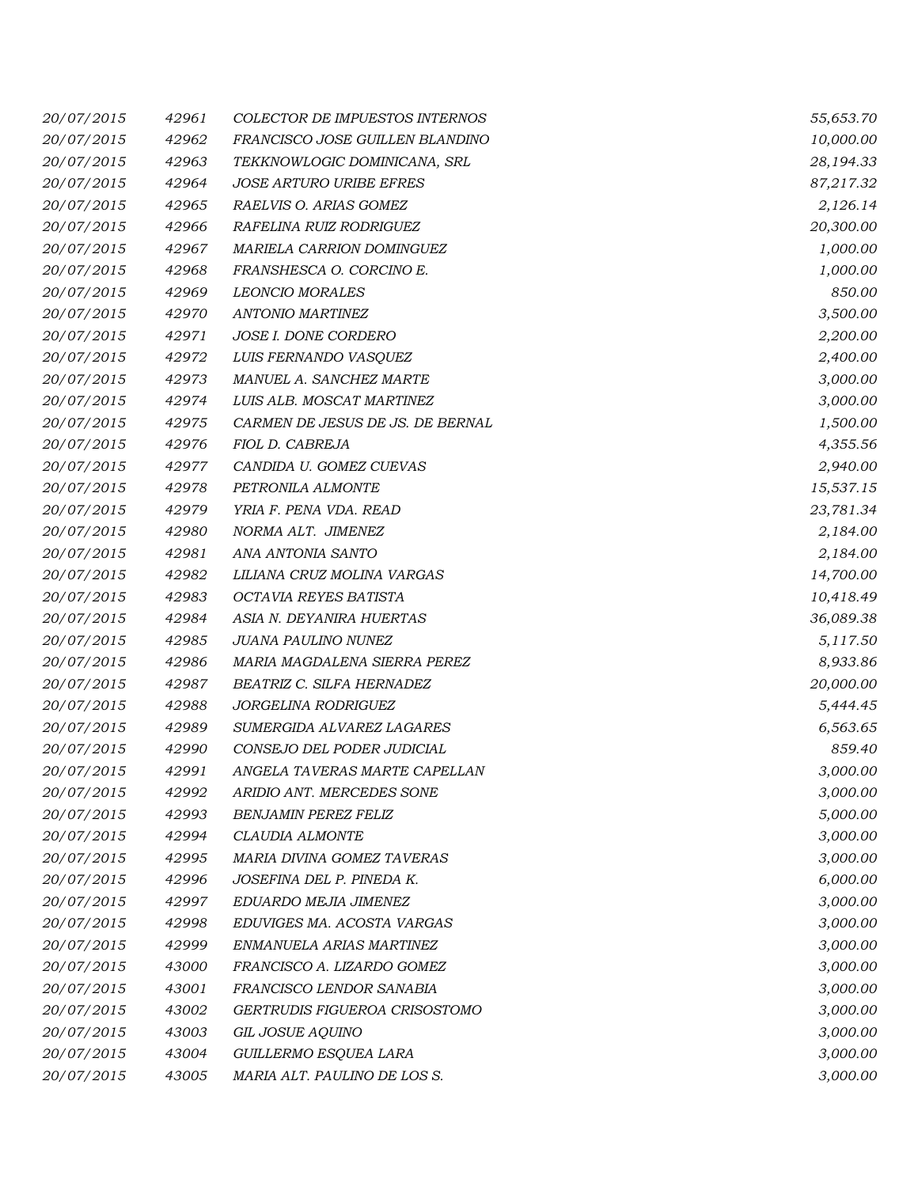| | | | |
|---|---|---|---|
| 20/07/2015 | 42961 | COLECTOR DE IMPUESTOS INTERNOS | 55,653.70 |
| 20/07/2015 | 42962 | FRANCISCO JOSE GUILLEN BLANDINO | 10,000.00 |
| 20/07/2015 | 42963 | TEKKNOWLOGIC DOMINICANA, SRL | 28,194.33 |
| 20/07/2015 | 42964 | JOSE ARTURO URIBE EFRES | 87,217.32 |
| 20/07/2015 | 42965 | RAELVIS O. ARIAS GOMEZ | 2,126.14 |
| 20/07/2015 | 42966 | RAFELINA RUIZ RODRIGUEZ | 20,300.00 |
| 20/07/2015 | 42967 | MARIELA CARRION DOMINGUEZ | 1,000.00 |
| 20/07/2015 | 42968 | FRANSHESCA O. CORCINO E. | 1,000.00 |
| 20/07/2015 | 42969 | LEONCIO MORALES | 850.00 |
| 20/07/2015 | 42970 | ANTONIO MARTINEZ | 3,500.00 |
| 20/07/2015 | 42971 | JOSE I. DONE CORDERO | 2,200.00 |
| 20/07/2015 | 42972 | LUIS FERNANDO VASQUEZ | 2,400.00 |
| 20/07/2015 | 42973 | MANUEL A. SANCHEZ MARTE | 3,000.00 |
| 20/07/2015 | 42974 | LUIS ALB. MOSCAT MARTINEZ | 3,000.00 |
| 20/07/2015 | 42975 | CARMEN DE JESUS DE JS. DE BERNAL | 1,500.00 |
| 20/07/2015 | 42976 | FIOL D. CABREJA | 4,355.56 |
| 20/07/2015 | 42977 | CANDIDA U. GOMEZ CUEVAS | 2,940.00 |
| 20/07/2015 | 42978 | PETRONILA ALMONTE | 15,537.15 |
| 20/07/2015 | 42979 | YRIA F. PENA VDA. READ | 23,781.34 |
| 20/07/2015 | 42980 | NORMA ALT. JIMENEZ | 2,184.00 |
| 20/07/2015 | 42981 | ANA ANTONIA SANTO | 2,184.00 |
| 20/07/2015 | 42982 | LILIANA CRUZ MOLINA VARGAS | 14,700.00 |
| 20/07/2015 | 42983 | OCTAVIA REYES BATISTA | 10,418.49 |
| 20/07/2015 | 42984 | ASIA N. DEYANIRA HUERTAS | 36,089.38 |
| 20/07/2015 | 42985 | JUANA PAULINO NUNEZ | 5,117.50 |
| 20/07/2015 | 42986 | MARIA MAGDALENA SIERRA PEREZ | 8,933.86 |
| 20/07/2015 | 42987 | BEATRIZ C. SILFA HERNADEZ | 20,000.00 |
| 20/07/2015 | 42988 | JORGELINA RODRIGUEZ | 5,444.45 |
| 20/07/2015 | 42989 | SUMERGIDA ALVAREZ LAGARES | 6,563.65 |
| 20/07/2015 | 42990 | CONSEJO DEL PODER JUDICIAL | 859.40 |
| 20/07/2015 | 42991 | ANGELA TAVERAS MARTE CAPELLAN | 3,000.00 |
| 20/07/2015 | 42992 | ARIDIO ANT. MERCEDES SONE | 3,000.00 |
| 20/07/2015 | 42993 | BENJAMIN PEREZ FELIZ | 5,000.00 |
| 20/07/2015 | 42994 | CLAUDIA ALMONTE | 3,000.00 |
| 20/07/2015 | 42995 | MARIA DIVINA GOMEZ TAVERAS | 3,000.00 |
| 20/07/2015 | 42996 | JOSEFINA DEL P. PINEDA K. | 6,000.00 |
| 20/07/2015 | 42997 | EDUARDO MEJIA JIMENEZ | 3,000.00 |
| 20/07/2015 | 42998 | EDUVIGES MA. ACOSTA VARGAS | 3,000.00 |
| 20/07/2015 | 42999 | ENMANUELA ARIAS MARTINEZ | 3,000.00 |
| 20/07/2015 | 43000 | FRANCISCO A. LIZARDO GOMEZ | 3,000.00 |
| 20/07/2015 | 43001 | FRANCISCO LENDOR SANABIA | 3,000.00 |
| 20/07/2015 | 43002 | GERTRUDIS FIGUEROA CRISOSTOMO | 3,000.00 |
| 20/07/2015 | 43003 | GIL JOSUE AQUINO | 3,000.00 |
| 20/07/2015 | 43004 | GUILLERMO ESQUEA LARA | 3,000.00 |
| 20/07/2015 | 43005 | MARIA ALT. PAULINO DE LOS S. | 3,000.00 |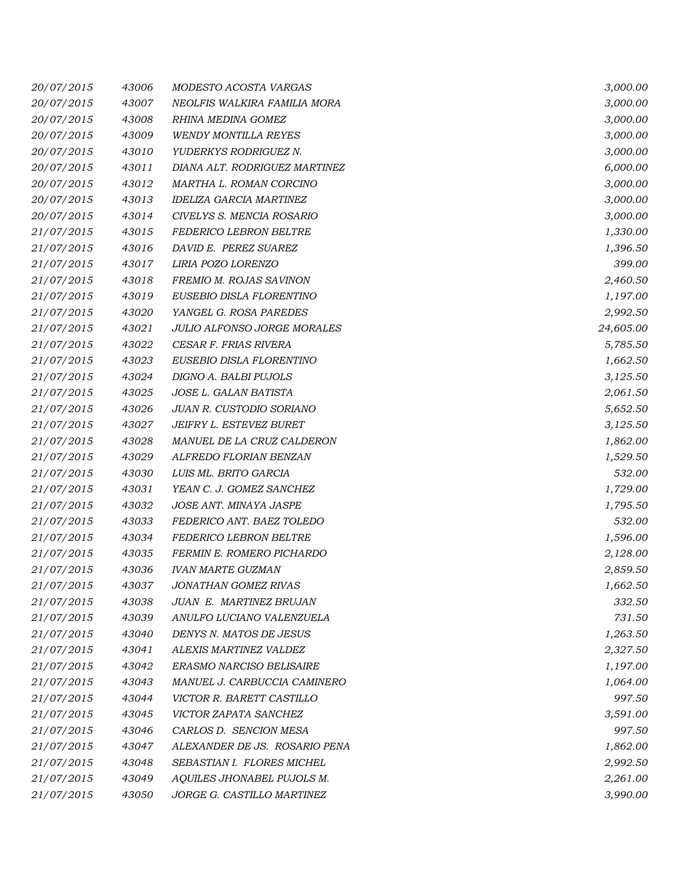| | | | |
|---|---|---|---|
| 20/07/2015 | 43006 | MODESTO ACOSTA VARGAS | 3,000.00 |
| 20/07/2015 | 43007 | NEOLFIS WALKIRA FAMILIA MORA | 3,000.00 |
| 20/07/2015 | 43008 | RHINA MEDINA GOMEZ | 3,000.00 |
| 20/07/2015 | 43009 | WENDY MONTILLA REYES | 3,000.00 |
| 20/07/2015 | 43010 | YUDERKYS RODRIGUEZ N. | 3,000.00 |
| 20/07/2015 | 43011 | DIANA ALT. RODRIGUEZ MARTINEZ | 6,000.00 |
| 20/07/2015 | 43012 | MARTHA L. ROMAN CORCINO | 3,000.00 |
| 20/07/2015 | 43013 | IDELIZA GARCIA MARTINEZ | 3,000.00 |
| 20/07/2015 | 43014 | CIVELYS S. MENCIA ROSARIO | 3,000.00 |
| 21/07/2015 | 43015 | FEDERICO LEBRON BELTRE | 1,330.00 |
| 21/07/2015 | 43016 | DAVID E. PEREZ SUAREZ | 1,396.50 |
| 21/07/2015 | 43017 | LIRIA POZO LORENZO | 399.00 |
| 21/07/2015 | 43018 | FREMIO M. ROJAS SAVINON | 2,460.50 |
| 21/07/2015 | 43019 | EUSEBIO DISLA FLORENTINO | 1,197.00 |
| 21/07/2015 | 43020 | YANGEL G. ROSA PAREDES | 2,992.50 |
| 21/07/2015 | 43021 | JULIO ALFONSO JORGE MORALES | 24,605.00 |
| 21/07/2015 | 43022 | CESAR F. FRIAS RIVERA | 5,785.50 |
| 21/07/2015 | 43023 | EUSEBIO DISLA FLORENTINO | 1,662.50 |
| 21/07/2015 | 43024 | DIGNO A. BALBI PUJOLS | 3,125.50 |
| 21/07/2015 | 43025 | JOSE L. GALAN BATISTA | 2,061.50 |
| 21/07/2015 | 43026 | JUAN R. CUSTODIO SORIANO | 5,652.50 |
| 21/07/2015 | 43027 | JEIFRY L. ESTEVEZ BURET | 3,125.50 |
| 21/07/2015 | 43028 | MANUEL DE LA CRUZ CALDERON | 1,862.00 |
| 21/07/2015 | 43029 | ALFREDO FLORIAN BENZAN | 1,529.50 |
| 21/07/2015 | 43030 | LUIS ML. BRITO GARCIA | 532.00 |
| 21/07/2015 | 43031 | YEAN C. J. GOMEZ SANCHEZ | 1,729.00 |
| 21/07/2015 | 43032 | JOSE ANT. MINAYA JASPE | 1,795.50 |
| 21/07/2015 | 43033 | FEDERICO ANT. BAEZ TOLEDO | 532.00 |
| 21/07/2015 | 43034 | FEDERICO LEBRON BELTRE | 1,596.00 |
| 21/07/2015 | 43035 | FERMIN E. ROMERO PICHARDO | 2,128.00 |
| 21/07/2015 | 43036 | IVAN MARTE GUZMAN | 2,859.50 |
| 21/07/2015 | 43037 | JONATHAN GOMEZ RIVAS | 1,662.50 |
| 21/07/2015 | 43038 | JUAN E. MARTINEZ BRUJAN | 332.50 |
| 21/07/2015 | 43039 | ANULFO LUCIANO VALENZUELA | 731.50 |
| 21/07/2015 | 43040 | DENYS N. MATOS DE JESUS | 1,263.50 |
| 21/07/2015 | 43041 | ALEXIS MARTINEZ VALDEZ | 2,327.50 |
| 21/07/2015 | 43042 | ERASMO NARCISO BELISAIRE | 1,197.00 |
| 21/07/2015 | 43043 | MANUEL J. CARBUCCIA CAMINERO | 1,064.00 |
| 21/07/2015 | 43044 | VICTOR R. BARETT CASTILLO | 997.50 |
| 21/07/2015 | 43045 | VICTOR ZAPATA SANCHEZ | 3,591.00 |
| 21/07/2015 | 43046 | CARLOS D. SENCION MESA | 997.50 |
| 21/07/2015 | 43047 | ALEXANDER DE JS. ROSARIO PENA | 1,862.00 |
| 21/07/2015 | 43048 | SEBASTIAN I. FLORES MICHEL | 2,992.50 |
| 21/07/2015 | 43049 | AQUILES JHONABEL PUJOLS M. | 2,261.00 |
| 21/07/2015 | 43050 | JORGE G. CASTILLO MARTINEZ | 3,990.00 |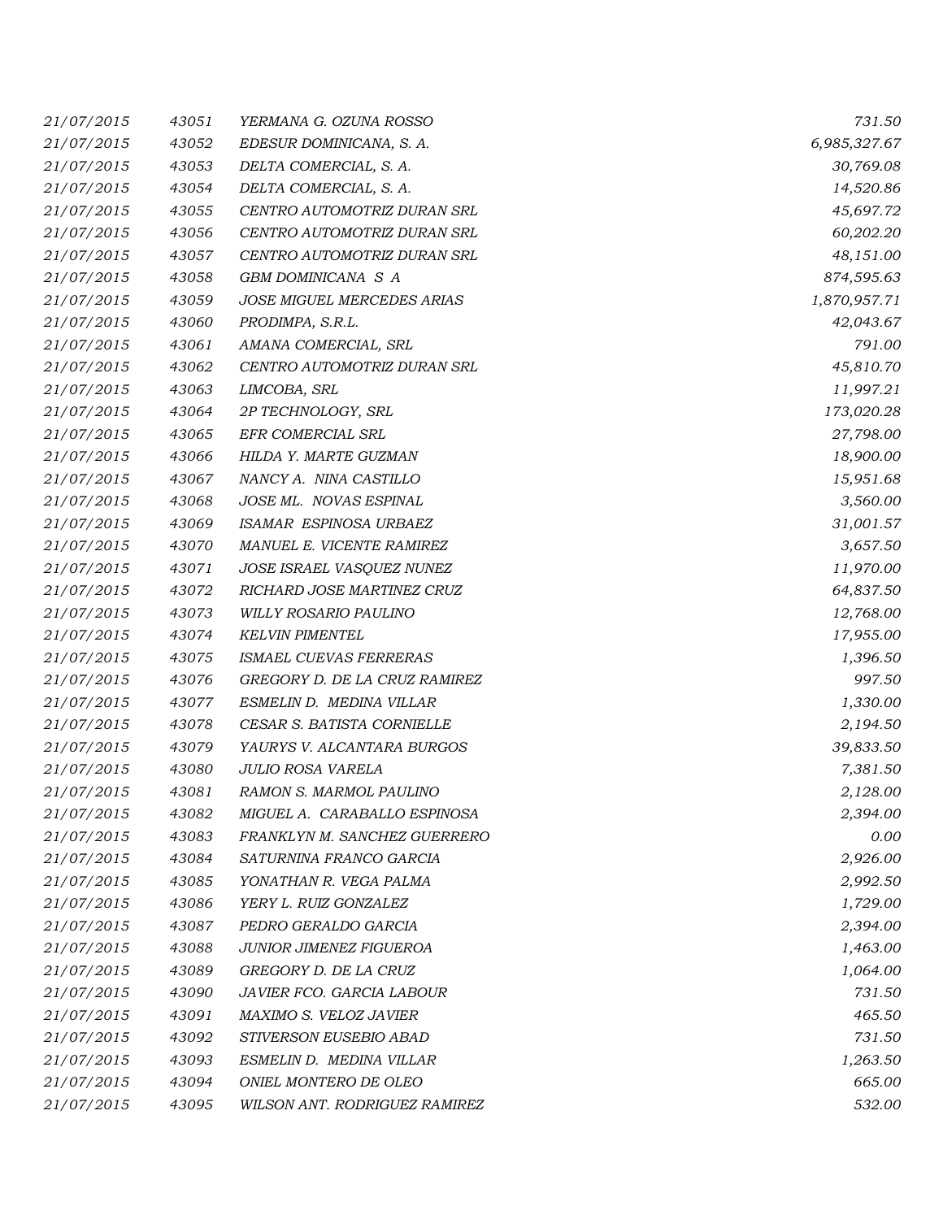| | | | |
|---|---|---|---|
| 21/07/2015 | 43051 | YERMANA G. OZUNA ROSSO | 731.50 |
| 21/07/2015 | 43052 | EDESUR DOMINICANA, S. A. | 6,985,327.67 |
| 21/07/2015 | 43053 | DELTA COMERCIAL, S. A. | 30,769.08 |
| 21/07/2015 | 43054 | DELTA COMERCIAL, S. A. | 14,520.86 |
| 21/07/2015 | 43055 | CENTRO AUTOMOTRIZ DURAN SRL | 45,697.72 |
| 21/07/2015 | 43056 | CENTRO AUTOMOTRIZ DURAN SRL | 60,202.20 |
| 21/07/2015 | 43057 | CENTRO AUTOMOTRIZ DURAN SRL | 48,151.00 |
| 21/07/2015 | 43058 | GBM DOMINICANA S A | 874,595.63 |
| 21/07/2015 | 43059 | JOSE MIGUEL MERCEDES ARIAS | 1,870,957.71 |
| 21/07/2015 | 43060 | PRODIMPA, S.R.L. | 42,043.67 |
| 21/07/2015 | 43061 | AMANA COMERCIAL, SRL | 791.00 |
| 21/07/2015 | 43062 | CENTRO AUTOMOTRIZ DURAN SRL | 45,810.70 |
| 21/07/2015 | 43063 | LIMCOBA, SRL | 11,997.21 |
| 21/07/2015 | 43064 | 2P TECHNOLOGY, SRL | 173,020.28 |
| 21/07/2015 | 43065 | EFR COMERCIAL SRL | 27,798.00 |
| 21/07/2015 | 43066 | HILDA Y. MARTE GUZMAN | 18,900.00 |
| 21/07/2015 | 43067 | NANCY A. NINA CASTILLO | 15,951.68 |
| 21/07/2015 | 43068 | JOSE ML. NOVAS ESPINAL | 3,560.00 |
| 21/07/2015 | 43069 | ISAMAR ESPINOSA URBAEZ | 31,001.57 |
| 21/07/2015 | 43070 | MANUEL E. VICENTE RAMIREZ | 3,657.50 |
| 21/07/2015 | 43071 | JOSE ISRAEL VASQUEZ NUNEZ | 11,970.00 |
| 21/07/2015 | 43072 | RICHARD JOSE MARTINEZ CRUZ | 64,837.50 |
| 21/07/2015 | 43073 | WILLY ROSARIO PAULINO | 12,768.00 |
| 21/07/2015 | 43074 | KELVIN PIMENTEL | 17,955.00 |
| 21/07/2015 | 43075 | ISMAEL CUEVAS FERRERAS | 1,396.50 |
| 21/07/2015 | 43076 | GREGORY D. DE LA CRUZ RAMIREZ | 997.50 |
| 21/07/2015 | 43077 | ESMELIN D. MEDINA VILLAR | 1,330.00 |
| 21/07/2015 | 43078 | CESAR S. BATISTA CORNIELLE | 2,194.50 |
| 21/07/2015 | 43079 | YAURYS V. ALCANTARA BURGOS | 39,833.50 |
| 21/07/2015 | 43080 | JULIO ROSA VARELA | 7,381.50 |
| 21/07/2015 | 43081 | RAMON S. MARMOL PAULINO | 2,128.00 |
| 21/07/2015 | 43082 | MIGUEL A. CARABALLO ESPINOSA | 2,394.00 |
| 21/07/2015 | 43083 | FRANKLYN M. SANCHEZ GUERRERO | 0.00 |
| 21/07/2015 | 43084 | SATURNINA FRANCO GARCIA | 2,926.00 |
| 21/07/2015 | 43085 | YONATHAN R. VEGA PALMA | 2,992.50 |
| 21/07/2015 | 43086 | YERY L. RUIZ GONZALEZ | 1,729.00 |
| 21/07/2015 | 43087 | PEDRO GERALDO GARCIA | 2,394.00 |
| 21/07/2015 | 43088 | JUNIOR JIMENEZ FIGUEROA | 1,463.00 |
| 21/07/2015 | 43089 | GREGORY D. DE LA CRUZ | 1,064.00 |
| 21/07/2015 | 43090 | JAVIER FCO. GARCIA LABOUR | 731.50 |
| 21/07/2015 | 43091 | MAXIMO S. VELOZ JAVIER | 465.50 |
| 21/07/2015 | 43092 | STIVERSON EUSEBIO ABAD | 731.50 |
| 21/07/2015 | 43093 | ESMELIN D. MEDINA VILLAR | 1,263.50 |
| 21/07/2015 | 43094 | ONIEL MONTERO DE OLEO | 665.00 |
| 21/07/2015 | 43095 | WILSON ANT. RODRIGUEZ RAMIREZ | 532.00 |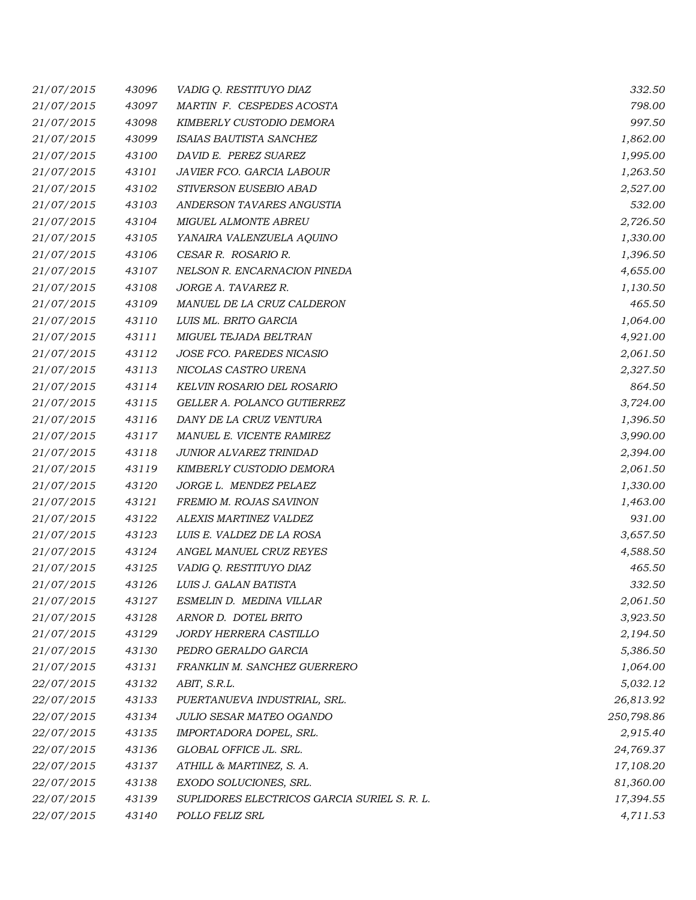| | | | |
|---|---|---|---|
| *21/07/2015* | *43096* | *VADIG Q. RESTITUYO DIAZ* | *332.50* |
| *21/07/2015* | *43097* | *MARTIN F. CESPEDES ACOSTA* | *798.00* |
| *21/07/2015* | *43098* | *KIMBERLY CUSTODIO DEMORA* | *997.50* |
| *21/07/2015* | *43099* | *ISAIAS BAUTISTA SANCHEZ* | *1,862.00* |
| *21/07/2015* | *43100* | *DAVID E. PEREZ SUAREZ* | *1,995.00* |
| *21/07/2015* | *43101* | *JAVIER FCO. GARCIA LABOUR* | *1,263.50* |
| *21/07/2015* | *43102* | *STIVERSON EUSEBIO ABAD* | *2,527.00* |
| *21/07/2015* | *43103* | *ANDERSON TAVARES ANGUSTIA* | *532.00* |
| *21/07/2015* | *43104* | *MIGUEL ALMONTE ABREU* | *2,726.50* |
| *21/07/2015* | *43105* | *YANAIRA VALENZUELA AQUINO* | *1,330.00* |
| *21/07/2015* | *43106* | *CESAR R. ROSARIO R.* | *1,396.50* |
| *21/07/2015* | *43107* | *NELSON R. ENCARNACION PINEDA* | *4,655.00* |
| *21/07/2015* | *43108* | *JORGE A. TAVAREZ R.* | *1,130.50* |
| *21/07/2015* | *43109* | *MANUEL DE LA CRUZ CALDERON* | *465.50* |
| *21/07/2015* | *43110* | *LUIS ML. BRITO GARCIA* | *1,064.00* |
| *21/07/2015* | *43111* | *MIGUEL TEJADA BELTRAN* | *4,921.00* |
| *21/07/2015* | *43112* | *JOSE FCO. PAREDES NICASIO* | *2,061.50* |
| *21/07/2015* | *43113* | *NICOLAS CASTRO URENA* | *2,327.50* |
| *21/07/2015* | *43114* | *KELVIN ROSARIO DEL ROSARIO* | *864.50* |
| *21/07/2015* | *43115* | *GELLER A. POLANCO GUTIERREZ* | *3,724.00* |
| *21/07/2015* | *43116* | *DANY DE LA CRUZ VENTURA* | *1,396.50* |
| *21/07/2015* | *43117* | *MANUEL E. VICENTE RAMIREZ* | *3,990.00* |
| *21/07/2015* | *43118* | *JUNIOR ALVAREZ TRINIDAD* | *2,394.00* |
| *21/07/2015* | *43119* | *KIMBERLY CUSTODIO DEMORA* | *2,061.50* |
| *21/07/2015* | *43120* | *JORGE L. MENDEZ PELAEZ* | *1,330.00* |
| *21/07/2015* | *43121* | *FREMIO M. ROJAS SAVINON* | *1,463.00* |
| *21/07/2015* | *43122* | *ALEXIS MARTINEZ VALDEZ* | *931.00* |
| *21/07/2015* | *43123* | *LUIS E. VALDEZ DE LA ROSA* | *3,657.50* |
| *21/07/2015* | *43124* | *ANGEL MANUEL CRUZ REYES* | *4,588.50* |
| *21/07/2015* | *43125* | *VADIG Q. RESTITUYO DIAZ* | *465.50* |
| *21/07/2015* | *43126* | *LUIS J. GALAN BATISTA* | *332.50* |
| *21/07/2015* | *43127* | *ESMELIN D. MEDINA VILLAR* | *2,061.50* |
| *21/07/2015* | *43128* | *ARNOR D. DOTEL BRITO* | *3,923.50* |
| *21/07/2015* | *43129* | *JORDY HERRERA CASTILLO* | *2,194.50* |
| *21/07/2015* | *43130* | *PEDRO GERALDO GARCIA* | *5,386.50* |
| *21/07/2015* | *43131* | *FRANKLIN M. SANCHEZ GUERRERO* | *1,064.00* |
| *22/07/2015* | *43132* | *ABIT, S.R.L.* | *5,032.12* |
| *22/07/2015* | *43133* | *PUERTANUEVA INDUSTRIAL, SRL.* | *26,813.92* |
| *22/07/2015* | *43134* | *JULIO SESAR MATEO OGANDO* | *250,798.86* |
| *22/07/2015* | *43135* | *IMPORTADORA DOPEL, SRL.* | *2,915.40* |
| *22/07/2015* | *43136* | *GLOBAL OFFICE JL. SRL.* | *24,769.37* |
| *22/07/2015* | *43137* | *ATHILL & MARTINEZ, S. A.* | *17,108.20* |
| *22/07/2015* | *43138* | *EXODO SOLUCIONES, SRL.* | *81,360.00* |
| *22/07/2015* | *43139* | *SUPLIDORES ELECTRICOS GARCIA SURIEL S. R. L.* | *17,394.55* |
| *22/07/2015* | *43140* | *POLLO FELIZ SRL* | *4,711.53* |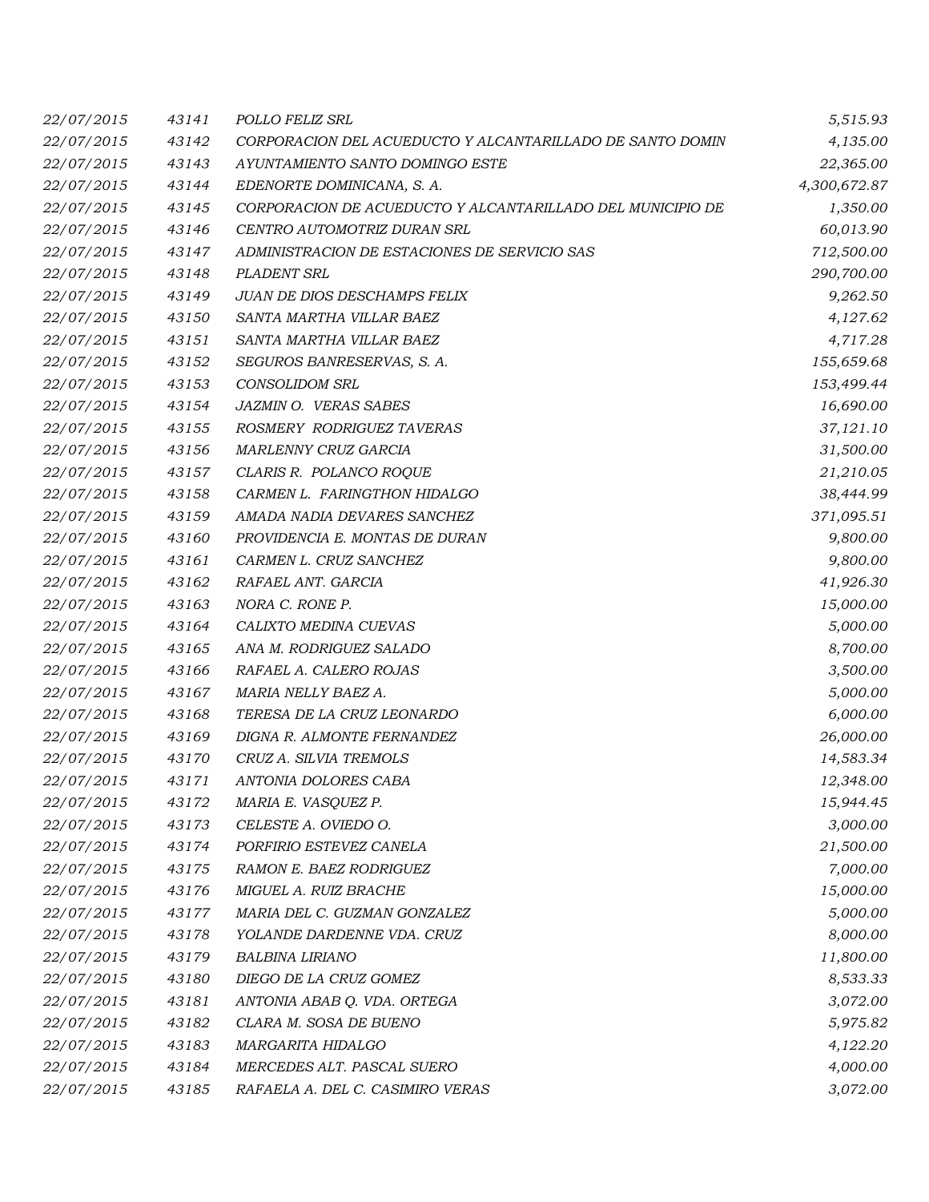| | | | |
|---|---|---|---|
| *22/07/2015* | *43141* | *POLLO FELIZ SRL* | *5,515.93* |
| *22/07/2015* | *43142* | *CORPORACION DEL ACUEDUCTO Y ALCANTARILLADO DE SANTO DOMIN* | *4,135.00* |
| *22/07/2015* | *43143* | *AYUNTAMIENTO SANTO DOMINGO ESTE* | *22,365.00* |
| *22/07/2015* | *43144* | *EDENORTE DOMINICANA, S. A.* | *4,300,672.87* |
| *22/07/2015* | *43145* | *CORPORACION DE ACUEDUCTO Y ALCANTARILLADO DEL MUNICIPIO DE* | *1,350.00* |
| *22/07/2015* | *43146* | *CENTRO AUTOMOTRIZ DURAN SRL* | *60,013.90* |
| *22/07/2015* | *43147* | *ADMINISTRACION DE ESTACIONES DE SERVICIO SAS* | *712,500.00* |
| *22/07/2015* | *43148* | *PLADENT SRL* | *290,700.00* |
| *22/07/2015* | *43149* | *JUAN DE DIOS DESCHAMPS FELIX* | *9,262.50* |
| *22/07/2015* | *43150* | *SANTA MARTHA VILLAR BAEZ* | *4,127.62* |
| *22/07/2015* | *43151* | *SANTA MARTHA VILLAR BAEZ* | *4,717.28* |
| *22/07/2015* | *43152* | *SEGUROS BANRESERVAS, S. A.* | *155,659.68* |
| *22/07/2015* | *43153* | *CONSOLIDOM SRL* | *153,499.44* |
| *22/07/2015* | *43154* | *JAZMIN O. VERAS SABES* | *16,690.00* |
| *22/07/2015* | *43155* | *ROSMERY RODRIGUEZ TAVERAS* | *37,121.10* |
| *22/07/2015* | *43156* | *MARLENNY CRUZ GARCIA* | *31,500.00* |
| *22/07/2015* | *43157* | *CLARIS R. POLANCO ROQUE* | *21,210.05* |
| *22/07/2015* | *43158* | *CARMEN L. FARINGTHON HIDALGO* | *38,444.99* |
| *22/07/2015* | *43159* | *AMADA NADIA DEVARES SANCHEZ* | *371,095.51* |
| *22/07/2015* | *43160* | *PROVIDENCIA E. MONTAS DE DURAN* | *9,800.00* |
| *22/07/2015* | *43161* | *CARMEN L. CRUZ SANCHEZ* | *9,800.00* |
| *22/07/2015* | *43162* | *RAFAEL ANT. GARCIA* | *41,926.30* |
| *22/07/2015* | *43163* | *NORA C. RONE P.* | *15,000.00* |
| *22/07/2015* | *43164* | *CALIXTO MEDINA CUEVAS* | *5,000.00* |
| *22/07/2015* | *43165* | *ANA M. RODRIGUEZ SALADO* | *8,700.00* |
| *22/07/2015* | *43166* | *RAFAEL A. CALERO ROJAS* | *3,500.00* |
| *22/07/2015* | *43167* | *MARIA NELLY BAEZ A.* | *5,000.00* |
| *22/07/2015* | *43168* | *TERESA DE LA CRUZ LEONARDO* | *6,000.00* |
| *22/07/2015* | *43169* | *DIGNA R. ALMONTE FERNANDEZ* | *26,000.00* |
| *22/07/2015* | *43170* | *CRUZ A. SILVIA TREMOLS* | *14,583.34* |
| *22/07/2015* | *43171* | *ANTONIA DOLORES CABA* | *12,348.00* |
| *22/07/2015* | *43172* | *MARIA E. VASQUEZ P.* | *15,944.45* |
| *22/07/2015* | *43173* | *CELESTE A. OVIEDO O.* | *3,000.00* |
| *22/07/2015* | *43174* | *PORFIRIO ESTEVEZ CANELA* | *21,500.00* |
| *22/07/2015* | *43175* | *RAMON E. BAEZ RODRIGUEZ* | *7,000.00* |
| *22/07/2015* | *43176* | *MIGUEL A. RUIZ BRACHE* | *15,000.00* |
| *22/07/2015* | *43177* | *MARIA DEL C. GUZMAN GONZALEZ* | *5,000.00* |
| *22/07/2015* | *43178* | *YOLANDE DARDENNE VDA. CRUZ* | *8,000.00* |
| *22/07/2015* | *43179* | *BALBINA LIRIANO* | *11,800.00* |
| *22/07/2015* | *43180* | *DIEGO DE LA CRUZ GOMEZ* | *8,533.33* |
| *22/07/2015* | *43181* | *ANTONIA ABAB Q. VDA. ORTEGA* | *3,072.00* |
| *22/07/2015* | *43182* | *CLARA M. SOSA DE BUENO* | *5,975.82* |
| *22/07/2015* | *43183* | *MARGARITA HIDALGO* | *4,122.20* |
| *22/07/2015* | *43184* | *MERCEDES ALT. PASCAL SUERO* | *4,000.00* |
| *22/07/2015* | *43185* | *RAFAELA A. DEL C. CASIMIRO VERAS* | *3,072.00* |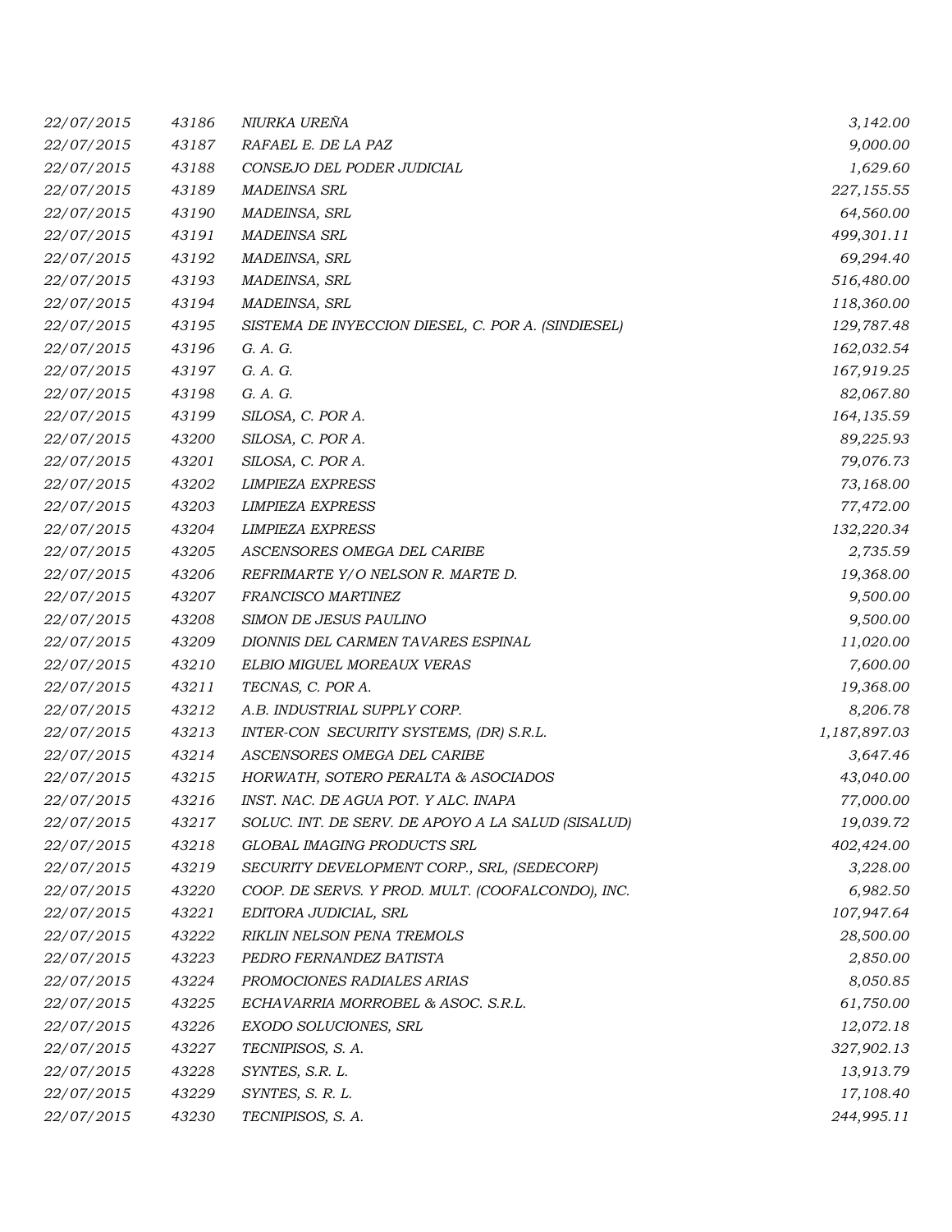| | | | |
|---|---|---|---|
| *22/07/2015* | *43186* | *NIURKA UREÑA* | *3,142.00* |
| *22/07/2015* | *43187* | *RAFAEL E. DE LA PAZ* | *9,000.00* |
| *22/07/2015* | *43188* | *CONSEJO DEL PODER JUDICIAL* | *1,629.60* |
| *22/07/2015* | *43189* | *MADEINSA SRL* | *227,155.55* |
| *22/07/2015* | *43190* | *MADEINSA, SRL* | *64,560.00* |
| *22/07/2015* | *43191* | *MADEINSA SRL* | *499,301.11* |
| *22/07/2015* | *43192* | *MADEINSA, SRL* | *69,294.40* |
| *22/07/2015* | *43193* | *MADEINSA, SRL* | *516,480.00* |
| *22/07/2015* | *43194* | *MADEINSA, SRL* | *118,360.00* |
| *22/07/2015* | *43195* | *SISTEMA DE INYECCION DIESEL, C. POR A. (SINDIESEL)* | *129,787.48* |
| *22/07/2015* | *43196* | *G. A. G.* | *162,032.54* |
| *22/07/2015* | *43197* | *G. A. G.* | *167,919.25* |
| *22/07/2015* | *43198* | *G. A. G.* | *82,067.80* |
| *22/07/2015* | *43199* | *SILOSA, C. POR A.* | *164,135.59* |
| *22/07/2015* | *43200* | *SILOSA, C. POR A.* | *89,225.93* |
| *22/07/2015* | *43201* | *SILOSA, C. POR A.* | *79,076.73* |
| *22/07/2015* | *43202* | *LIMPIEZA EXPRESS* | *73,168.00* |
| *22/07/2015* | *43203* | *LIMPIEZA EXPRESS* | *77,472.00* |
| *22/07/2015* | *43204* | *LIMPIEZA EXPRESS* | *132,220.34* |
| *22/07/2015* | *43205* | *ASCENSORES OMEGA DEL CARIBE* | *2,735.59* |
| *22/07/2015* | *43206* | *REFRIMARTE Y/O NELSON R. MARTE D.* | *19,368.00* |
| *22/07/2015* | *43207* | *FRANCISCO MARTINEZ* | *9,500.00* |
| *22/07/2015* | *43208* | *SIMON DE JESUS PAULINO* | *9,500.00* |
| *22/07/2015* | *43209* | *DIONNIS DEL CARMEN TAVARES ESPINAL* | *11,020.00* |
| *22/07/2015* | *43210* | *ELBIO MIGUEL MOREAUX VERAS* | *7,600.00* |
| *22/07/2015* | *43211* | *TECNAS, C. POR A.* | *19,368.00* |
| *22/07/2015* | *43212* | *A.B. INDUSTRIAL SUPPLY CORP.* | *8,206.78* |
| *22/07/2015* | *43213* | *INTER-CON SECURITY SYSTEMS, (DR) S.R.L.* | *1,187,897.03* |
| *22/07/2015* | *43214* | *ASCENSORES OMEGA DEL CARIBE* | *3,647.46* |
| *22/07/2015* | *43215* | *HORWATH, SOTERO PERALTA & ASOCIADOS* | *43,040.00* |
| *22/07/2015* | *43216* | *INST. NAC. DE AGUA POT. Y ALC. INAPA* | *77,000.00* |
| *22/07/2015* | *43217* | *SOLUC. INT. DE SERV. DE APOYO A LA SALUD (SISALUD)* | *19,039.72* |
| *22/07/2015* | *43218* | *GLOBAL IMAGING PRODUCTS SRL* | *402,424.00* |
| *22/07/2015* | *43219* | *SECURITY DEVELOPMENT CORP., SRL, (SEDECORP)* | *3,228.00* |
| *22/07/2015* | *43220* | *COOP. DE SERVS. Y PROD. MULT. (COOFALCONDO), INC.* | *6,982.50* |
| *22/07/2015* | *43221* | *EDITORA JUDICIAL, SRL* | *107,947.64* |
| *22/07/2015* | *43222* | *RIKLIN NELSON PENA TREMOLS* | *28,500.00* |
| *22/07/2015* | *43223* | *PEDRO FERNANDEZ BATISTA* | *2,850.00* |
| *22/07/2015* | *43224* | *PROMOCIONES RADIALES ARIAS* | *8,050.85* |
| *22/07/2015* | *43225* | *ECHAVARRIA MORROBEL & ASOC. S.R.L.* | *61,750.00* |
| *22/07/2015* | *43226* | *EXODO SOLUCIONES, SRL* | *12,072.18* |
| *22/07/2015* | *43227* | *TECNIPISOS, S. A.* | *327,902.13* |
| *22/07/2015* | *43228* | *SYNTES, S.R. L.* | *13,913.79* |
| *22/07/2015* | *43229* | *SYNTES, S. R. L.* | *17,108.40* |
| *22/07/2015* | *43230* | *TECNIPISOS, S. A.* | *244,995.11* |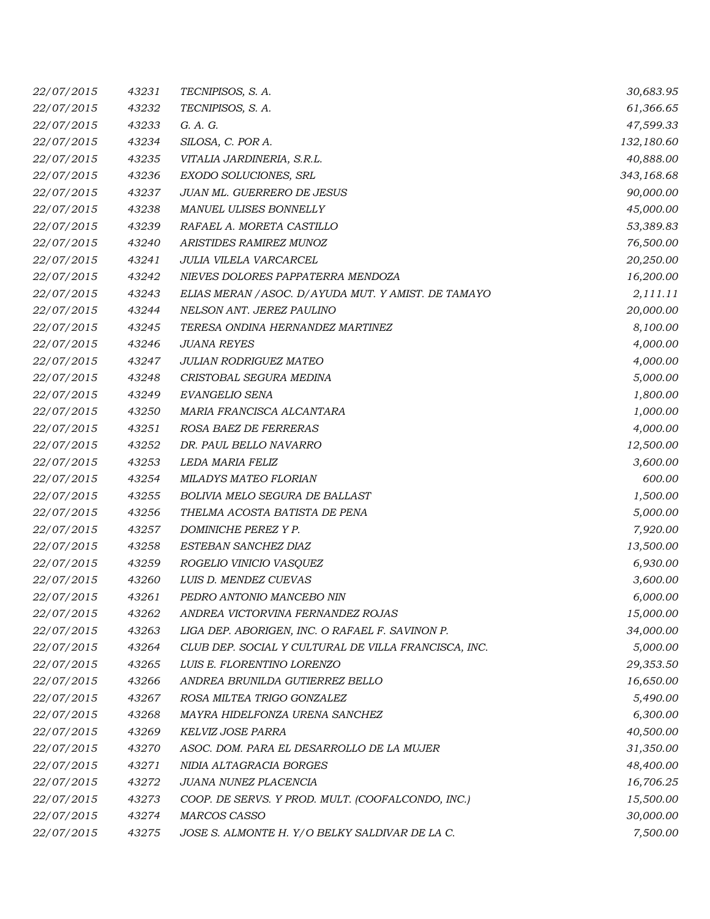| | | | |
|---|---|---|---|
| 22/07/2015 | 43231 | TECNIPISOS, S. A. | 30,683.95 |
| 22/07/2015 | 43232 | TECNIPISOS, S. A. | 61,366.65 |
| 22/07/2015 | 43233 | G. A. G. | 47,599.33 |
| 22/07/2015 | 43234 | SILOSA, C. POR A. | 132,180.60 |
| 22/07/2015 | 43235 | VITALIA JARDINERIA, S.R.L. | 40,888.00 |
| 22/07/2015 | 43236 | EXODO SOLUCIONES, SRL | 343,168.68 |
| 22/07/2015 | 43237 | JUAN ML. GUERRERO DE JESUS | 90,000.00 |
| 22/07/2015 | 43238 | MANUEL ULISES BONNELLY | 45,000.00 |
| 22/07/2015 | 43239 | RAFAEL A. MORETA CASTILLO | 53,389.83 |
| 22/07/2015 | 43240 | ARISTIDES RAMIREZ MUNOZ | 76,500.00 |
| 22/07/2015 | 43241 | JULIA VILELA VARCARCEL | 20,250.00 |
| 22/07/2015 | 43242 | NIEVES DOLORES PAPPATERRA MENDOZA | 16,200.00 |
| 22/07/2015 | 43243 | ELIAS MERAN /ASOC. D/AYUDA MUT. Y AMIST. DE TAMAYO | 2,111.11 |
| 22/07/2015 | 43244 | NELSON ANT. JEREZ PAULINO | 20,000.00 |
| 22/07/2015 | 43245 | TERESA ONDINA HERNANDEZ MARTINEZ | 8,100.00 |
| 22/07/2015 | 43246 | JUANA REYES | 4,000.00 |
| 22/07/2015 | 43247 | JULIAN RODRIGUEZ MATEO | 4,000.00 |
| 22/07/2015 | 43248 | CRISTOBAL SEGURA MEDINA | 5,000.00 |
| 22/07/2015 | 43249 | EVANGELIO SENA | 1,800.00 |
| 22/07/2015 | 43250 | MARIA FRANCISCA ALCANTARA | 1,000.00 |
| 22/07/2015 | 43251 | ROSA BAEZ DE FERRERAS | 4,000.00 |
| 22/07/2015 | 43252 | DR. PAUL BELLO NAVARRO | 12,500.00 |
| 22/07/2015 | 43253 | LEDA MARIA FELIZ | 3,600.00 |
| 22/07/2015 | 43254 | MILADYS MATEO FLORIAN | 600.00 |
| 22/07/2015 | 43255 | BOLIVIA MELO SEGURA DE BALLAST | 1,500.00 |
| 22/07/2015 | 43256 | THELMA ACOSTA BATISTA DE PENA | 5,000.00 |
| 22/07/2015 | 43257 | DOMINICHE PEREZ Y P. | 7,920.00 |
| 22/07/2015 | 43258 | ESTEBAN SANCHEZ DIAZ | 13,500.00 |
| 22/07/2015 | 43259 | ROGELIO VINICIO VASQUEZ | 6,930.00 |
| 22/07/2015 | 43260 | LUIS D. MENDEZ CUEVAS | 3,600.00 |
| 22/07/2015 | 43261 | PEDRO ANTONIO MANCEBO NIN | 6,000.00 |
| 22/07/2015 | 43262 | ANDREA VICTORVINA FERNANDEZ ROJAS | 15,000.00 |
| 22/07/2015 | 43263 | LIGA DEP. ABORIGEN, INC. O RAFAEL F. SAVINON P. | 34,000.00 |
| 22/07/2015 | 43264 | CLUB DEP. SOCIAL Y CULTURAL DE VILLA FRANCISCA, INC. | 5,000.00 |
| 22/07/2015 | 43265 | LUIS E. FLORENTINO LORENZO | 29,353.50 |
| 22/07/2015 | 43266 | ANDREA BRUNILDA GUTIERREZ BELLO | 16,650.00 |
| 22/07/2015 | 43267 | ROSA MILTEA TRIGO GONZALEZ | 5,490.00 |
| 22/07/2015 | 43268 | MAYRA HIDELFONZA URENA SANCHEZ | 6,300.00 |
| 22/07/2015 | 43269 | KELVIZ JOSE PARRA | 40,500.00 |
| 22/07/2015 | 43270 | ASOC. DOM. PARA EL DESARROLLO DE LA MUJER | 31,350.00 |
| 22/07/2015 | 43271 | NIDIA ALTAGRACIA BORGES | 48,400.00 |
| 22/07/2015 | 43272 | JUANA NUNEZ PLACENCIA | 16,706.25 |
| 22/07/2015 | 43273 | COOP. DE SERVS. Y PROD. MULT. (COOFALCONDO, INC.) | 15,500.00 |
| 22/07/2015 | 43274 | MARCOS CASSO | 30,000.00 |
| 22/07/2015 | 43275 | JOSE S. ALMONTE H. Y/O BELKY SALDIVAR DE LA C. | 7,500.00 |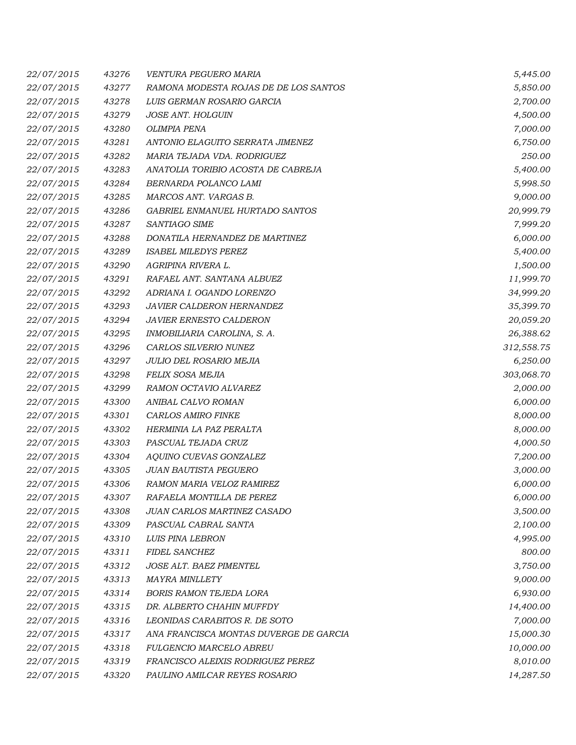| | | | |
|---|---|---|---|
| *22/07/2015* | *43276* | *VENTURA PEGUERO MARIA* | *5,445.00* |
| *22/07/2015* | *43277* | *RAMONA MODESTA ROJAS DE DE LOS SANTOS* | *5,850.00* |
| *22/07/2015* | *43278* | *LUIS GERMAN ROSARIO GARCIA* | *2,700.00* |
| *22/07/2015* | *43279* | *JOSE ANT. HOLGUIN* | *4,500.00* |
| *22/07/2015* | *43280* | *OLIMPIA PENA* | *7,000.00* |
| *22/07/2015* | *43281* | *ANTONIO ELAGUITO SERRATA JIMENEZ* | *6,750.00* |
| *22/07/2015* | *43282* | *MARIA TEJADA VDA. RODRIGUEZ* | *250.00* |
| *22/07/2015* | *43283* | *ANATOLIA TORIBIO ACOSTA DE CABREJA* | *5,400.00* |
| *22/07/2015* | *43284* | *BERNARDA POLANCO LAMI* | *5,998.50* |
| *22/07/2015* | *43285* | *MARCOS ANT. VARGAS B.* | *9,000.00* |
| *22/07/2015* | *43286* | *GABRIEL ENMANUEL HURTADO SANTOS* | *20,999.79* |
| *22/07/2015* | *43287* | *SANTIAGO SIME* | *7,999.20* |
| *22/07/2015* | *43288* | *DONATILA HERNANDEZ DE MARTINEZ* | *6,000.00* |
| *22/07/2015* | *43289* | *ISABEL MILEDYS PEREZ* | *5,400.00* |
| *22/07/2015* | *43290* | *AGRIPINA RIVERA L.* | *1,500.00* |
| *22/07/2015* | *43291* | *RAFAEL ANT. SANTANA ALBUEZ* | *11,999.70* |
| *22/07/2015* | *43292* | *ADRIANA I. OGANDO LORENZO* | *34,999.20* |
| *22/07/2015* | *43293* | *JAVIER CALDERON HERNANDEZ* | *35,399.70* |
| *22/07/2015* | *43294* | *JAVIER ERNESTO CALDERON* | *20,059.20* |
| *22/07/2015* | *43295* | *INMOBILIARIA CAROLINA, S. A.* | *26,388.62* |
| *22/07/2015* | *43296* | *CARLOS SILVERIO NUNEZ* | *312,558.75* |
| *22/07/2015* | *43297* | *JULIO DEL ROSARIO MEJIA* | *6,250.00* |
| *22/07/2015* | *43298* | *FELIX SOSA MEJIA* | *303,068.70* |
| *22/07/2015* | *43299* | *RAMON OCTAVIO ALVAREZ* | *2,000.00* |
| *22/07/2015* | *43300* | *ANIBAL CALVO ROMAN* | *6,000.00* |
| *22/07/2015* | *43301* | *CARLOS AMIRO FINKE* | *8,000.00* |
| *22/07/2015* | *43302* | *HERMINIA LA PAZ PERALTA* | *8,000.00* |
| *22/07/2015* | *43303* | *PASCUAL TEJADA CRUZ* | *4,000.50* |
| *22/07/2015* | *43304* | *AQUINO CUEVAS GONZALEZ* | *7,200.00* |
| *22/07/2015* | *43305* | *JUAN BAUTISTA PEGUERO* | *3,000.00* |
| *22/07/2015* | *43306* | *RAMON MARIA VELOZ RAMIREZ* | *6,000.00* |
| *22/07/2015* | *43307* | *RAFAELA MONTILLA DE PEREZ* | *6,000.00* |
| *22/07/2015* | *43308* | *JUAN CARLOS MARTINEZ CASADO* | *3,500.00* |
| *22/07/2015* | *43309* | *PASCUAL CABRAL SANTA* | *2,100.00* |
| *22/07/2015* | *43310* | *LUIS PINA LEBRON* | *4,995.00* |
| *22/07/2015* | *43311* | *FIDEL SANCHEZ* | *800.00* |
| *22/07/2015* | *43312* | *JOSE ALT. BAEZ PIMENTEL* | *3,750.00* |
| *22/07/2015* | *43313* | *MAYRA MINLLETY* | *9,000.00* |
| *22/07/2015* | *43314* | *BORIS RAMON TEJEDA LORA* | *6,930.00* |
| *22/07/2015* | *43315* | *DR. ALBERTO CHAHIN MUFFDY* | *14,400.00* |
| *22/07/2015* | *43316* | *LEONIDAS CARABITOS R. DE SOTO* | *7,000.00* |
| *22/07/2015* | *43317* | *ANA FRANCISCA MONTAS DUVERGE DE GARCIA* | *15,000.30* |
| *22/07/2015* | *43318* | *FULGENCIO MARCELO ABREU* | *10,000.00* |
| *22/07/2015* | *43319* | *FRANCISCO ALEIXIS RODRIGUEZ PEREZ* | *8,010.00* |
| *22/07/2015* | *43320* | *PAULINO AMILCAR REYES ROSARIO* | *14,287.50* |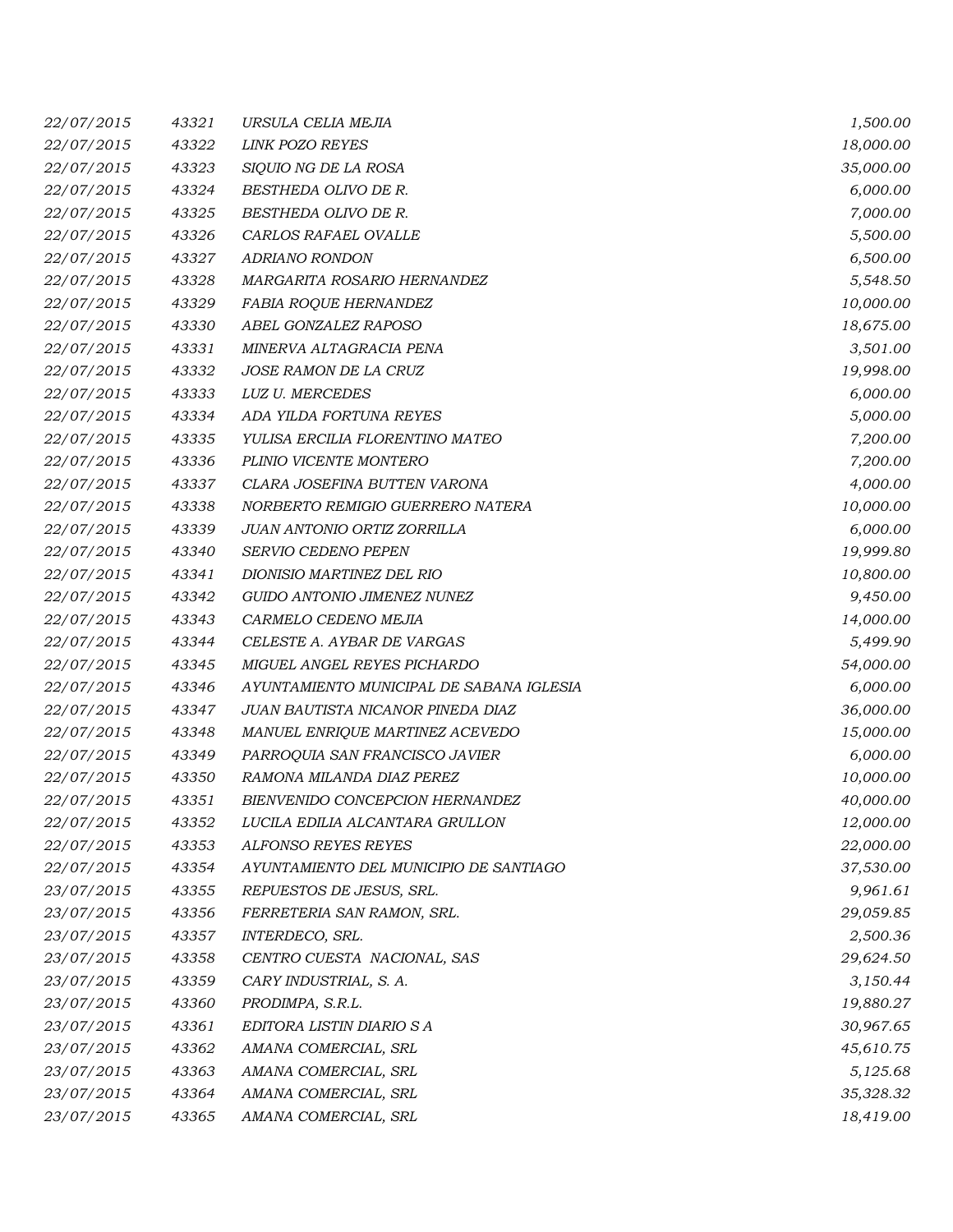| | | | |
|---|---|---|---|
| *22/07/2015* | *43321* | *URSULA CELIA MEJIA* | *1,500.00* |
| *22/07/2015* | *43322* | *LINK POZO REYES* | *18,000.00* |
| *22/07/2015* | *43323* | *SIQUIO NG DE LA ROSA* | *35,000.00* |
| *22/07/2015* | *43324* | *BESTHEDA OLIVO DE R.* | *6,000.00* |
| *22/07/2015* | *43325* | *BESTHEDA OLIVO DE R.* | *7,000.00* |
| *22/07/2015* | *43326* | *CARLOS RAFAEL OVALLE* | *5,500.00* |
| *22/07/2015* | *43327* | *ADRIANO RONDON* | *6,500.00* |
| *22/07/2015* | *43328* | *MARGARITA ROSARIO HERNANDEZ* | *5,548.50* |
| *22/07/2015* | *43329* | *FABIA ROQUE HERNANDEZ* | *10,000.00* |
| *22/07/2015* | *43330* | *ABEL GONZALEZ RAPOSO* | *18,675.00* |
| *22/07/2015* | *43331* | *MINERVA ALTAGRACIA PENA* | *3,501.00* |
| *22/07/2015* | *43332* | *JOSE RAMON DE LA CRUZ* | *19,998.00* |
| *22/07/2015* | *43333* | *LUZ U. MERCEDES* | *6,000.00* |
| *22/07/2015* | *43334* | *ADA YILDA FORTUNA REYES* | *5,000.00* |
| *22/07/2015* | *43335* | *YULISA ERCILIA FLORENTINO MATEO* | *7,200.00* |
| *22/07/2015* | *43336* | *PLINIO VICENTE MONTERO* | *7,200.00* |
| *22/07/2015* | *43337* | *CLARA JOSEFINA BUTTEN VARONA* | *4,000.00* |
| *22/07/2015* | *43338* | *NORBERTO REMIGIO GUERRERO NATERA* | *10,000.00* |
| *22/07/2015* | *43339* | *JUAN ANTONIO ORTIZ ZORRILLA* | *6,000.00* |
| *22/07/2015* | *43340* | *SERVIO CEDENO PEPEN* | *19,999.80* |
| *22/07/2015* | *43341* | *DIONISIO MARTINEZ DEL RIO* | *10,800.00* |
| *22/07/2015* | *43342* | *GUIDO ANTONIO JIMENEZ NUNEZ* | *9,450.00* |
| *22/07/2015* | *43343* | *CARMELO CEDENO MEJIA* | *14,000.00* |
| *22/07/2015* | *43344* | *CELESTE A. AYBAR DE VARGAS* | *5,499.90* |
| *22/07/2015* | *43345* | *MIGUEL ANGEL REYES PICHARDO* | *54,000.00* |
| *22/07/2015* | *43346* | *AYUNTAMIENTO MUNICIPAL DE SABANA IGLESIA* | *6,000.00* |
| *22/07/2015* | *43347* | *JUAN BAUTISTA NICANOR PINEDA DIAZ* | *36,000.00* |
| *22/07/2015* | *43348* | *MANUEL ENRIQUE MARTINEZ ACEVEDO* | *15,000.00* |
| *22/07/2015* | *43349* | *PARROQUIA SAN FRANCISCO JAVIER* | *6,000.00* |
| *22/07/2015* | *43350* | *RAMONA MILANDA DIAZ PEREZ* | *10,000.00* |
| *22/07/2015* | *43351* | *BIENVENIDO CONCEPCION HERNANDEZ* | *40,000.00* |
| *22/07/2015* | *43352* | *LUCILA EDILIA ALCANTARA GRULLON* | *12,000.00* |
| *22/07/2015* | *43353* | *ALFONSO REYES REYES* | *22,000.00* |
| *22/07/2015* | *43354* | *AYUNTAMIENTO DEL MUNICIPIO DE SANTIAGO* | *37,530.00* |
| *23/07/2015* | *43355* | *REPUESTOS DE JESUS, SRL.* | *9,961.61* |
| *23/07/2015* | *43356* | *FERRETERIA SAN RAMON, SRL.* | *29,059.85* |
| *23/07/2015* | *43357* | *INTERDECO, SRL.* | *2,500.36* |
| *23/07/2015* | *43358* | *CENTRO CUESTA NACIONAL, SAS* | *29,624.50* |
| *23/07/2015* | *43359* | *CARY INDUSTRIAL, S. A.* | *3,150.44* |
| *23/07/2015* | *43360* | *PRODIMPA, S.R.L.* | *19,880.27* |
| *23/07/2015* | *43361* | *EDITORA LISTIN DIARIO S A* | *30,967.65* |
| *23/07/2015* | *43362* | *AMANA COMERCIAL, SRL* | *45,610.75* |
| *23/07/2015* | *43363* | *AMANA COMERCIAL, SRL* | *5,125.68* |
| *23/07/2015* | *43364* | *AMANA COMERCIAL, SRL* | *35,328.32* |
| *23/07/2015* | *43365* | *AMANA COMERCIAL, SRL* | *18,419.00* |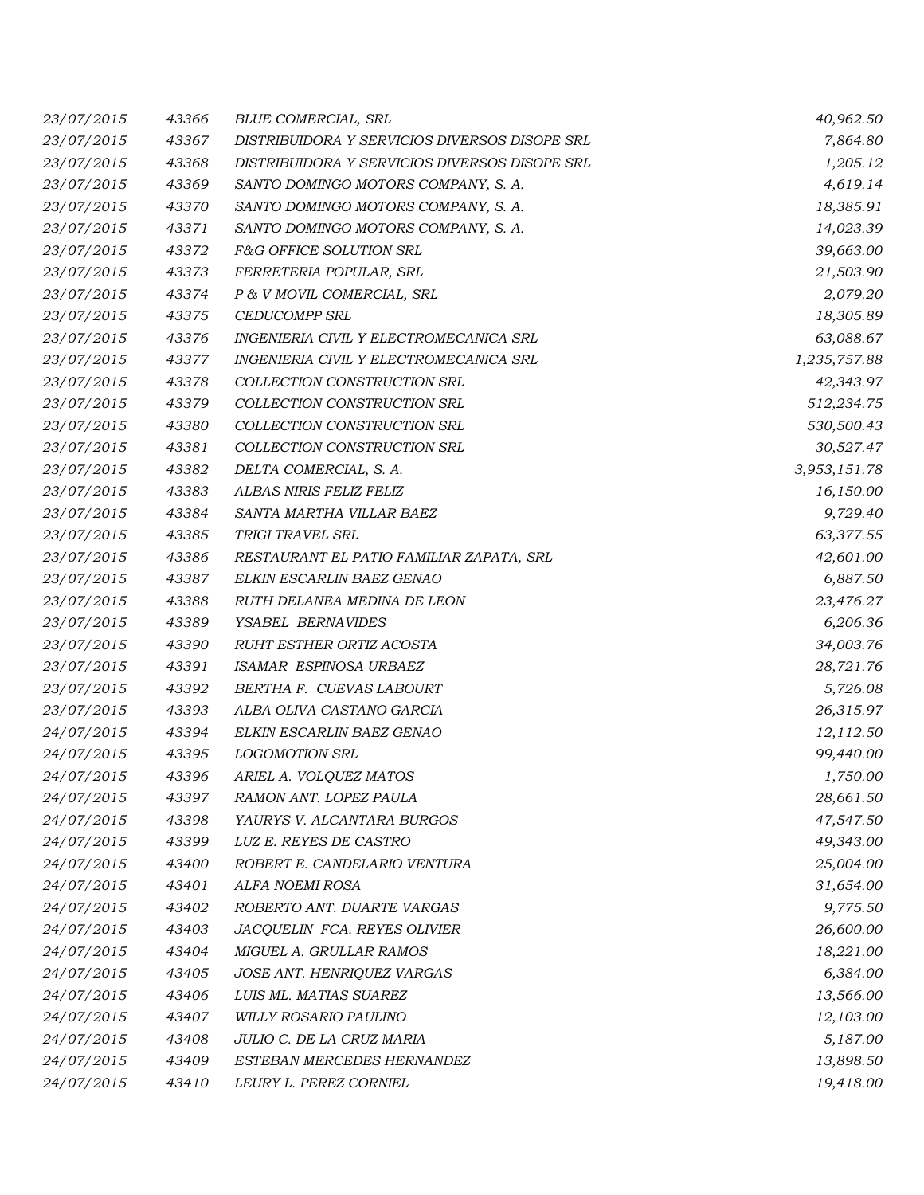| | | | |
|---|---|---|---|
| 23/07/2015 | 43366 | BLUE COMERCIAL, SRL | 40,962.50 |
| 23/07/2015 | 43367 | DISTRIBUIDORA Y SERVICIOS DIVERSOS DISOPE SRL | 7,864.80 |
| 23/07/2015 | 43368 | DISTRIBUIDORA Y SERVICIOS DIVERSOS DISOPE SRL | 1,205.12 |
| 23/07/2015 | 43369 | SANTO DOMINGO MOTORS COMPANY, S. A. | 4,619.14 |
| 23/07/2015 | 43370 | SANTO DOMINGO MOTORS COMPANY, S. A. | 18,385.91 |
| 23/07/2015 | 43371 | SANTO DOMINGO MOTORS COMPANY, S. A. | 14,023.39 |
| 23/07/2015 | 43372 | F&G OFFICE SOLUTION SRL | 39,663.00 |
| 23/07/2015 | 43373 | FERRETERIA POPULAR, SRL | 21,503.90 |
| 23/07/2015 | 43374 | P & V MOVIL COMERCIAL, SRL | 2,079.20 |
| 23/07/2015 | 43375 | CEDUCOMPP SRL | 18,305.89 |
| 23/07/2015 | 43376 | INGENIERIA CIVIL Y ELECTROMECANICA SRL | 63,088.67 |
| 23/07/2015 | 43377 | INGENIERIA CIVIL Y ELECTROMECANICA SRL | 1,235,757.88 |
| 23/07/2015 | 43378 | COLLECTION CONSTRUCTION SRL | 42,343.97 |
| 23/07/2015 | 43379 | COLLECTION CONSTRUCTION SRL | 512,234.75 |
| 23/07/2015 | 43380 | COLLECTION CONSTRUCTION SRL | 530,500.43 |
| 23/07/2015 | 43381 | COLLECTION CONSTRUCTION SRL | 30,527.47 |
| 23/07/2015 | 43382 | DELTA COMERCIAL, S. A. | 3,953,151.78 |
| 23/07/2015 | 43383 | ALBAS NIRIS FELIZ FELIZ | 16,150.00 |
| 23/07/2015 | 43384 | SANTA MARTHA VILLAR BAEZ | 9,729.40 |
| 23/07/2015 | 43385 | TRIGI TRAVEL SRL | 63,377.55 |
| 23/07/2015 | 43386 | RESTAURANT EL PATIO FAMILIAR ZAPATA, SRL | 42,601.00 |
| 23/07/2015 | 43387 | ELKIN ESCARLIN BAEZ GENAO | 6,887.50 |
| 23/07/2015 | 43388 | RUTH DELANEA MEDINA DE LEON | 23,476.27 |
| 23/07/2015 | 43389 | YSABEL BERNAVIDES | 6,206.36 |
| 23/07/2015 | 43390 | RUHT ESTHER ORTIZ ACOSTA | 34,003.76 |
| 23/07/2015 | 43391 | ISAMAR ESPINOSA URBAEZ | 28,721.76 |
| 23/07/2015 | 43392 | BERTHA F. CUEVAS LABOURT | 5,726.08 |
| 23/07/2015 | 43393 | ALBA OLIVA CASTANO GARCIA | 26,315.97 |
| 24/07/2015 | 43394 | ELKIN ESCARLIN BAEZ GENAO | 12,112.50 |
| 24/07/2015 | 43395 | LOGOMOTION SRL | 99,440.00 |
| 24/07/2015 | 43396 | ARIEL A. VOLQUEZ MATOS | 1,750.00 |
| 24/07/2015 | 43397 | RAMON ANT. LOPEZ PAULA | 28,661.50 |
| 24/07/2015 | 43398 | YAURYS V. ALCANTARA BURGOS | 47,547.50 |
| 24/07/2015 | 43399 | LUZ E. REYES DE CASTRO | 49,343.00 |
| 24/07/2015 | 43400 | ROBERT E. CANDELARIO VENTURA | 25,004.00 |
| 24/07/2015 | 43401 | ALFA NOEMI ROSA | 31,654.00 |
| 24/07/2015 | 43402 | ROBERTO ANT. DUARTE VARGAS | 9,775.50 |
| 24/07/2015 | 43403 | JACQUELIN FCA. REYES OLIVIER | 26,600.00 |
| 24/07/2015 | 43404 | MIGUEL A. GRULLAR RAMOS | 18,221.00 |
| 24/07/2015 | 43405 | JOSE ANT. HENRIQUEZ VARGAS | 6,384.00 |
| 24/07/2015 | 43406 | LUIS ML. MATIAS SUAREZ | 13,566.00 |
| 24/07/2015 | 43407 | WILLY ROSARIO PAULINO | 12,103.00 |
| 24/07/2015 | 43408 | JULIO C. DE LA CRUZ MARIA | 5,187.00 |
| 24/07/2015 | 43409 | ESTEBAN MERCEDES HERNANDEZ | 13,898.50 |
| 24/07/2015 | 43410 | LEURY L. PEREZ CORNIEL | 19,418.00 |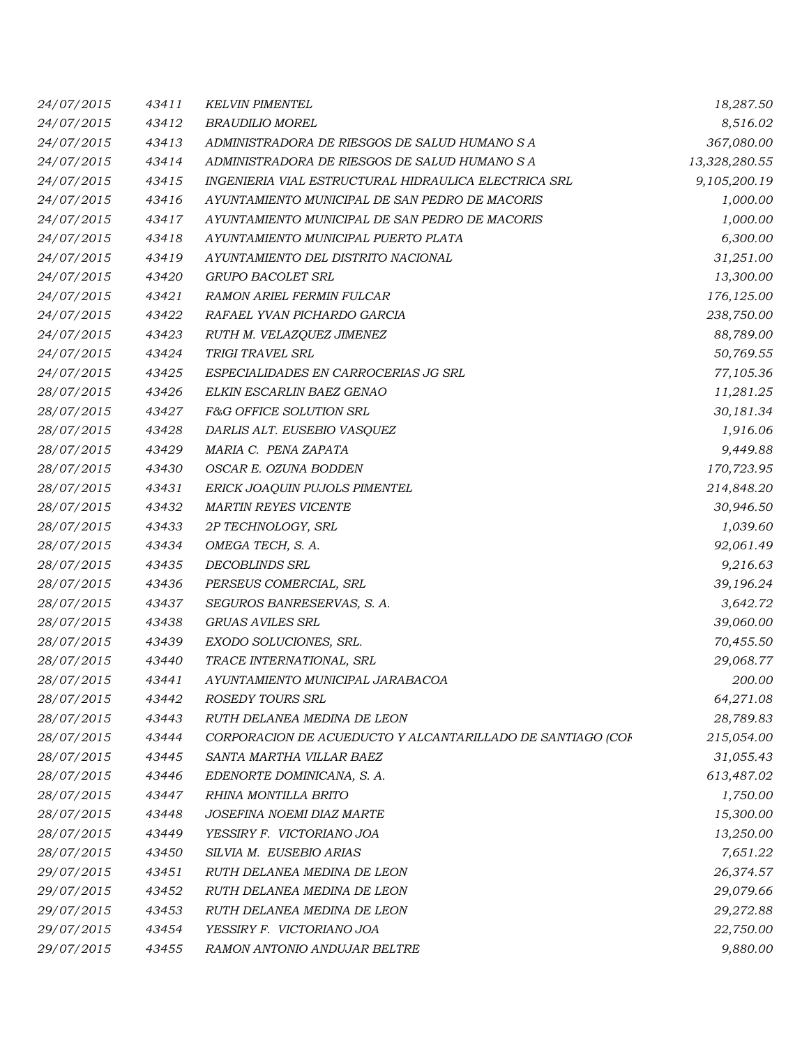| | | | |
|---|---|---|---|
| *24/07/2015* | *43411* | *KELVIN PIMENTEL* | *18,287.50* |
| *24/07/2015* | *43412* | *BRAUDILIO MOREL* | *8,516.02* |
| *24/07/2015* | *43413* | *ADMINISTRADORA DE RIESGOS DE SALUD HUMANO S A* | *367,080.00* |
| *24/07/2015* | *43414* | *ADMINISTRADORA DE RIESGOS DE SALUD HUMANO S A* | *13,328,280.55* |
| *24/07/2015* | *43415* | *INGENIERIA VIAL ESTRUCTURAL HIDRAULICA ELECTRICA SRL* | *9,105,200.19* |
| *24/07/2015* | *43416* | *AYUNTAMIENTO MUNICIPAL DE SAN PEDRO DE MACORIS* | *1,000.00* |
| *24/07/2015* | *43417* | *AYUNTAMIENTO MUNICIPAL DE SAN PEDRO DE MACORIS* | *1,000.00* |
| *24/07/2015* | *43418* | *AYUNTAMIENTO MUNICIPAL PUERTO PLATA* | *6,300.00* |
| *24/07/2015* | *43419* | *AYUNTAMIENTO DEL DISTRITO NACIONAL* | *31,251.00* |
| *24/07/2015* | *43420* | *GRUPO BACOLET SRL* | *13,300.00* |
| *24/07/2015* | *43421* | *RAMON ARIEL FERMIN FULCAR* | *176,125.00* |
| *24/07/2015* | *43422* | *RAFAEL YVAN PICHARDO GARCIA* | *238,750.00* |
| *24/07/2015* | *43423* | *RUTH M. VELAZQUEZ JIMENEZ* | *88,789.00* |
| *24/07/2015* | *43424* | *TRIGI TRAVEL SRL* | *50,769.55* |
| *24/07/2015* | *43425* | *ESPECIALIDADES EN CARROCERIAS JG SRL* | *77,105.36* |
| *28/07/2015* | *43426* | *ELKIN ESCARLIN BAEZ GENAO* | *11,281.25* |
| *28/07/2015* | *43427* | *F&G OFFICE SOLUTION SRL* | *30,181.34* |
| *28/07/2015* | *43428* | *DARLIS ALT. EUSEBIO VASQUEZ* | *1,916.06* |
| *28/07/2015* | *43429* | *MARIA C.  PENA ZAPATA* | *9,449.88* |
| *28/07/2015* | *43430* | *OSCAR E. OZUNA BODDEN* | *170,723.95* |
| *28/07/2015* | *43431* | *ERICK JOAQUIN PUJOLS PIMENTEL* | *214,848.20* |
| *28/07/2015* | *43432* | *MARTIN REYES VICENTE* | *30,946.50* |
| *28/07/2015* | *43433* | *2P TECHNOLOGY, SRL* | *1,039.60* |
| *28/07/2015* | *43434* | *OMEGA TECH, S. A.* | *92,061.49* |
| *28/07/2015* | *43435* | *DECOBLINDS SRL* | *9,216.63* |
| *28/07/2015* | *43436* | *PERSEUS COMERCIAL, SRL* | *39,196.24* |
| *28/07/2015* | *43437* | *SEGUROS BANRESERVAS, S. A.* | *3,642.72* |
| *28/07/2015* | *43438* | *GRUAS AVILES SRL* | *39,060.00* |
| *28/07/2015* | *43439* | *EXODO SOLUCIONES, SRL.* | *70,455.50* |
| *28/07/2015* | *43440* | *TRACE INTERNATIONAL, SRL* | *29,068.77* |
| *28/07/2015* | *43441* | *AYUNTAMIENTO MUNICIPAL JARABACOA* | *200.00* |
| *28/07/2015* | *43442* | *ROSEDY TOURS SRL* | *64,271.08* |
| *28/07/2015* | *43443* | *RUTH DELANEA MEDINA DE LEON* | *28,789.83* |
| *28/07/2015* | *43444* | *CORPORACION DE ACUEDUCTO Y ALCANTARILLADO DE SANTIAGO (COI* | *215,054.00* |
| *28/07/2015* | *43445* | *SANTA MARTHA VILLAR BAEZ* | *31,055.43* |
| *28/07/2015* | *43446* | *EDENORTE DOMINICANA, S. A.* | *613,487.02* |
| *28/07/2015* | *43447* | *RHINA MONTILLA BRITO* | *1,750.00* |
| *28/07/2015* | *43448* | *JOSEFINA NOEMI DIAZ MARTE* | *15,300.00* |
| *28/07/2015* | *43449* | *YESSIRY F.  VICTORIANO JOA* | *13,250.00* |
| *28/07/2015* | *43450* | *SILVIA M.  EUSEBIO ARIAS* | *7,651.22* |
| *29/07/2015* | *43451* | *RUTH DELANEA MEDINA DE LEON* | *26,374.57* |
| *29/07/2015* | *43452* | *RUTH DELANEA MEDINA DE LEON* | *29,079.66* |
| *29/07/2015* | *43453* | *RUTH DELANEA MEDINA DE LEON* | *29,272.88* |
| *29/07/2015* | *43454* | *YESSIRY F.  VICTORIANO JOA* | *22,750.00* |
| *29/07/2015* | *43455* | *RAMON ANTONIO ANDUJAR BELTRE* | *9,880.00* |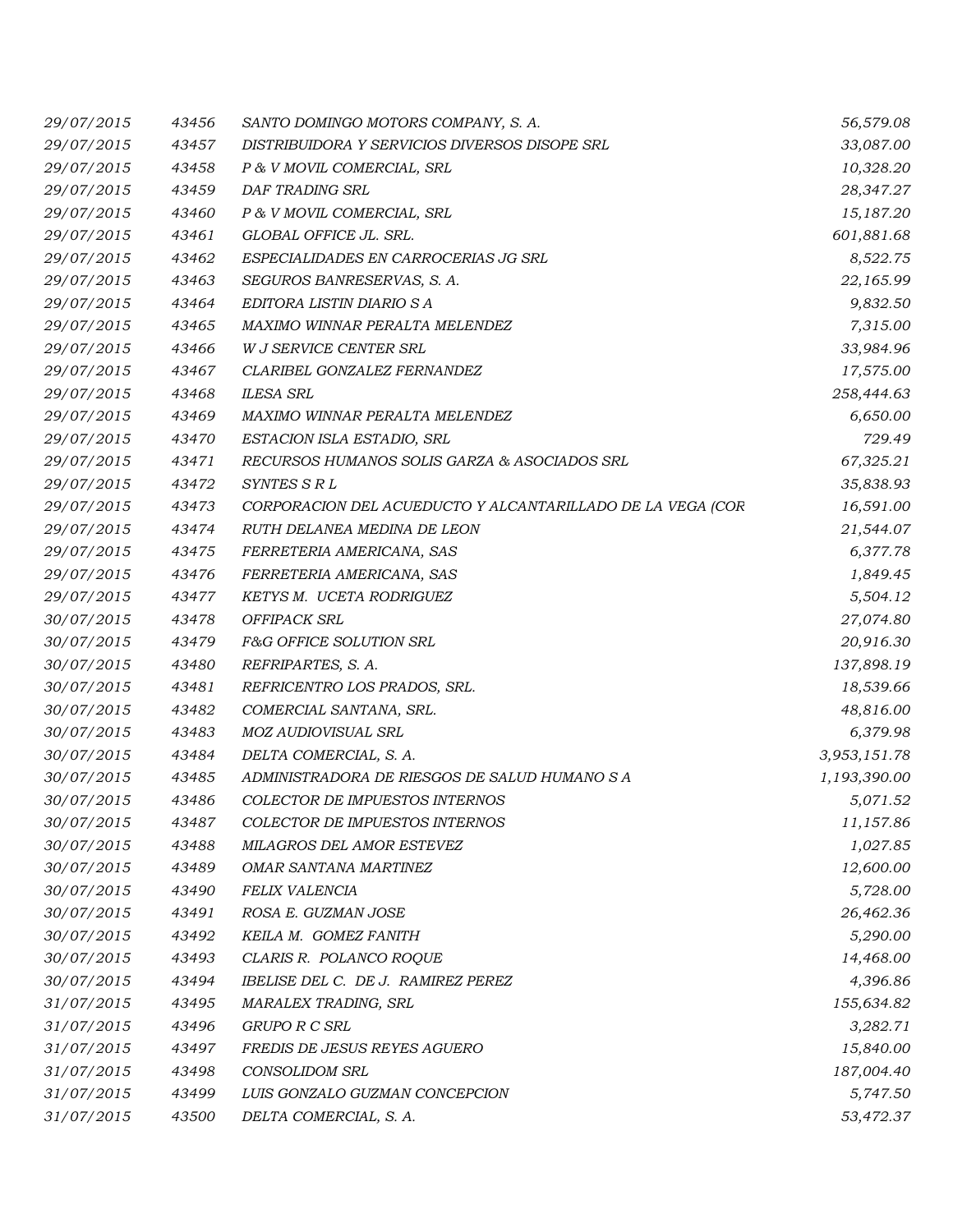| | | | |
|---|---|---|---|
| 29/07/2015 | 43456 | SANTO DOMINGO MOTORS COMPANY, S. A. | 56,579.08 |
| 29/07/2015 | 43457 | DISTRIBUIDORA Y SERVICIOS DIVERSOS DISOPE SRL | 33,087.00 |
| 29/07/2015 | 43458 | P & V MOVIL COMERCIAL, SRL | 10,328.20 |
| 29/07/2015 | 43459 | DAF TRADING SRL | 28,347.27 |
| 29/07/2015 | 43460 | P & V MOVIL COMERCIAL, SRL | 15,187.20 |
| 29/07/2015 | 43461 | GLOBAL OFFICE JL. SRL. | 601,881.68 |
| 29/07/2015 | 43462 | ESPECIALIDADES EN CARROCERIAS JG SRL | 8,522.75 |
| 29/07/2015 | 43463 | SEGUROS BANRESERVAS, S. A. | 22,165.99 |
| 29/07/2015 | 43464 | EDITORA LISTIN DIARIO S A | 9,832.50 |
| 29/07/2015 | 43465 | MAXIMO WINNAR PERALTA MELENDEZ | 7,315.00 |
| 29/07/2015 | 43466 | W J SERVICE CENTER SRL | 33,984.96 |
| 29/07/2015 | 43467 | CLARIBEL GONZALEZ FERNANDEZ | 17,575.00 |
| 29/07/2015 | 43468 | ILESA SRL | 258,444.63 |
| 29/07/2015 | 43469 | MAXIMO WINNAR PERALTA MELENDEZ | 6,650.00 |
| 29/07/2015 | 43470 | ESTACION ISLA ESTADIO, SRL | 729.49 |
| 29/07/2015 | 43471 | RECURSOS HUMANOS SOLIS GARZA & ASOCIADOS SRL | 67,325.21 |
| 29/07/2015 | 43472 | SYNTES S R L | 35,838.93 |
| 29/07/2015 | 43473 | CORPORACION DEL ACUEDUCTO Y ALCANTARILLADO DE LA VEGA (COR | 16,591.00 |
| 29/07/2015 | 43474 | RUTH DELANEA MEDINA DE LEON | 21,544.07 |
| 29/07/2015 | 43475 | FERRETERIA AMERICANA, SAS | 6,377.78 |
| 29/07/2015 | 43476 | FERRETERIA AMERICANA, SAS | 1,849.45 |
| 29/07/2015 | 43477 | KETYS M. UCETA RODRIGUEZ | 5,504.12 |
| 30/07/2015 | 43478 | OFFIPACK SRL | 27,074.80 |
| 30/07/2015 | 43479 | F&G OFFICE SOLUTION SRL | 20,916.30 |
| 30/07/2015 | 43480 | REFRIPARTES, S. A. | 137,898.19 |
| 30/07/2015 | 43481 | REFRICENTRO LOS PRADOS, SRL. | 18,539.66 |
| 30/07/2015 | 43482 | COMERCIAL SANTANA, SRL. | 48,816.00 |
| 30/07/2015 | 43483 | MOZ AUDIOVISUAL SRL | 6,379.98 |
| 30/07/2015 | 43484 | DELTA COMERCIAL, S. A. | 3,953,151.78 |
| 30/07/2015 | 43485 | ADMINISTRADORA DE RIESGOS DE SALUD HUMANO S A | 1,193,390.00 |
| 30/07/2015 | 43486 | COLECTOR DE IMPUESTOS INTERNOS | 5,071.52 |
| 30/07/2015 | 43487 | COLECTOR DE IMPUESTOS INTERNOS | 11,157.86 |
| 30/07/2015 | 43488 | MILAGROS DEL AMOR ESTEVEZ | 1,027.85 |
| 30/07/2015 | 43489 | OMAR SANTANA MARTINEZ | 12,600.00 |
| 30/07/2015 | 43490 | FELIX VALENCIA | 5,728.00 |
| 30/07/2015 | 43491 | ROSA E. GUZMAN JOSE | 26,462.36 |
| 30/07/2015 | 43492 | KEILA M. GOMEZ FANITH | 5,290.00 |
| 30/07/2015 | 43493 | CLARIS R. POLANCO ROQUE | 14,468.00 |
| 30/07/2015 | 43494 | IBELISE DEL C. DE J. RAMIREZ PEREZ | 4,396.86 |
| 31/07/2015 | 43495 | MARALEX TRADING, SRL | 155,634.82 |
| 31/07/2015 | 43496 | GRUPO R C SRL | 3,282.71 |
| 31/07/2015 | 43497 | FREDIS DE JESUS REYES AGUERO | 15,840.00 |
| 31/07/2015 | 43498 | CONSOLIDOM SRL | 187,004.40 |
| 31/07/2015 | 43499 | LUIS GONZALO GUZMAN CONCEPCION | 5,747.50 |
| 31/07/2015 | 43500 | DELTA COMERCIAL, S. A. | 53,472.37 |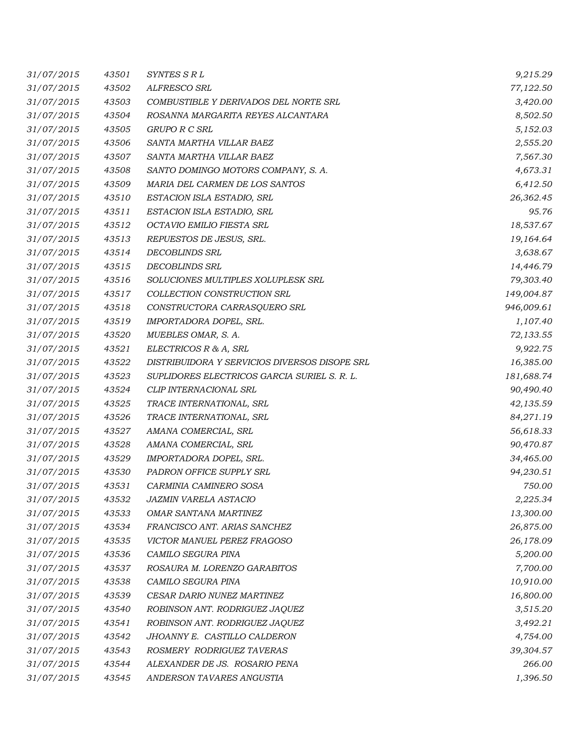| | | | |
|---|---|---|---|
| *31/07/2015* | *43501* | *SYNTES S R L* | *9,215.29* |
| *31/07/2015* | *43502* | *ALFRESCO SRL* | *77,122.50* |
| *31/07/2015* | *43503* | *COMBUSTIBLE Y DERIVADOS DEL NORTE SRL* | *3,420.00* |
| *31/07/2015* | *43504* | *ROSANNA MARGARITA REYES ALCANTARA* | *8,502.50* |
| *31/07/2015* | *43505* | *GRUPO R C SRL* | *5,152.03* |
| *31/07/2015* | *43506* | *SANTA MARTHA VILLAR BAEZ* | *2,555.20* |
| *31/07/2015* | *43507* | *SANTA MARTHA VILLAR BAEZ* | *7,567.30* |
| *31/07/2015* | *43508* | *SANTO DOMINGO MOTORS COMPANY, S. A.* | *4,673.31* |
| *31/07/2015* | *43509* | *MARIA DEL CARMEN DE LOS SANTOS* | *6,412.50* |
| *31/07/2015* | *43510* | *ESTACION ISLA ESTADIO, SRL* | *26,362.45* |
| *31/07/2015* | *43511* | *ESTACION ISLA ESTADIO, SRL* | *95.76* |
| *31/07/2015* | *43512* | *OCTAVIO EMILIO FIESTA SRL* | *18,537.67* |
| *31/07/2015* | *43513* | *REPUESTOS DE JESUS, SRL.* | *19,164.64* |
| *31/07/2015* | *43514* | *DECOBLINDS SRL* | *3,638.67* |
| *31/07/2015* | *43515* | *DECOBLINDS SRL* | *14,446.79* |
| *31/07/2015* | *43516* | *SOLUCIONES MULTIPLES XOLUPLESK SRL* | *79,303.40* |
| *31/07/2015* | *43517* | *COLLECTION CONSTRUCTION SRL* | *149,004.87* |
| *31/07/2015* | *43518* | *CONSTRUCTORA CARRASQUERO SRL* | *946,009.61* |
| *31/07/2015* | *43519* | *IMPORTADORA DOPEL, SRL.* | *1,107.40* |
| *31/07/2015* | *43520* | *MUEBLES OMAR, S. A.* | *72,133.55* |
| *31/07/2015* | *43521* | *ELECTRICOS R & A, SRL* | *9,922.75* |
| *31/07/2015* | *43522* | *DISTRIBUIDORA Y SERVICIOS DIVERSOS DISOPE SRL* | *16,385.00* |
| *31/07/2015* | *43523* | *SUPLIDORES ELECTRICOS GARCIA SURIEL S. R. L.* | *181,688.74* |
| *31/07/2015* | *43524* | *CLIP INTERNACIONAL SRL* | *90,490.40* |
| *31/07/2015* | *43525* | *TRACE INTERNATIONAL, SRL* | *42,135.59* |
| *31/07/2015* | *43526* | *TRACE INTERNATIONAL, SRL* | *84,271.19* |
| *31/07/2015* | *43527* | *AMANA COMERCIAL, SRL* | *56,618.33* |
| *31/07/2015* | *43528* | *AMANA COMERCIAL, SRL* | *90,470.87* |
| *31/07/2015* | *43529* | *IMPORTADORA DOPEL, SRL.* | *34,465.00* |
| *31/07/2015* | *43530* | *PADRON OFFICE SUPPLY SRL* | *94,230.51* |
| *31/07/2015* | *43531* | *CARMINIA CAMINERO SOSA* | *750.00* |
| *31/07/2015* | *43532* | *JAZMIN VARELA ASTACIO* | *2,225.34* |
| *31/07/2015* | *43533* | *OMAR SANTANA MARTINEZ* | *13,300.00* |
| *31/07/2015* | *43534* | *FRANCISCO ANT. ARIAS SANCHEZ* | *26,875.00* |
| *31/07/2015* | *43535* | *VICTOR MANUEL PEREZ FRAGOSO* | *26,178.09* |
| *31/07/2015* | *43536* | *CAMILO SEGURA PINA* | *5,200.00* |
| *31/07/2015* | *43537* | *ROSAURA M. LORENZO GARABITOS* | *7,700.00* |
| *31/07/2015* | *43538* | *CAMILO SEGURA PINA* | *10,910.00* |
| *31/07/2015* | *43539* | *CESAR DARIO NUNEZ MARTINEZ* | *16,800.00* |
| *31/07/2015* | *43540* | *ROBINSON ANT. RODRIGUEZ JAQUEZ* | *3,515.20* |
| *31/07/2015* | *43541* | *ROBINSON ANT. RODRIGUEZ JAQUEZ* | *3,492.21* |
| *31/07/2015* | *43542* | *JHOANNY E. CASTILLO CALDERON* | *4,754.00* |
| *31/07/2015* | *43543* | *ROSMERY RODRIGUEZ TAVERAS* | *39,304.57* |
| *31/07/2015* | *43544* | *ALEXANDER DE JS. ROSARIO PENA* | *266.00* |
| *31/07/2015* | *43545* | *ANDERSON TAVARES ANGUSTIA* | *1,396.50* |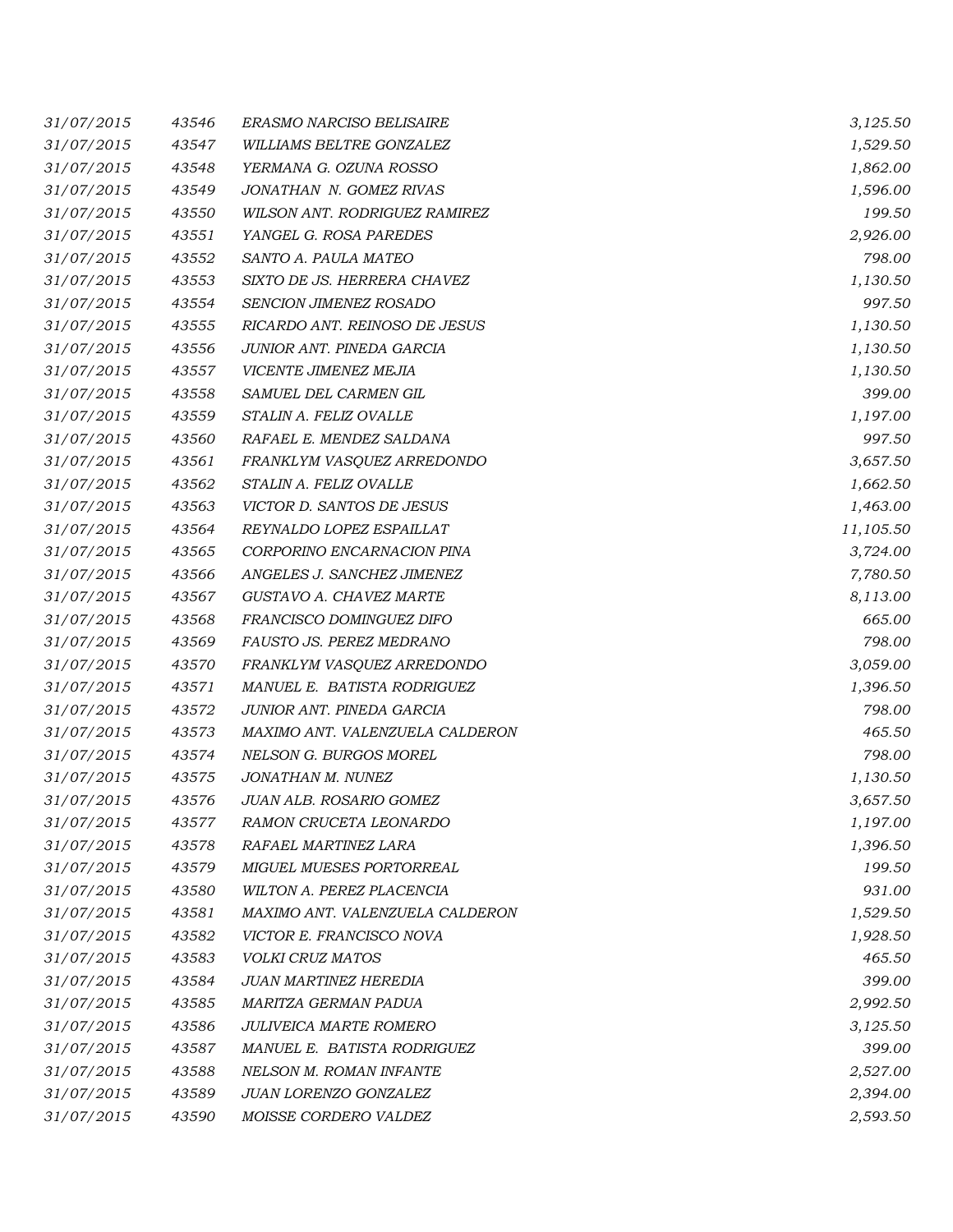| | | | |
|---|---|---|---|
| *31/07/2015* | *43546* | *ERASMO NARCISO BELISAIRE* | *3,125.50* |
| *31/07/2015* | *43547* | *WILLIAMS BELTRE GONZALEZ* | *1,529.50* |
| *31/07/2015* | *43548* | *YERMANA G. OZUNA ROSSO* | *1,862.00* |
| *31/07/2015* | *43549* | *JONATHAN N. GOMEZ RIVAS* | *1,596.00* |
| *31/07/2015* | *43550* | *WILSON ANT. RODRIGUEZ RAMIREZ* | *199.50* |
| *31/07/2015* | *43551* | *YANGEL G. ROSA PAREDES* | *2,926.00* |
| *31/07/2015* | *43552* | *SANTO A. PAULA MATEO* | *798.00* |
| *31/07/2015* | *43553* | *SIXTO DE JS. HERRERA CHAVEZ* | *1,130.50* |
| *31/07/2015* | *43554* | *SENCION JIMENEZ ROSADO* | *997.50* |
| *31/07/2015* | *43555* | *RICARDO ANT. REINOSO DE JESUS* | *1,130.50* |
| *31/07/2015* | *43556* | *JUNIOR ANT. PINEDA GARCIA* | *1,130.50* |
| *31/07/2015* | *43557* | *VICENTE JIMENEZ MEJIA* | *1,130.50* |
| *31/07/2015* | *43558* | *SAMUEL DEL CARMEN GIL* | *399.00* |
| *31/07/2015* | *43559* | *STALIN A. FELIZ OVALLE* | *1,197.00* |
| *31/07/2015* | *43560* | *RAFAEL E. MENDEZ SALDANA* | *997.50* |
| *31/07/2015* | *43561* | *FRANKLYM VASQUEZ ARREDONDO* | *3,657.50* |
| *31/07/2015* | *43562* | *STALIN A. FELIZ OVALLE* | *1,662.50* |
| *31/07/2015* | *43563* | *VICTOR D. SANTOS DE JESUS* | *1,463.00* |
| *31/07/2015* | *43564* | *REYNALDO LOPEZ ESPAILLAT* | *11,105.50* |
| *31/07/2015* | *43565* | *CORPORINO ENCARNACION PINA* | *3,724.00* |
| *31/07/2015* | *43566* | *ANGELES J. SANCHEZ JIMENEZ* | *7,780.50* |
| *31/07/2015* | *43567* | *GUSTAVO A. CHAVEZ MARTE* | *8,113.00* |
| *31/07/2015* | *43568* | *FRANCISCO DOMINGUEZ DIFO* | *665.00* |
| *31/07/2015* | *43569* | *FAUSTO JS. PEREZ MEDRANO* | *798.00* |
| *31/07/2015* | *43570* | *FRANKLYM VASQUEZ ARREDONDO* | *3,059.00* |
| *31/07/2015* | *43571* | *MANUEL E. BATISTA RODRIGUEZ* | *1,396.50* |
| *31/07/2015* | *43572* | *JUNIOR ANT. PINEDA GARCIA* | *798.00* |
| *31/07/2015* | *43573* | *MAXIMO ANT. VALENZUELA CALDERON* | *465.50* |
| *31/07/2015* | *43574* | *NELSON G. BURGOS MOREL* | *798.00* |
| *31/07/2015* | *43575* | *JONATHAN M. NUNEZ* | *1,130.50* |
| *31/07/2015* | *43576* | *JUAN ALB. ROSARIO GOMEZ* | *3,657.50* |
| *31/07/2015* | *43577* | *RAMON CRUCETA LEONARDO* | *1,197.00* |
| *31/07/2015* | *43578* | *RAFAEL MARTINEZ LARA* | *1,396.50* |
| *31/07/2015* | *43579* | *MIGUEL MUESES PORTORREAL* | *199.50* |
| *31/07/2015* | *43580* | *WILTON A. PEREZ PLACENCIA* | *931.00* |
| *31/07/2015* | *43581* | *MAXIMO ANT. VALENZUELA CALDERON* | *1,529.50* |
| *31/07/2015* | *43582* | *VICTOR E. FRANCISCO NOVA* | *1,928.50* |
| *31/07/2015* | *43583* | *VOLKI CRUZ MATOS* | *465.50* |
| *31/07/2015* | *43584* | *JUAN MARTINEZ HEREDIA* | *399.00* |
| *31/07/2015* | *43585* | *MARITZA GERMAN PADUA* | *2,992.50* |
| *31/07/2015* | *43586* | *JULIVEICA MARTE ROMERO* | *3,125.50* |
| *31/07/2015* | *43587* | *MANUEL E. BATISTA RODRIGUEZ* | *399.00* |
| *31/07/2015* | *43588* | *NELSON M. ROMAN INFANTE* | *2,527.00* |
| *31/07/2015* | *43589* | *JUAN LORENZO GONZALEZ* | *2,394.00* |
| *31/07/2015* | *43590* | *MOISSE CORDERO VALDEZ* | *2,593.50* |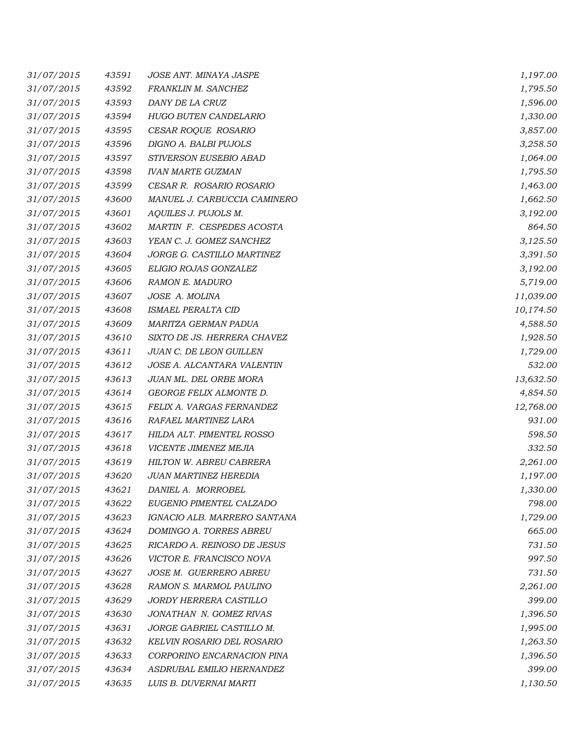| | | | |
|---|---|---|---|
| 31/07/2015 | 43591 | JOSE ANT. MINAYA JASPE | 1,197.00 |
| 31/07/2015 | 43592 | FRANKLIN M. SANCHEZ | 1,795.50 |
| 31/07/2015 | 43593 | DANY DE LA CRUZ | 1,596.00 |
| 31/07/2015 | 43594 | HUGO BUTEN CANDELARIO | 1,330.00 |
| 31/07/2015 | 43595 | CESAR ROQUE ROSARIO | 3,857.00 |
| 31/07/2015 | 43596 | DIGNO A. BALBI PUJOLS | 3,258.50 |
| 31/07/2015 | 43597 | STIVERSON EUSEBIO ABAD | 1,064.00 |
| 31/07/2015 | 43598 | IVAN MARTE GUZMAN | 1,795.50 |
| 31/07/2015 | 43599 | CESAR R. ROSARIO ROSARIO | 1,463.00 |
| 31/07/2015 | 43600 | MANUEL J. CARBUCCIA CAMINERO | 1,662.50 |
| 31/07/2015 | 43601 | AQUILES J. PUJOLS M. | 3,192.00 |
| 31/07/2015 | 43602 | MARTIN F. CESPEDES ACOSTA | 864.50 |
| 31/07/2015 | 43603 | YEAN C. J. GOMEZ SANCHEZ | 3,125.50 |
| 31/07/2015 | 43604 | JORGE G. CASTILLO MARTINEZ | 3,391.50 |
| 31/07/2015 | 43605 | ELIGIO ROJAS GONZALEZ | 3,192.00 |
| 31/07/2015 | 43606 | RAMON E. MADURO | 5,719.00 |
| 31/07/2015 | 43607 | JOSE A. MOLINA | 11,039.00 |
| 31/07/2015 | 43608 | ISMAEL PERALTA CID | 10,174.50 |
| 31/07/2015 | 43609 | MARITZA GERMAN PADUA | 4,588.50 |
| 31/07/2015 | 43610 | SIXTO DE JS. HERRERA CHAVEZ | 1,928.50 |
| 31/07/2015 | 43611 | JUAN C. DE LEON GUILLEN | 1,729.00 |
| 31/07/2015 | 43612 | JOSE A. ALCANTARA VALENTIN | 532.00 |
| 31/07/2015 | 43613 | JUAN ML. DEL ORBE MORA | 13,632.50 |
| 31/07/2015 | 43614 | GEORGE FELIX ALMONTE D. | 4,854.50 |
| 31/07/2015 | 43615 | FELIX A. VARGAS FERNANDEZ | 12,768.00 |
| 31/07/2015 | 43616 | RAFAEL MARTINEZ LARA | 931.00 |
| 31/07/2015 | 43617 | HILDA ALT. PIMENTEL ROSSO | 598.50 |
| 31/07/2015 | 43618 | VICENTE JIMENEZ MEJIA | 332.50 |
| 31/07/2015 | 43619 | HILTON W. ABREU CABRERA | 2,261.00 |
| 31/07/2015 | 43620 | JUAN MARTINEZ HEREDIA | 1,197.00 |
| 31/07/2015 | 43621 | DANIEL A. MORROBEL | 1,330.00 |
| 31/07/2015 | 43622 | EUGENIO PIMENTEL CALZADO | 798.00 |
| 31/07/2015 | 43623 | IGNACIO ALB. MARRERO SANTANA | 1,729.00 |
| 31/07/2015 | 43624 | DOMINGO A. TORRES ABREU | 665.00 |
| 31/07/2015 | 43625 | RICARDO A. REINOSO DE JESUS | 731.50 |
| 31/07/2015 | 43626 | VICTOR E. FRANCISCO NOVA | 997.50 |
| 31/07/2015 | 43627 | JOSE M. GUERRERO ABREU | 731.50 |
| 31/07/2015 | 43628 | RAMON S. MARMOL PAULINO | 2,261.00 |
| 31/07/2015 | 43629 | JORDY HERRERA CASTILLO | 399.00 |
| 31/07/2015 | 43630 | JONATHAN N. GOMEZ RIVAS | 1,396.50 |
| 31/07/2015 | 43631 | JORGE GABRIEL CASTILLO M. | 1,995.00 |
| 31/07/2015 | 43632 | KELVIN ROSARIO DEL ROSARIO | 1,263.50 |
| 31/07/2015 | 43633 | CORPORINO ENCARNACION PINA | 1,396.50 |
| 31/07/2015 | 43634 | ASDRUBAL EMILIO HERNANDEZ | 399.00 |
| 31/07/2015 | 43635 | LUIS B. DUVERNAI MARTI | 1,130.50 |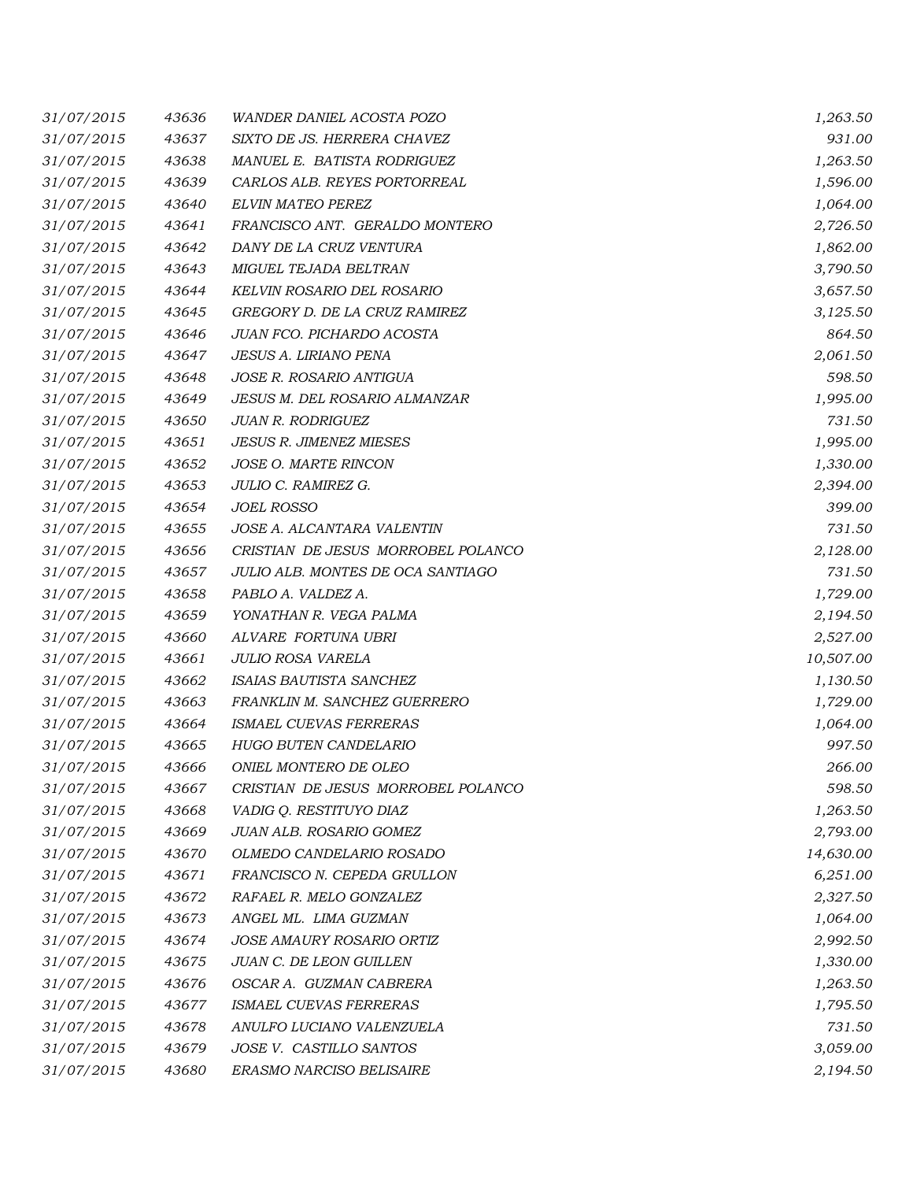| | | | |
|---|---|---|---|
| *31/07/2015* | *43636* | *WANDER DANIEL ACOSTA POZO* | *1,263.50* |
| *31/07/2015* | *43637* | *SIXTO DE JS. HERRERA CHAVEZ* | *931.00* |
| *31/07/2015* | *43638* | *MANUEL E.  BATISTA RODRIGUEZ* | *1,263.50* |
| *31/07/2015* | *43639* | *CARLOS ALB. REYES PORTORREAL* | *1,596.00* |
| *31/07/2015* | *43640* | *ELVIN MATEO PEREZ* | *1,064.00* |
| *31/07/2015* | *43641* | *FRANCISCO ANT.  GERALDO MONTERO* | *2,726.50* |
| *31/07/2015* | *43642* | *DANY DE LA CRUZ VENTURA* | *1,862.00* |
| *31/07/2015* | *43643* | *MIGUEL TEJADA BELTRAN* | *3,790.50* |
| *31/07/2015* | *43644* | *KELVIN ROSARIO DEL ROSARIO* | *3,657.50* |
| *31/07/2015* | *43645* | *GREGORY D. DE LA CRUZ RAMIREZ* | *3,125.50* |
| *31/07/2015* | *43646* | *JUAN FCO. PICHARDO ACOSTA* | *864.50* |
| *31/07/2015* | *43647* | *JESUS A. LIRIANO PENA* | *2,061.50* |
| *31/07/2015* | *43648* | *JOSE R. ROSARIO ANTIGUA* | *598.50* |
| *31/07/2015* | *43649* | *JESUS M. DEL ROSARIO ALMANZAR* | *1,995.00* |
| *31/07/2015* | *43650* | *JUAN R. RODRIGUEZ* | *731.50* |
| *31/07/2015* | *43651* | *JESUS R. JIMENEZ MIESES* | *1,995.00* |
| *31/07/2015* | *43652* | *JOSE O. MARTE RINCON* | *1,330.00* |
| *31/07/2015* | *43653* | *JULIO C. RAMIREZ G.* | *2,394.00* |
| *31/07/2015* | *43654* | *JOEL ROSSO* | *399.00* |
| *31/07/2015* | *43655* | *JOSE A. ALCANTARA VALENTIN* | *731.50* |
| *31/07/2015* | *43656* | *CRISTIAN  DE JESUS  MORROBEL POLANCO* | *2,128.00* |
| *31/07/2015* | *43657* | *JULIO ALB. MONTES DE OCA SANTIAGO* | *731.50* |
| *31/07/2015* | *43658* | *PABLO A. VALDEZ A.* | *1,729.00* |
| *31/07/2015* | *43659* | *YONATHAN R. VEGA PALMA* | *2,194.50* |
| *31/07/2015* | *43660* | *ALVARE  FORTUNA UBRI* | *2,527.00* |
| *31/07/2015* | *43661* | *JULIO ROSA VARELA* | *10,507.00* |
| *31/07/2015* | *43662* | *ISAIAS BAUTISTA SANCHEZ* | *1,130.50* |
| *31/07/2015* | *43663* | *FRANKLIN M. SANCHEZ GUERRERO* | *1,729.00* |
| *31/07/2015* | *43664* | *ISMAEL CUEVAS FERRERAS* | *1,064.00* |
| *31/07/2015* | *43665* | *HUGO BUTEN CANDELARIO* | *997.50* |
| *31/07/2015* | *43666* | *ONIEL MONTERO DE OLEO* | *266.00* |
| *31/07/2015* | *43667* | *CRISTIAN  DE JESUS  MORROBEL POLANCO* | *598.50* |
| *31/07/2015* | *43668* | *VADIG Q. RESTITUYO DIAZ* | *1,263.50* |
| *31/07/2015* | *43669* | *JUAN ALB. ROSARIO GOMEZ* | *2,793.00* |
| *31/07/2015* | *43670* | *OLMEDO CANDELARIO ROSADO* | *14,630.00* |
| *31/07/2015* | *43671* | *FRANCISCO N. CEPEDA GRULLON* | *6,251.00* |
| *31/07/2015* | *43672* | *RAFAEL R. MELO GONZALEZ* | *2,327.50* |
| *31/07/2015* | *43673* | *ANGEL ML.  LIMA GUZMAN* | *1,064.00* |
| *31/07/2015* | *43674* | *JOSE AMAURY ROSARIO ORTIZ* | *2,992.50* |
| *31/07/2015* | *43675* | *JUAN C. DE LEON GUILLEN* | *1,330.00* |
| *31/07/2015* | *43676* | *OSCAR A.  GUZMAN CABRERA* | *1,263.50* |
| *31/07/2015* | *43677* | *ISMAEL CUEVAS FERRERAS* | *1,795.50* |
| *31/07/2015* | *43678* | *ANULFO LUCIANO VALENZUELA* | *731.50* |
| *31/07/2015* | *43679* | *JOSE V.  CASTILLO SANTOS* | *3,059.00* |
| *31/07/2015* | *43680* | *ERASMO NARCISO BELISAIRE* | *2,194.50* |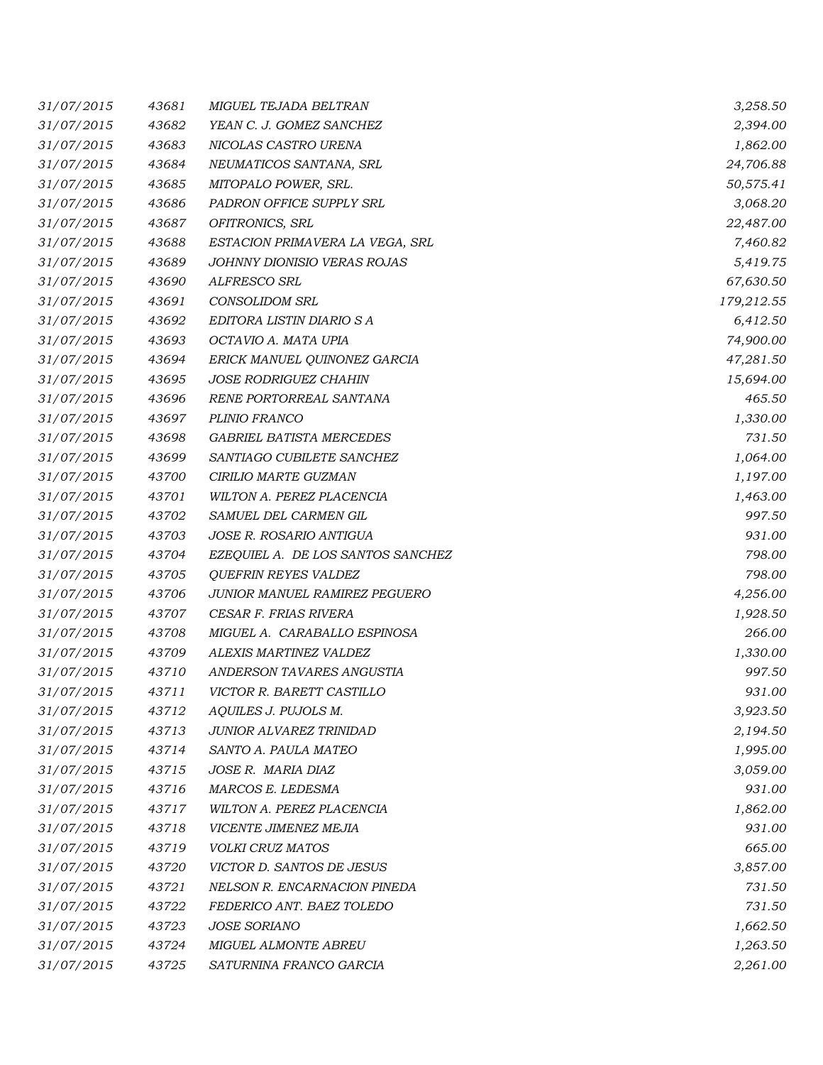| | | | |
|---|---|---|---|
| 31/07/2015 | 43681 | MIGUEL TEJADA BELTRAN | 3,258.50 |
| 31/07/2015 | 43682 | YEAN C. J. GOMEZ SANCHEZ | 2,394.00 |
| 31/07/2015 | 43683 | NICOLAS CASTRO URENA | 1,862.00 |
| 31/07/2015 | 43684 | NEUMATICOS SANTANA, SRL | 24,706.88 |
| 31/07/2015 | 43685 | MITOPALO POWER, SRL. | 50,575.41 |
| 31/07/2015 | 43686 | PADRON OFFICE SUPPLY SRL | 3,068.20 |
| 31/07/2015 | 43687 | OFITRONICS, SRL | 22,487.00 |
| 31/07/2015 | 43688 | ESTACION PRIMAVERA LA VEGA, SRL | 7,460.82 |
| 31/07/2015 | 43689 | JOHNNY DIONISIO VERAS ROJAS | 5,419.75 |
| 31/07/2015 | 43690 | ALFRESCO SRL | 67,630.50 |
| 31/07/2015 | 43691 | CONSOLIDOM SRL | 179,212.55 |
| 31/07/2015 | 43692 | EDITORA LISTIN DIARIO S A | 6,412.50 |
| 31/07/2015 | 43693 | OCTAVIO A. MATA UPIA | 74,900.00 |
| 31/07/2015 | 43694 | ERICK MANUEL QUINONEZ GARCIA | 47,281.50 |
| 31/07/2015 | 43695 | JOSE RODRIGUEZ CHAHIN | 15,694.00 |
| 31/07/2015 | 43696 | RENE PORTORREAL SANTANA | 465.50 |
| 31/07/2015 | 43697 | PLINIO FRANCO | 1,330.00 |
| 31/07/2015 | 43698 | GABRIEL BATISTA MERCEDES | 731.50 |
| 31/07/2015 | 43699 | SANTIAGO CUBILETE SANCHEZ | 1,064.00 |
| 31/07/2015 | 43700 | CIRILIO MARTE GUZMAN | 1,197.00 |
| 31/07/2015 | 43701 | WILTON A. PEREZ PLACENCIA | 1,463.00 |
| 31/07/2015 | 43702 | SAMUEL DEL CARMEN GIL | 997.50 |
| 31/07/2015 | 43703 | JOSE R. ROSARIO ANTIGUA | 931.00 |
| 31/07/2015 | 43704 | EZEQUIEL A. DE LOS SANTOS SANCHEZ | 798.00 |
| 31/07/2015 | 43705 | QUEFRIN REYES VALDEZ | 798.00 |
| 31/07/2015 | 43706 | JUNIOR MANUEL RAMIREZ PEGUERO | 4,256.00 |
| 31/07/2015 | 43707 | CESAR F. FRIAS RIVERA | 1,928.50 |
| 31/07/2015 | 43708 | MIGUEL A. CARABALLO ESPINOSA | 266.00 |
| 31/07/2015 | 43709 | ALEXIS MARTINEZ VALDEZ | 1,330.00 |
| 31/07/2015 | 43710 | ANDERSON TAVARES ANGUSTIA | 997.50 |
| 31/07/2015 | 43711 | VICTOR R. BARETT CASTILLO | 931.00 |
| 31/07/2015 | 43712 | AQUILES J. PUJOLS M. | 3,923.50 |
| 31/07/2015 | 43713 | JUNIOR ALVAREZ TRINIDAD | 2,194.50 |
| 31/07/2015 | 43714 | SANTO A. PAULA MATEO | 1,995.00 |
| 31/07/2015 | 43715 | JOSE R. MARIA DIAZ | 3,059.00 |
| 31/07/2015 | 43716 | MARCOS E. LEDESMA | 931.00 |
| 31/07/2015 | 43717 | WILTON A. PEREZ PLACENCIA | 1,862.00 |
| 31/07/2015 | 43718 | VICENTE JIMENEZ MEJIA | 931.00 |
| 31/07/2015 | 43719 | VOLKI CRUZ MATOS | 665.00 |
| 31/07/2015 | 43720 | VICTOR D. SANTOS DE JESUS | 3,857.00 |
| 31/07/2015 | 43721 | NELSON R. ENCARNACION PINEDA | 731.50 |
| 31/07/2015 | 43722 | FEDERICO ANT. BAEZ TOLEDO | 731.50 |
| 31/07/2015 | 43723 | JOSE SORIANO | 1,662.50 |
| 31/07/2015 | 43724 | MIGUEL ALMONTE ABREU | 1,263.50 |
| 31/07/2015 | 43725 | SATURNINA FRANCO GARCIA | 2,261.00 |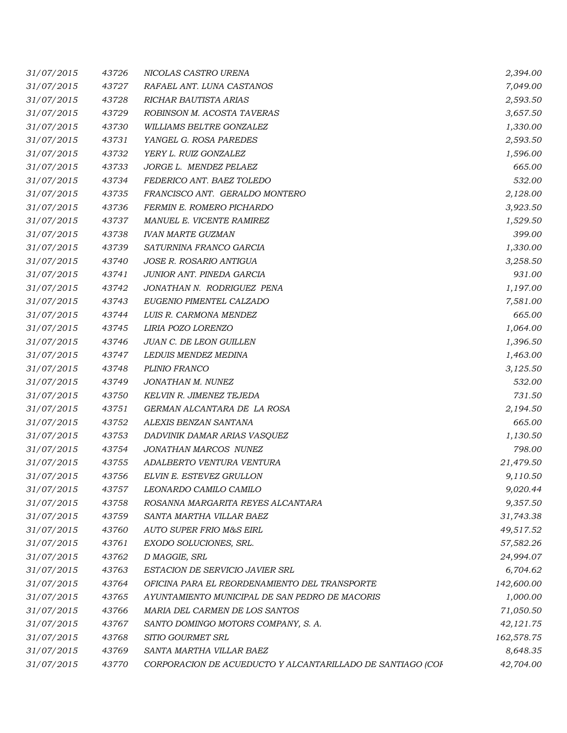| | | | |
|---|---|---|---|
| 31/07/2015 | 43726 | NICOLAS CASTRO URENA | 2,394.00 |
| 31/07/2015 | 43727 | RAFAEL ANT. LUNA CASTANOS | 7,049.00 |
| 31/07/2015 | 43728 | RICHAR BAUTISTA ARIAS | 2,593.50 |
| 31/07/2015 | 43729 | ROBINSON M. ACOSTA TAVERAS | 3,657.50 |
| 31/07/2015 | 43730 | WILLIAMS BELTRE GONZALEZ | 1,330.00 |
| 31/07/2015 | 43731 | YANGEL G. ROSA PAREDES | 2,593.50 |
| 31/07/2015 | 43732 | YERY L. RUIZ GONZALEZ | 1,596.00 |
| 31/07/2015 | 43733 | JORGE L. MENDEZ PELAEZ | 665.00 |
| 31/07/2015 | 43734 | FEDERICO ANT. BAEZ TOLEDO | 532.00 |
| 31/07/2015 | 43735 | FRANCISCO ANT. GERALDO MONTERO | 2,128.00 |
| 31/07/2015 | 43736 | FERMIN E. ROMERO PICHARDO | 3,923.50 |
| 31/07/2015 | 43737 | MANUEL E. VICENTE RAMIREZ | 1,529.50 |
| 31/07/2015 | 43738 | IVAN MARTE GUZMAN | 399.00 |
| 31/07/2015 | 43739 | SATURNINA FRANCO GARCIA | 1,330.00 |
| 31/07/2015 | 43740 | JOSE R. ROSARIO ANTIGUA | 3,258.50 |
| 31/07/2015 | 43741 | JUNIOR ANT. PINEDA GARCIA | 931.00 |
| 31/07/2015 | 43742 | JONATHAN N. RODRIGUEZ PENA | 1,197.00 |
| 31/07/2015 | 43743 | EUGENIO PIMENTEL CALZADO | 7,581.00 |
| 31/07/2015 | 43744 | LUIS R. CARMONA MENDEZ | 665.00 |
| 31/07/2015 | 43745 | LIRIA POZO LORENZO | 1,064.00 |
| 31/07/2015 | 43746 | JUAN C. DE LEON GUILLEN | 1,396.50 |
| 31/07/2015 | 43747 | LEDUIS MENDEZ MEDINA | 1,463.00 |
| 31/07/2015 | 43748 | PLINIO FRANCO | 3,125.50 |
| 31/07/2015 | 43749 | JONATHAN M. NUNEZ | 532.00 |
| 31/07/2015 | 43750 | KELVIN R. JIMENEZ TEJEDA | 731.50 |
| 31/07/2015 | 43751 | GERMAN ALCANTARA DE LA ROSA | 2,194.50 |
| 31/07/2015 | 43752 | ALEXIS BENZAN SANTANA | 665.00 |
| 31/07/2015 | 43753 | DADVINIK DAMAR ARIAS VASQUEZ | 1,130.50 |
| 31/07/2015 | 43754 | JONATHAN MARCOS NUNEZ | 798.00 |
| 31/07/2015 | 43755 | ADALBERTO VENTURA VENTURA | 21,479.50 |
| 31/07/2015 | 43756 | ELVIN E. ESTEVEZ GRULLON | 9,110.50 |
| 31/07/2015 | 43757 | LEONARDO CAMILO CAMILO | 9,020.44 |
| 31/07/2015 | 43758 | ROSANNA MARGARITA REYES ALCANTARA | 9,357.50 |
| 31/07/2015 | 43759 | SANTA MARTHA VILLAR BAEZ | 31,743.38 |
| 31/07/2015 | 43760 | AUTO SUPER FRIO M&S EIRL | 49,517.52 |
| 31/07/2015 | 43761 | EXODO SOLUCIONES, SRL. | 57,582.26 |
| 31/07/2015 | 43762 | D MAGGIE, SRL | 24,994.07 |
| 31/07/2015 | 43763 | ESTACION DE SERVICIO JAVIER SRL | 6,704.62 |
| 31/07/2015 | 43764 | OFICINA PARA EL REORDENAMIENTO DEL TRANSPORTE | 142,600.00 |
| 31/07/2015 | 43765 | AYUNTAMIENTO MUNICIPAL DE SAN PEDRO DE MACORIS | 1,000.00 |
| 31/07/2015 | 43766 | MARIA DEL CARMEN DE LOS SANTOS | 71,050.50 |
| 31/07/2015 | 43767 | SANTO DOMINGO MOTORS COMPANY, S. A. | 42,121.75 |
| 31/07/2015 | 43768 | SITIO GOURMET SRL | 162,578.75 |
| 31/07/2015 | 43769 | SANTA MARTHA VILLAR BAEZ | 8,648.35 |
| 31/07/2015 | 43770 | CORPORACION DE ACUEDUCTO Y ALCANTARILLADO DE SANTIAGO (COI | 42,704.00 |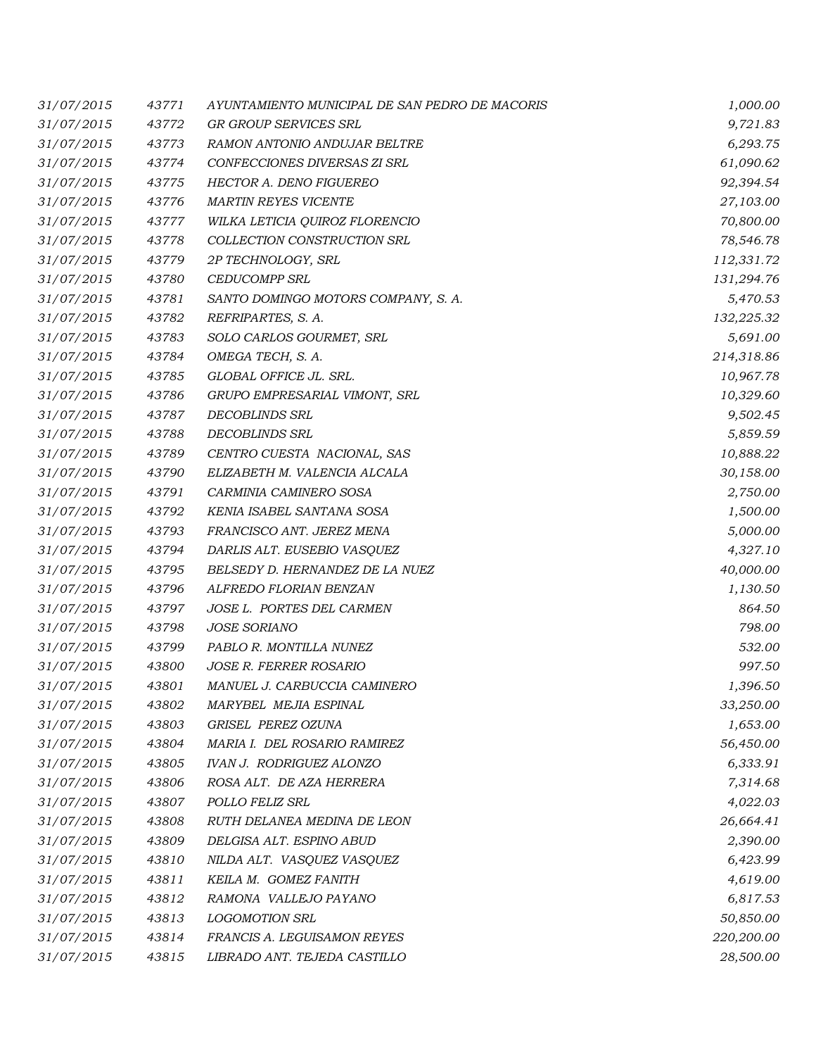| | | | |
|---|---|---|---|
| 31/07/2015 | 43771 | AYUNTAMIENTO MUNICIPAL DE SAN PEDRO DE MACORIS | 1,000.00 |
| 31/07/2015 | 43772 | GR GROUP SERVICES SRL | 9,721.83 |
| 31/07/2015 | 43773 | RAMON ANTONIO ANDUJAR BELTRE | 6,293.75 |
| 31/07/2015 | 43774 | CONFECCIONES DIVERSAS ZI SRL | 61,090.62 |
| 31/07/2015 | 43775 | HECTOR A. DENO FIGUEREO | 92,394.54 |
| 31/07/2015 | 43776 | MARTIN REYES VICENTE | 27,103.00 |
| 31/07/2015 | 43777 | WILKA LETICIA QUIROZ FLORENCIO | 70,800.00 |
| 31/07/2015 | 43778 | COLLECTION CONSTRUCTION SRL | 78,546.78 |
| 31/07/2015 | 43779 | 2P TECHNOLOGY, SRL | 112,331.72 |
| 31/07/2015 | 43780 | CEDUCOMPP SRL | 131,294.76 |
| 31/07/2015 | 43781 | SANTO DOMINGO MOTORS COMPANY, S. A. | 5,470.53 |
| 31/07/2015 | 43782 | REFRIPARTES, S. A. | 132,225.32 |
| 31/07/2015 | 43783 | SOLO CARLOS GOURMET, SRL | 5,691.00 |
| 31/07/2015 | 43784 | OMEGA TECH, S. A. | 214,318.86 |
| 31/07/2015 | 43785 | GLOBAL OFFICE JL. SRL. | 10,967.78 |
| 31/07/2015 | 43786 | GRUPO EMPRESARIAL VIMONT, SRL | 10,329.60 |
| 31/07/2015 | 43787 | DECOBLINDS SRL | 9,502.45 |
| 31/07/2015 | 43788 | DECOBLINDS SRL | 5,859.59 |
| 31/07/2015 | 43789 | CENTRO CUESTA NACIONAL, SAS | 10,888.22 |
| 31/07/2015 | 43790 | ELIZABETH M. VALENCIA ALCALA | 30,158.00 |
| 31/07/2015 | 43791 | CARMINIA CAMINERO SOSA | 2,750.00 |
| 31/07/2015 | 43792 | KENIA ISABEL SANTANA SOSA | 1,500.00 |
| 31/07/2015 | 43793 | FRANCISCO ANT. JEREZ MENA | 5,000.00 |
| 31/07/2015 | 43794 | DARLIS ALT. EUSEBIO VASQUEZ | 4,327.10 |
| 31/07/2015 | 43795 | BELSEDY D. HERNANDEZ DE LA NUEZ | 40,000.00 |
| 31/07/2015 | 43796 | ALFREDO FLORIAN BENZAN | 1,130.50 |
| 31/07/2015 | 43797 | JOSE L. PORTES DEL CARMEN | 864.50 |
| 31/07/2015 | 43798 | JOSE SORIANO | 798.00 |
| 31/07/2015 | 43799 | PABLO R. MONTILLA NUNEZ | 532.00 |
| 31/07/2015 | 43800 | JOSE R. FERRER ROSARIO | 997.50 |
| 31/07/2015 | 43801 | MANUEL J. CARBUCCIA CAMINERO | 1,396.50 |
| 31/07/2015 | 43802 | MARYBEL MEJIA ESPINAL | 33,250.00 |
| 31/07/2015 | 43803 | GRISEL PEREZ OZUNA | 1,653.00 |
| 31/07/2015 | 43804 | MARIA I. DEL ROSARIO RAMIREZ | 56,450.00 |
| 31/07/2015 | 43805 | IVAN J. RODRIGUEZ ALONZO | 6,333.91 |
| 31/07/2015 | 43806 | ROSA ALT. DE AZA HERRERA | 7,314.68 |
| 31/07/2015 | 43807 | POLLO FELIZ SRL | 4,022.03 |
| 31/07/2015 | 43808 | RUTH DELANEA MEDINA DE LEON | 26,664.41 |
| 31/07/2015 | 43809 | DELGISA ALT. ESPINO ABUD | 2,390.00 |
| 31/07/2015 | 43810 | NILDA ALT. VASQUEZ VASQUEZ | 6,423.99 |
| 31/07/2015 | 43811 | KEILA M. GOMEZ FANITH | 4,619.00 |
| 31/07/2015 | 43812 | RAMONA VALLEJO PAYANO | 6,817.53 |
| 31/07/2015 | 43813 | LOGOMOTION SRL | 50,850.00 |
| 31/07/2015 | 43814 | FRANCIS A. LEGUISAMON REYES | 220,200.00 |
| 31/07/2015 | 43815 | LIBRADO ANT. TEJEDA CASTILLO | 28,500.00 |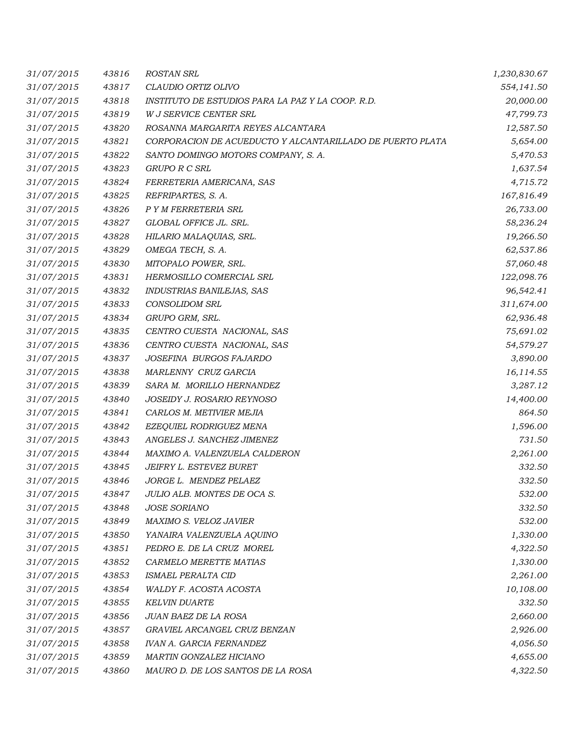| | | | |
|---|---|---|---|
| *31/07/2015* | *43816* | *ROSTAN SRL* | *1,230,830.67* |
| *31/07/2015* | *43817* | *CLAUDIO ORTIZ OLIVO* | *554,141.50* |
| *31/07/2015* | *43818* | *INSTITUTO DE ESTUDIOS PARA LA PAZ Y LA COOP. R.D.* | *20,000.00* |
| *31/07/2015* | *43819* | *W J SERVICE CENTER SRL* | *47,799.73* |
| *31/07/2015* | *43820* | *ROSANNA MARGARITA REYES ALCANTARA* | *12,587.50* |
| *31/07/2015* | *43821* | *CORPORACION DE ACUEDUCTO Y ALCANTARILLADO DE PUERTO PLATA* | *5,654.00* |
| *31/07/2015* | *43822* | *SANTO DOMINGO MOTORS COMPANY, S. A.* | *5,470.53* |
| *31/07/2015* | *43823* | *GRUPO R C SRL* | *1,637.54* |
| *31/07/2015* | *43824* | *FERRETERIA AMERICANA, SAS* | *4,715.72* |
| *31/07/2015* | *43825* | *REFRIPARTES, S. A.* | *167,816.49* |
| *31/07/2015* | *43826* | *P Y M FERRETERIA SRL* | *26,733.00* |
| *31/07/2015* | *43827* | *GLOBAL OFFICE JL. SRL.* | *58,236.24* |
| *31/07/2015* | *43828* | *HILARIO MALAQUIAS, SRL.* | *19,266.50* |
| *31/07/2015* | *43829* | *OMEGA TECH, S. A.* | *62,537.86* |
| *31/07/2015* | *43830* | *MITOPALO POWER, SRL.* | *57,060.48* |
| *31/07/2015* | *43831* | *HERMOSILLO COMERCIAL SRL* | *122,098.76* |
| *31/07/2015* | *43832* | *INDUSTRIAS BANILEJAS, SAS* | *96,542.41* |
| *31/07/2015* | *43833* | *CONSOLIDOM SRL* | *311,674.00* |
| *31/07/2015* | *43834* | *GRUPO GRM, SRL.* | *62,936.48* |
| *31/07/2015* | *43835* | *CENTRO CUESTA NACIONAL, SAS* | *75,691.02* |
| *31/07/2015* | *43836* | *CENTRO CUESTA NACIONAL, SAS* | *54,579.27* |
| *31/07/2015* | *43837* | *JOSEFINA BURGOS FAJARDO* | *3,890.00* |
| *31/07/2015* | *43838* | *MARLENNY CRUZ GARCIA* | *16,114.55* |
| *31/07/2015* | *43839* | *SARA M. MORILLO HERNANDEZ* | *3,287.12* |
| *31/07/2015* | *43840* | *JOSEIDY J. ROSARIO REYNOSO* | *14,400.00* |
| *31/07/2015* | *43841* | *CARLOS M. METIVIER MEJIA* | *864.50* |
| *31/07/2015* | *43842* | *EZEQUIEL RODRIGUEZ MENA* | *1,596.00* |
| *31/07/2015* | *43843* | *ANGELES J. SANCHEZ JIMENEZ* | *731.50* |
| *31/07/2015* | *43844* | *MAXIMO A. VALENZUELA CALDERON* | *2,261.00* |
| *31/07/2015* | *43845* | *JEIFRY L. ESTEVEZ BURET* | *332.50* |
| *31/07/2015* | *43846* | *JORGE L. MENDEZ PELAEZ* | *332.50* |
| *31/07/2015* | *43847* | *JULIO ALB. MONTES DE OCA S.* | *532.00* |
| *31/07/2015* | *43848* | *JOSE SORIANO* | *332.50* |
| *31/07/2015* | *43849* | *MAXIMO S. VELOZ JAVIER* | *532.00* |
| *31/07/2015* | *43850* | *YANAIRA VALENZUELA AQUINO* | *1,330.00* |
| *31/07/2015* | *43851* | *PEDRO E. DE LA CRUZ MOREL* | *4,322.50* |
| *31/07/2015* | *43852* | *CARMELO MERETTE MATIAS* | *1,330.00* |
| *31/07/2015* | *43853* | *ISMAEL PERALTA CID* | *2,261.00* |
| *31/07/2015* | *43854* | *WALDY F. ACOSTA ACOSTA* | *10,108.00* |
| *31/07/2015* | *43855* | *KELVIN DUARTE* | *332.50* |
| *31/07/2015* | *43856* | *JUAN BAEZ DE LA ROSA* | *2,660.00* |
| *31/07/2015* | *43857* | *GRAVIEL ARCANGEL CRUZ BENZAN* | *2,926.00* |
| *31/07/2015* | *43858* | *IVAN A. GARCIA FERNANDEZ* | *4,056.50* |
| *31/07/2015* | *43859* | *MARTIN GONZALEZ HICIANO* | *4,655.00* |
| *31/07/2015* | *43860* | *MAURO D. DE LOS SANTOS DE LA ROSA* | *4,322.50* |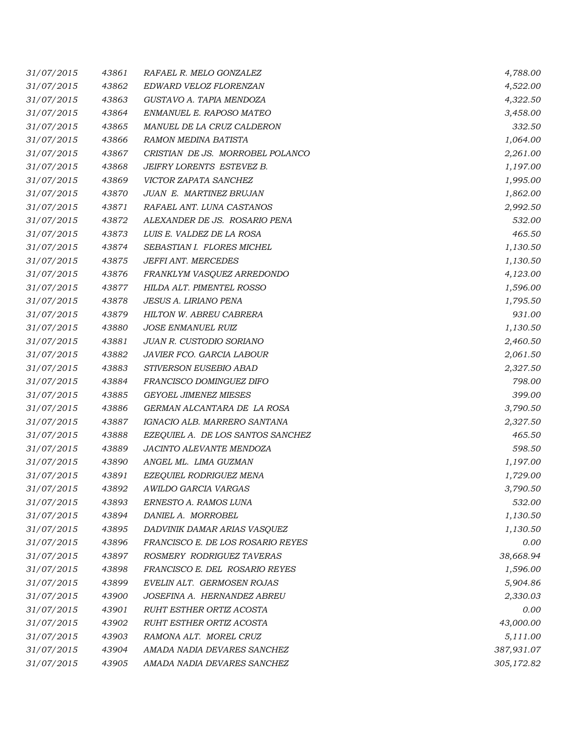| | | | |
|---|---|---|---|
| 31/07/2015 | 43861 | RAFAEL R. MELO GONZALEZ | 4,788.00 |
| 31/07/2015 | 43862 | EDWARD VELOZ FLORENZAN | 4,522.00 |
| 31/07/2015 | 43863 | GUSTAVO A. TAPIA MENDOZA | 4,322.50 |
| 31/07/2015 | 43864 | ENMANUEL E. RAPOSO MATEO | 3,458.00 |
| 31/07/2015 | 43865 | MANUEL DE LA CRUZ CALDERON | 332.50 |
| 31/07/2015 | 43866 | RAMON MEDINA BATISTA | 1,064.00 |
| 31/07/2015 | 43867 | CRISTIAN DE JS. MORROBEL POLANCO | 2,261.00 |
| 31/07/2015 | 43868 | JEIFRY LORENTS ESTEVEZ B. | 1,197.00 |
| 31/07/2015 | 43869 | VICTOR ZAPATA SANCHEZ | 1,995.00 |
| 31/07/2015 | 43870 | JUAN E. MARTINEZ BRUJAN | 1,862.00 |
| 31/07/2015 | 43871 | RAFAEL ANT. LUNA CASTANOS | 2,992.50 |
| 31/07/2015 | 43872 | ALEXANDER DE JS. ROSARIO PENA | 532.00 |
| 31/07/2015 | 43873 | LUIS E. VALDEZ DE LA ROSA | 465.50 |
| 31/07/2015 | 43874 | SEBASTIAN I. FLORES MICHEL | 1,130.50 |
| 31/07/2015 | 43875 | JEFFI ANT. MERCEDES | 1,130.50 |
| 31/07/2015 | 43876 | FRANKLYM VASQUEZ ARREDONDO | 4,123.00 |
| 31/07/2015 | 43877 | HILDA ALT. PIMENTEL ROSSO | 1,596.00 |
| 31/07/2015 | 43878 | JESUS A. LIRIANO PENA | 1,795.50 |
| 31/07/2015 | 43879 | HILTON W. ABREU CABRERA | 931.00 |
| 31/07/2015 | 43880 | JOSE ENMANUEL RUIZ | 1,130.50 |
| 31/07/2015 | 43881 | JUAN R. CUSTODIO SORIANO | 2,460.50 |
| 31/07/2015 | 43882 | JAVIER FCO. GARCIA LABOUR | 2,061.50 |
| 31/07/2015 | 43883 | STIVERSON EUSEBIO ABAD | 2,327.50 |
| 31/07/2015 | 43884 | FRANCISCO DOMINGUEZ DIFO | 798.00 |
| 31/07/2015 | 43885 | GEYOEL JIMENEZ MIESES | 399.00 |
| 31/07/2015 | 43886 | GERMAN ALCANTARA DE LA ROSA | 3,790.50 |
| 31/07/2015 | 43887 | IGNACIO ALB. MARRERO SANTANA | 2,327.50 |
| 31/07/2015 | 43888 | EZEQUIEL A. DE LOS SANTOS SANCHEZ | 465.50 |
| 31/07/2015 | 43889 | JACINTO ALEVANTE MENDOZA | 598.50 |
| 31/07/2015 | 43890 | ANGEL ML. LIMA GUZMAN | 1,197.00 |
| 31/07/2015 | 43891 | EZEQUIEL RODRIGUEZ MENA | 1,729.00 |
| 31/07/2015 | 43892 | AWILDO GARCIA VARGAS | 3,790.50 |
| 31/07/2015 | 43893 | ERNESTO A. RAMOS LUNA | 532.00 |
| 31/07/2015 | 43894 | DANIEL A. MORROBEL | 1,130.50 |
| 31/07/2015 | 43895 | DADVINIK DAMAR ARIAS VASQUEZ | 1,130.50 |
| 31/07/2015 | 43896 | FRANCISCO E. DE LOS ROSARIO REYES | 0.00 |
| 31/07/2015 | 43897 | ROSMERY RODRIGUEZ TAVERAS | 38,668.94 |
| 31/07/2015 | 43898 | FRANCISCO E. DEL ROSARIO REYES | 1,596.00 |
| 31/07/2015 | 43899 | EVELIN ALT. GERMOSEN ROJAS | 5,904.86 |
| 31/07/2015 | 43900 | JOSEFINA A. HERNANDEZ ABREU | 2,330.03 |
| 31/07/2015 | 43901 | RUHT ESTHER ORTIZ ACOSTA | 0.00 |
| 31/07/2015 | 43902 | RUHT ESTHER ORTIZ ACOSTA | 43,000.00 |
| 31/07/2015 | 43903 | RAMONA ALT. MOREL CRUZ | 5,111.00 |
| 31/07/2015 | 43904 | AMADA NADIA DEVARES SANCHEZ | 387,931.07 |
| 31/07/2015 | 43905 | AMADA NADIA DEVARES SANCHEZ | 305,172.82 |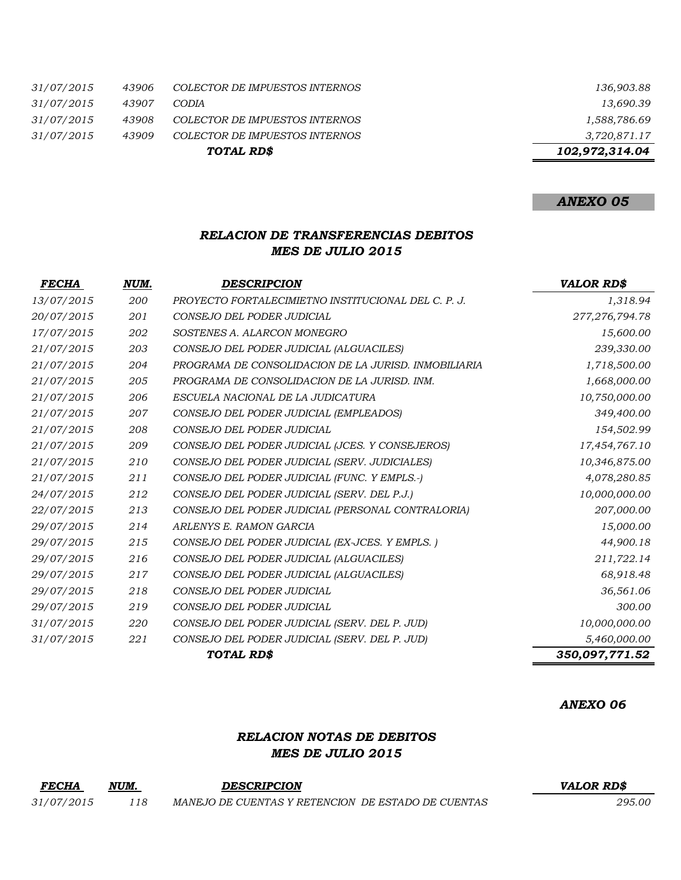| | | | |
|---|---|---|---|
| 31/07/2015 | 43906 | COLECTOR DE IMPUESTOS INTERNOS | 136,903.88 |
| 31/07/2015 | 43907 | CODIA | 13,690.39 |
| 31/07/2015 | 43908 | COLECTOR DE IMPUESTOS INTERNOS | 1,588,786.69 |
| 31/07/2015 | 43909 | COLECTOR DE IMPUESTOS INTERNOS | 3,720,871.17 |
| | | **TOTAL RD$** | **102,972,314.04** |

***ANEXO 05***

### *RELACION DE TRANSFERENCIAS DEBITOS*
### *MES DE JULIO 2015*

| FECHA | NUM. | DESCRIPCION | VALOR RD$ |
|---|---|---|---|
| 13/07/2015 | 200 | PROYECTO FORTALECIMIETNO INSTITUCIONAL DEL C. P. J. | 1,318.94 |
| 20/07/2015 | 201 | CONSEJO DEL PODER JUDICIAL | 277,276,794.78 |
| 17/07/2015 | 202 | SOSTENES A. ALARCON MONEGRO | 15,600.00 |
| 21/07/2015 | 203 | CONSEJO DEL PODER JUDICIAL (ALGUACILES) | 239,330.00 |
| 21/07/2015 | 204 | PROGRAMA DE CONSOLIDACION DE LA JURISD. INMOBILIARIA | 1,718,500.00 |
| 21/07/2015 | 205 | PROGRAMA DE CONSOLIDACION DE LA JURISD. INM. | 1,668,000.00 |
| 21/07/2015 | 206 | ESCUELA NACIONAL DE LA JUDICATURA | 10,750,000.00 |
| 21/07/2015 | 207 | CONSEJO DEL PODER JUDICIAL (EMPLEADOS) | 349,400.00 |
| 21/07/2015 | 208 | CONSEJO DEL PODER JUDICIAL | 154,502.99 |
| 21/07/2015 | 209 | CONSEJO DEL PODER JUDICIAL (JCES. Y CONSEJEROS) | 17,454,767.10 |
| 21/07/2015 | 210 | CONSEJO DEL PODER JUDICIAL (SERV. JUDICIALES) | 10,346,875.00 |
| 21/07/2015 | 211 | CONSEJO DEL PODER JUDICIAL (FUNC. Y EMPLS.-) | 4,078,280.85 |
| 24/07/2015 | 212 | CONSEJO DEL PODER JUDICIAL (SERV. DEL P.J.) | 10,000,000.00 |
| 22/07/2015 | 213 | CONSEJO DEL PODER JUDICIAL (PERSONAL CONTRALORIA) | 207,000.00 |
| 29/07/2015 | 214 | ARLENYS E. RAMON GARCIA | 15,000.00 |
| 29/07/2015 | 215 | CONSEJO DEL PODER JUDICIAL (EX-JCES. Y EMPLS. ) | 44,900.18 |
| 29/07/2015 | 216 | CONSEJO DEL PODER JUDICIAL (ALGUACILES) | 211,722.14 |
| 29/07/2015 | 217 | CONSEJO DEL PODER JUDICIAL (ALGUACILES) | 68,918.48 |
| 29/07/2015 | 218 | CONSEJO DEL PODER JUDICIAL | 36,561.06 |
| 29/07/2015 | 219 | CONSEJO DEL PODER JUDICIAL | 300.00 |
| 31/07/2015 | 220 | CONSEJO DEL PODER JUDICIAL (SERV. DEL P. JUD) | 10,000,000.00 |
| 31/07/2015 | 221 | CONSEJO DEL PODER JUDICIAL (SERV. DEL P. JUD) | 5,460,000.00 |
| | | **TOTAL RD$** | **350,097,771.52** |

***ANEXO 06***

### *RELACION NOTAS DE DEBITOS*
### *MES DE JULIO 2015*

| FECHA | NUM. | DESCRIPCION | VALOR RD$ |
|---|---|---|---|
| 31/07/2015 | 118 | MANEJO DE CUENTAS Y RETENCION DE ESTADO DE CUENTAS | 295.00 |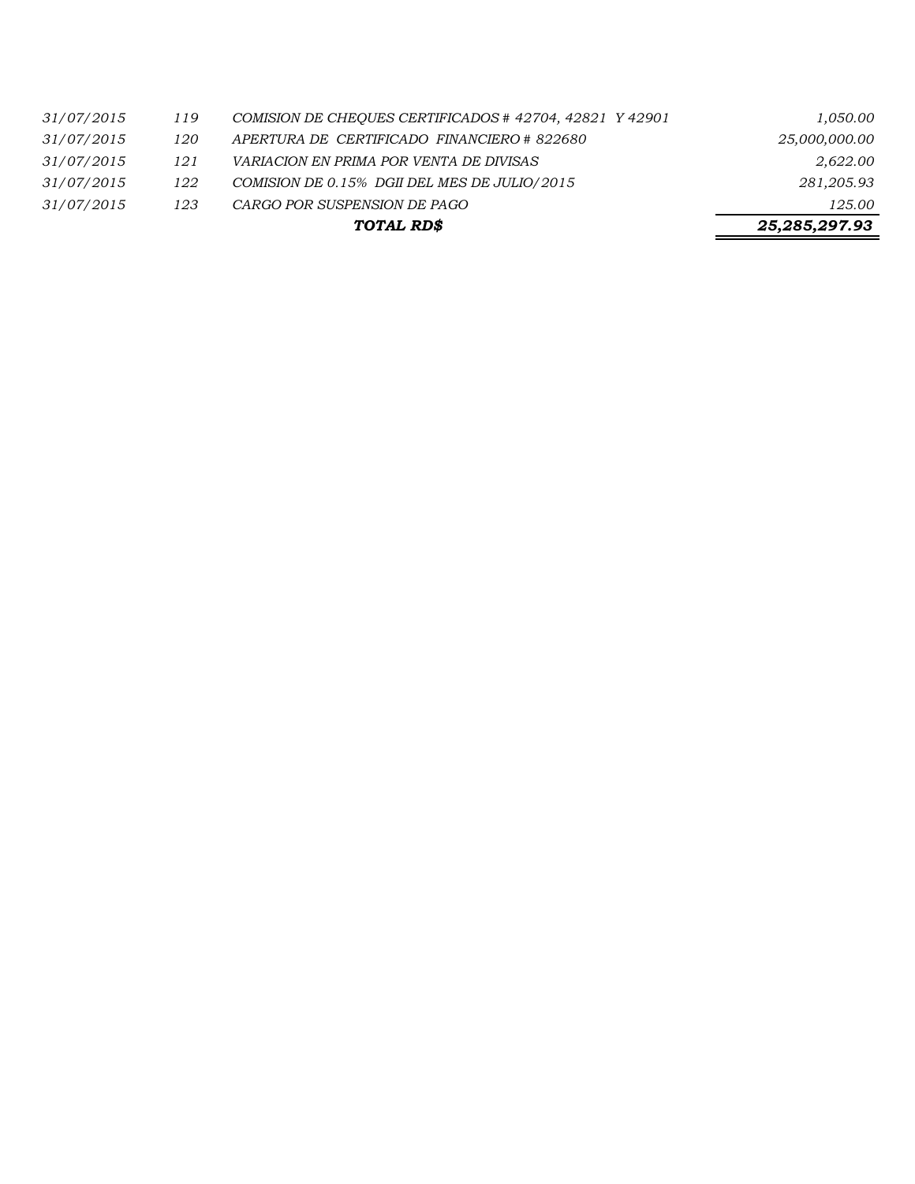| | | | |
|---|---|---|---|
| *31/07/2015* | *119* | *COMISION DE CHEQUES CERTIFICADOS # 42704, 42821 Y 42901* | *1,050.00* |
| *31/07/2015* | *120* | *APERTURA DE CERTIFICADO FINANCIERO # 822680* | *25,000,000.00* |
| *31/07/2015* | *121* | *VARIACION EN PRIMA POR VENTA DE DIVISAS* | *2,622.00* |
| *31/07/2015* | *122* | *COMISION DE 0.15% DGII DEL MES DE JULIO/2015* | *281,205.93* |
| *31/07/2015* | *123* | *CARGO POR SUSPENSION DE PAGO* | *125.00* |
| | | ***TOTAL RD$*** | ***25,285,297.93*** |